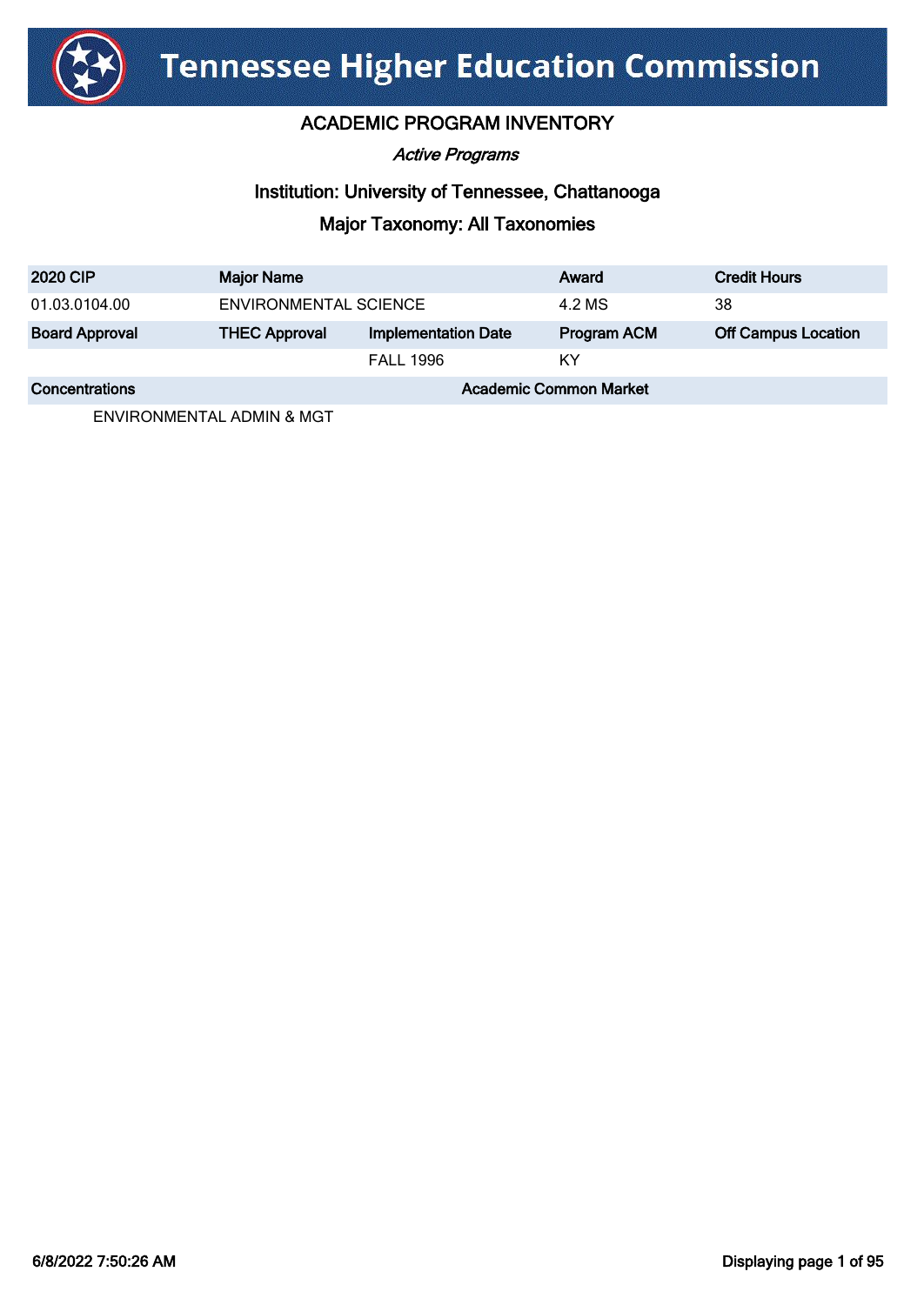# Tennessee Higher Education Commission

## ACADEMIC PROGRAM INVENTORY

*Active Programs*

### Institution: University of Tennessee, Chattanooga

### Major Taxonomy: All Taxonomies

| 2020 CIP | Major Name | | Award | Credit Hours |
|---|---|---|---|---|
| 01.03.0104.00 | ENVIRONMENTAL SCIENCE | | 4.2 MS | 38 |
| **Board Approval** | **THEC Approval** | **Implementation Date** | **Program ACM** | **Off Campus Location** |
| | | FALL 1996 | KY | |
| **Concentrations** | | **Academic Common Market** | | |
| ENVIRONMENTAL ADMIN & MGT | | | | |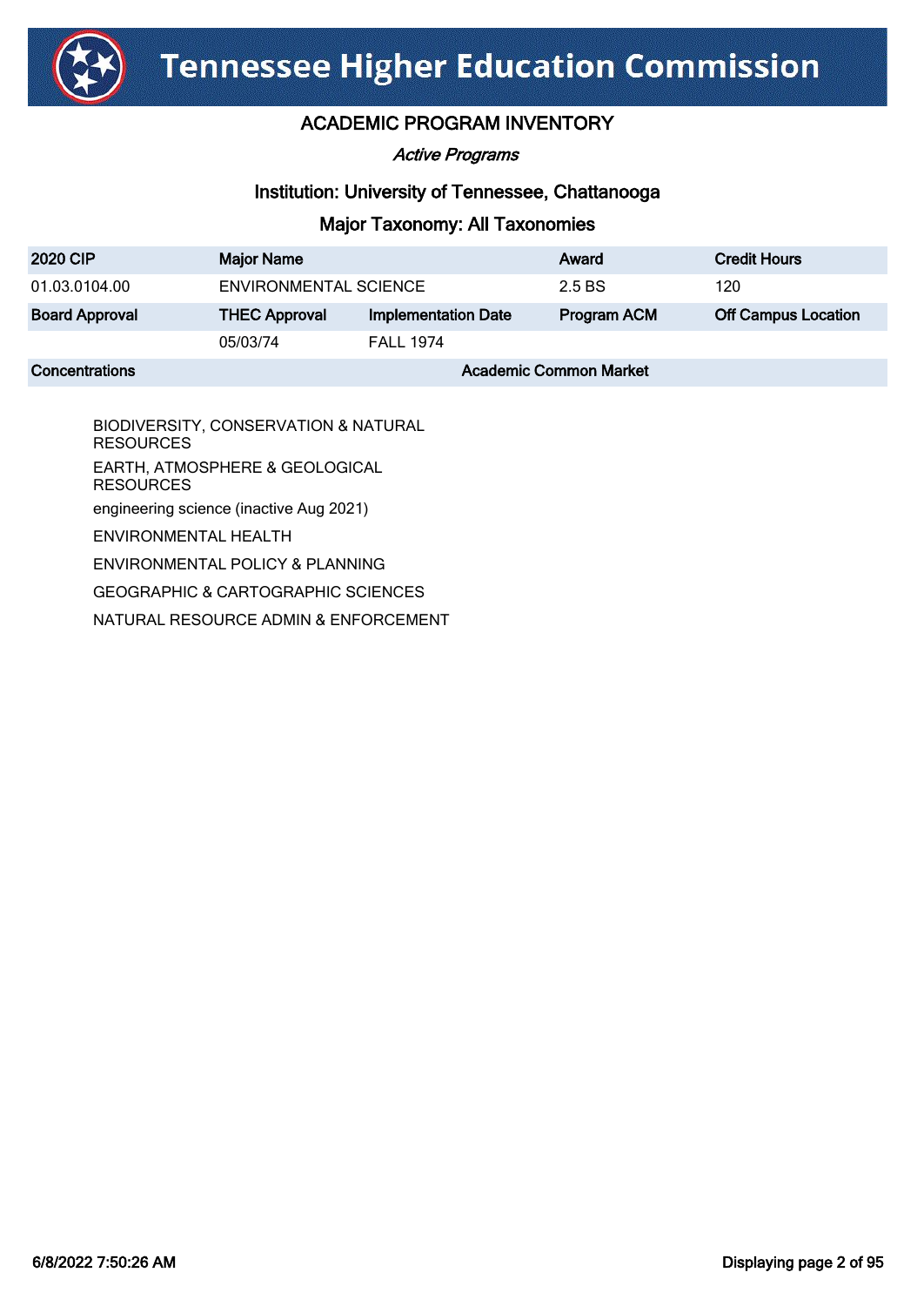# Tennessee Higher Education Commission

## ACADEMIC PROGRAM INVENTORY

*Active Programs*

### Institution: University of Tennessee, Chattanooga

### Major Taxonomy: All Taxonomies

| 2020 CIP | Major Name | | Award | Credit Hours |
|---|---|---|---|---|
| 01.03.0104.00 | ENVIRONMENTAL SCIENCE | | 2.5 BS | 120 |
| **Board Approval** | **THEC Approval** | **Implementation Date** | **Program ACM** | **Off Campus Location** |
| | 05/03/74 | FALL 1974 | | |
| **Concentrations** | | **Academic Common Market** | | |

- BIODIVERSITY, CONSERVATION & NATURAL RESOURCES
- EARTH, ATMOSPHERE & GEOLOGICAL RESOURCES
- engineering science (inactive Aug 2021)
- ENVIRONMENTAL HEALTH
- ENVIRONMENTAL POLICY & PLANNING
- GEOGRAPHIC & CARTOGRAPHIC SCIENCES
- NATURAL RESOURCE ADMIN & ENFORCEMENT

6/8/2022 7:50:26 AM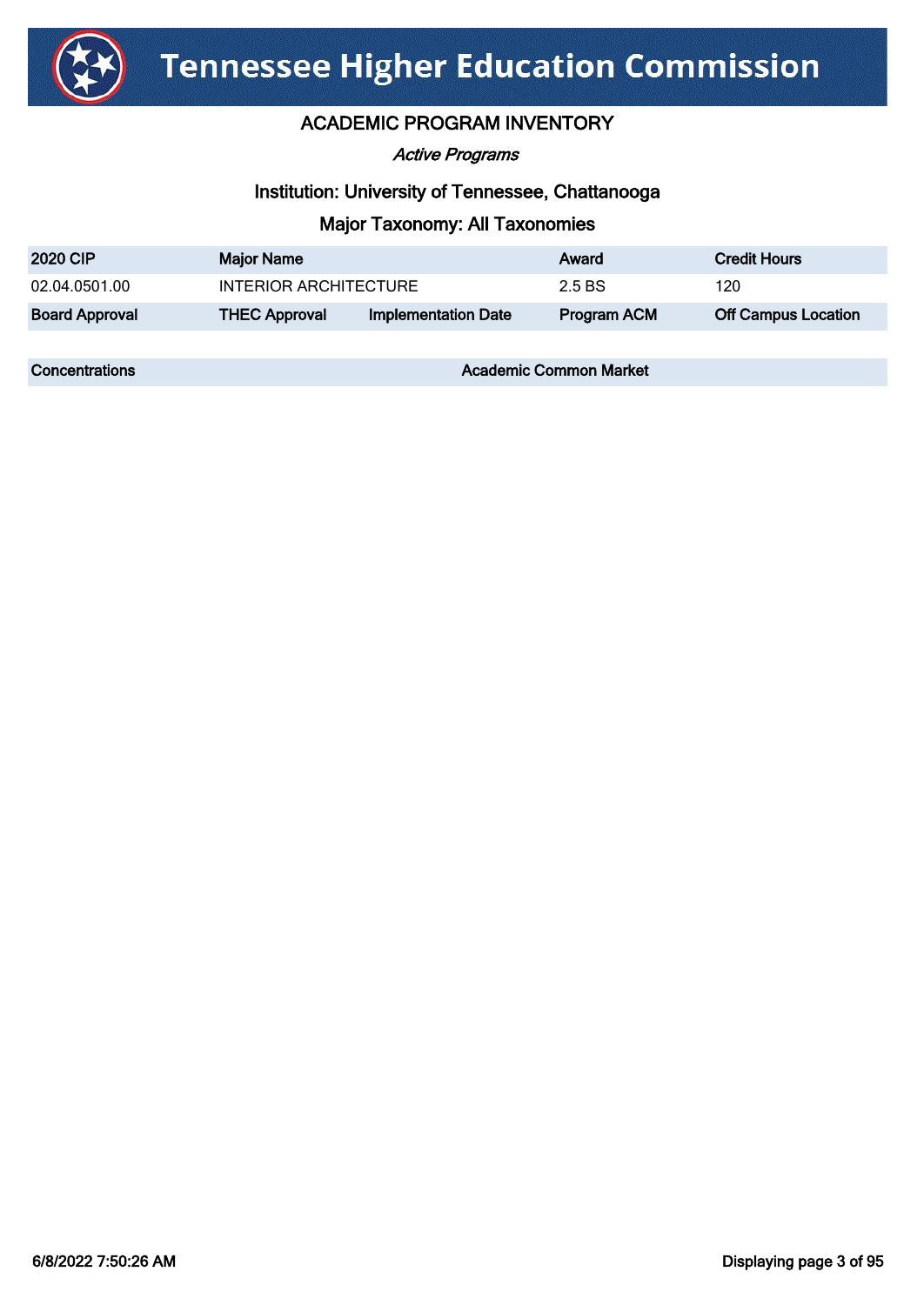# Tennessee Higher Education Commission

## ACADEMIC PROGRAM INVENTORY

*Active Programs*

### Institution: University of Tennessee, Chattanooga

### Major Taxonomy: All Taxonomies

| 2020 CIP | Major Name | | Award | Credit Hours |
|---|---|---|---|---|
| 02.04.0501.00 | INTERIOR ARCHITECTURE | | 2.5 BS | 120 |
| **Board Approval** | **THEC Approval** | **Implementation Date** | **Program ACM** | **Off Campus Location** |

| Concentrations | Academic Common Market |
|---|---|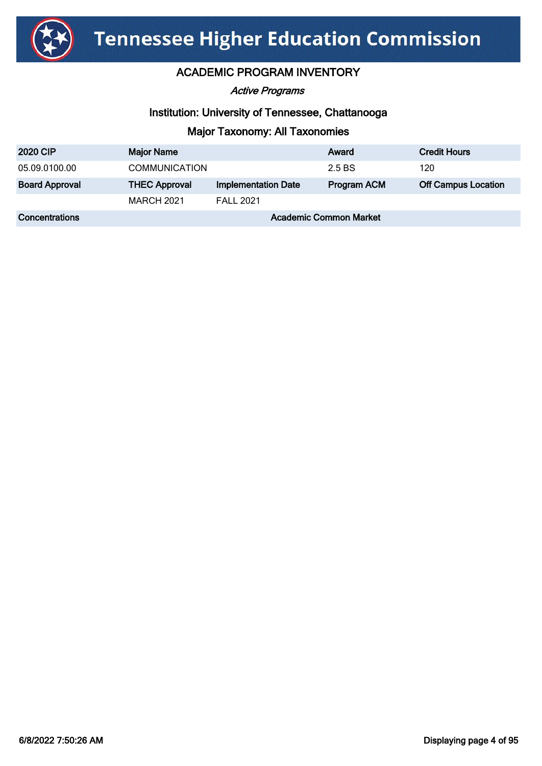# Tennessee Higher Education Commission

## ACADEMIC PROGRAM INVENTORY

*Active Programs*

### Institution: University of Tennessee, Chattanooga

### Major Taxonomy: All Taxonomies

| 2020 CIP | Major Name | | Award | Credit Hours |
|---|---|---|---|---|
| 05.09.0100.00 | COMMUNICATION | | 2.5 BS | 120 |
| **Board Approval** | **THEC Approval** | **Implementation Date** | **Program ACM** | **Off Campus Location** |
| | MARCH 2021 | FALL 2021 | | |
| **Concentrations** | | **Academic Common Market** | | |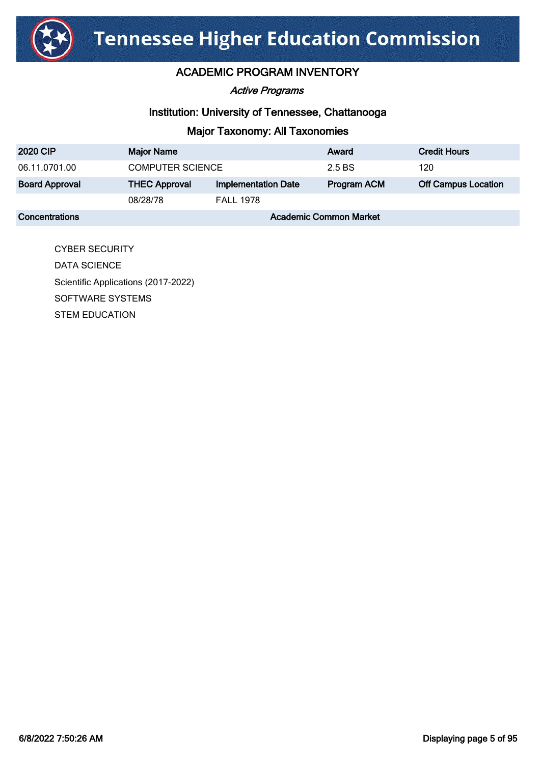# Tennessee Higher Education Commission

## ACADEMIC PROGRAM INVENTORY

*Active Programs*

### Institution: University of Tennessee, Chattanooga

### Major Taxonomy: All Taxonomies

| 2020 CIP | Major Name | | Award | Credit Hours |
|---|---|---|---|---|
| 06.11.0701.00 | COMPUTER SCIENCE | | 2.5 BS | 120 |
| **Board Approval** | **THEC Approval** | **Implementation Date** | **Program ACM** | **Off Campus Location** |
| | 08/28/78 | FALL 1978 | | |

| Concentrations | Academic Common Market |
|---|---|

- CYBER SECURITY
- DATA SCIENCE
- Scientific Applications (2017-2022)
- SOFTWARE SYSTEMS
- STEM EDUCATION

6/8/2022 7:50:26 AM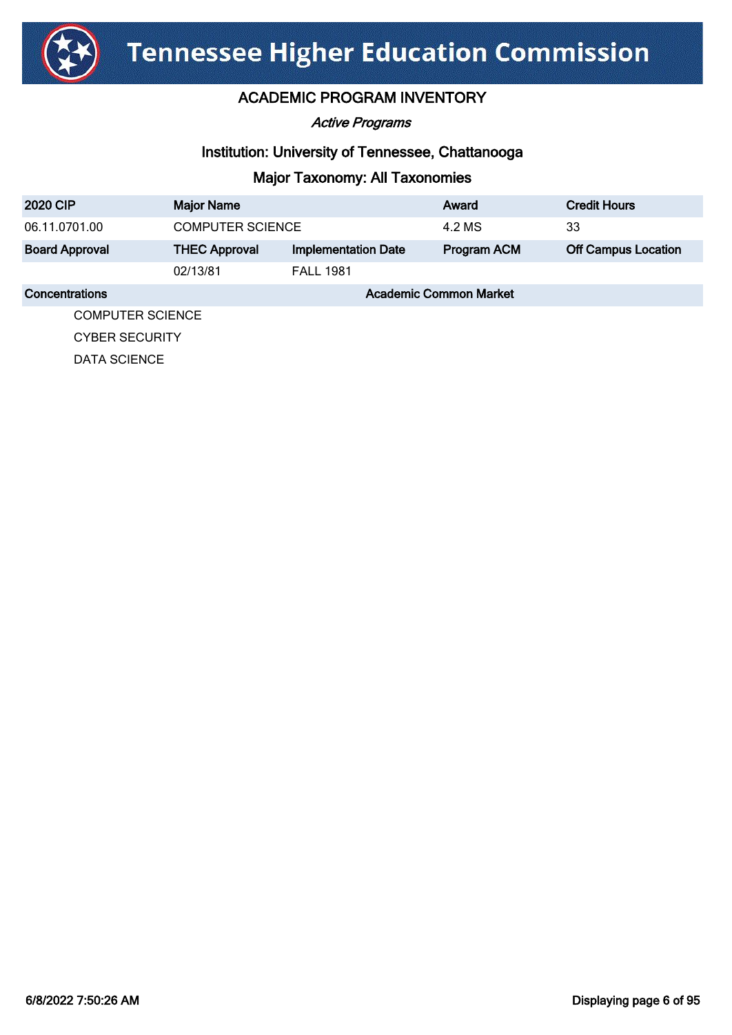# Tennessee Higher Education Commission

## ACADEMIC PROGRAM INVENTORY

*Active Programs*

### Institution: University of Tennessee, Chattanooga

### Major Taxonomy: All Taxonomies

| 2020 CIP | Major Name | | Award | Credit Hours |
|---|---|---|---|---|
| 06.11.0701.00 | COMPUTER SCIENCE | | 4.2 MS | 33 |
| **Board Approval** | **THEC Approval** | **Implementation Date** | **Program ACM** | **Off Campus Location** |
| | 02/13/81 | FALL 1981 | | |

| Concentrations | Academic Common Market |
|---|---|
| COMPUTER SCIENCE | |
| CYBER SECURITY | |
| DATA SCIENCE | |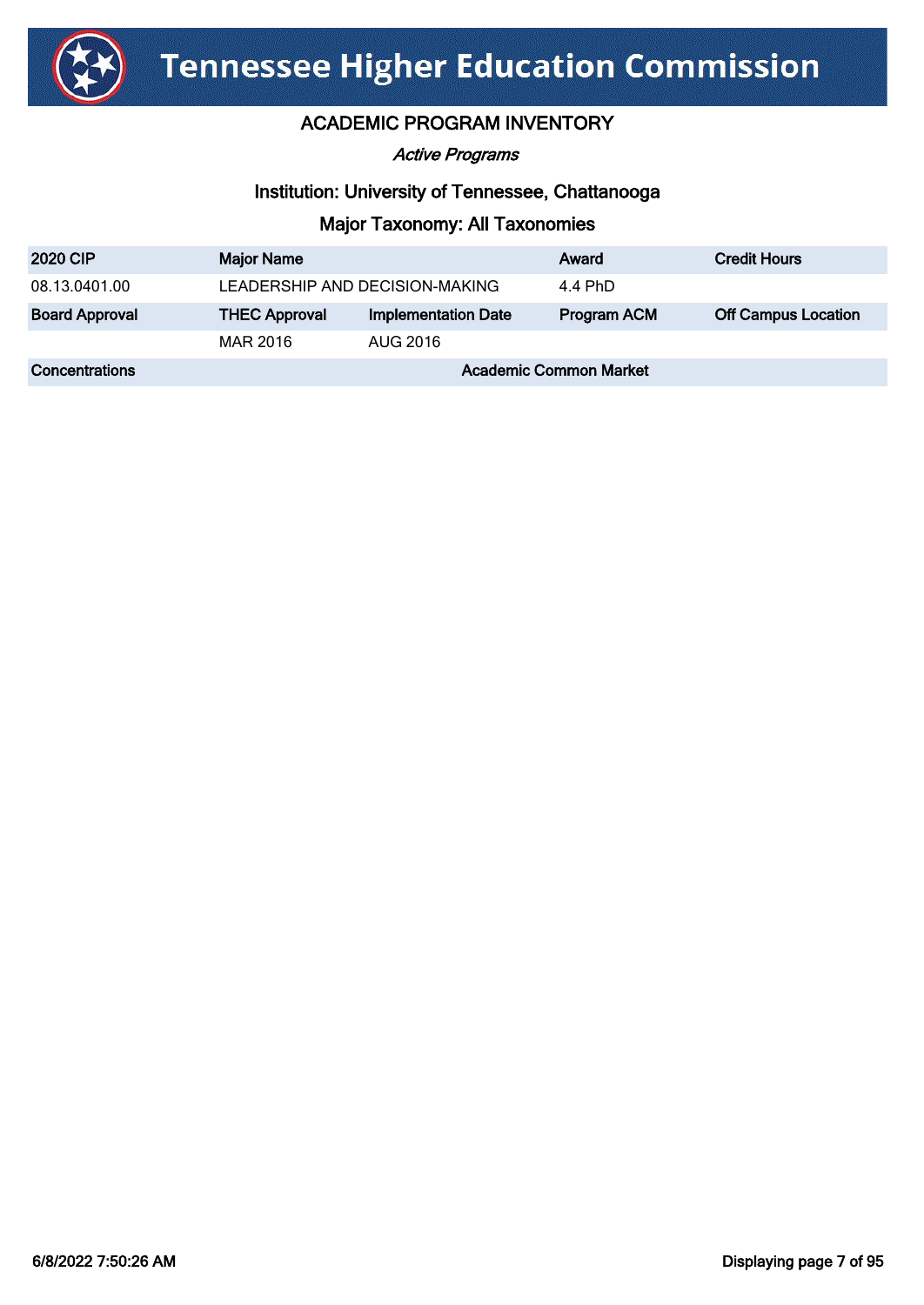# Tennessee Higher Education Commission

## ACADEMIC PROGRAM INVENTORY

*Active Programs*

### Institution: University of Tennessee, Chattanooga

### Major Taxonomy: All Taxonomies

| 2020 CIP | Major Name | | Award | Credit Hours |
|---|---|---|---|---|
| 08.13.0401.00 | LEADERSHIP AND DECISION-MAKING | | 4.4 PhD | |
| **Board Approval** | **THEC Approval** | **Implementation Date** | **Program ACM** | **Off Campus Location** |
| | MAR 2016 | AUG 2016 | | |
| **Concentrations** | | **Academic Common Market** | | |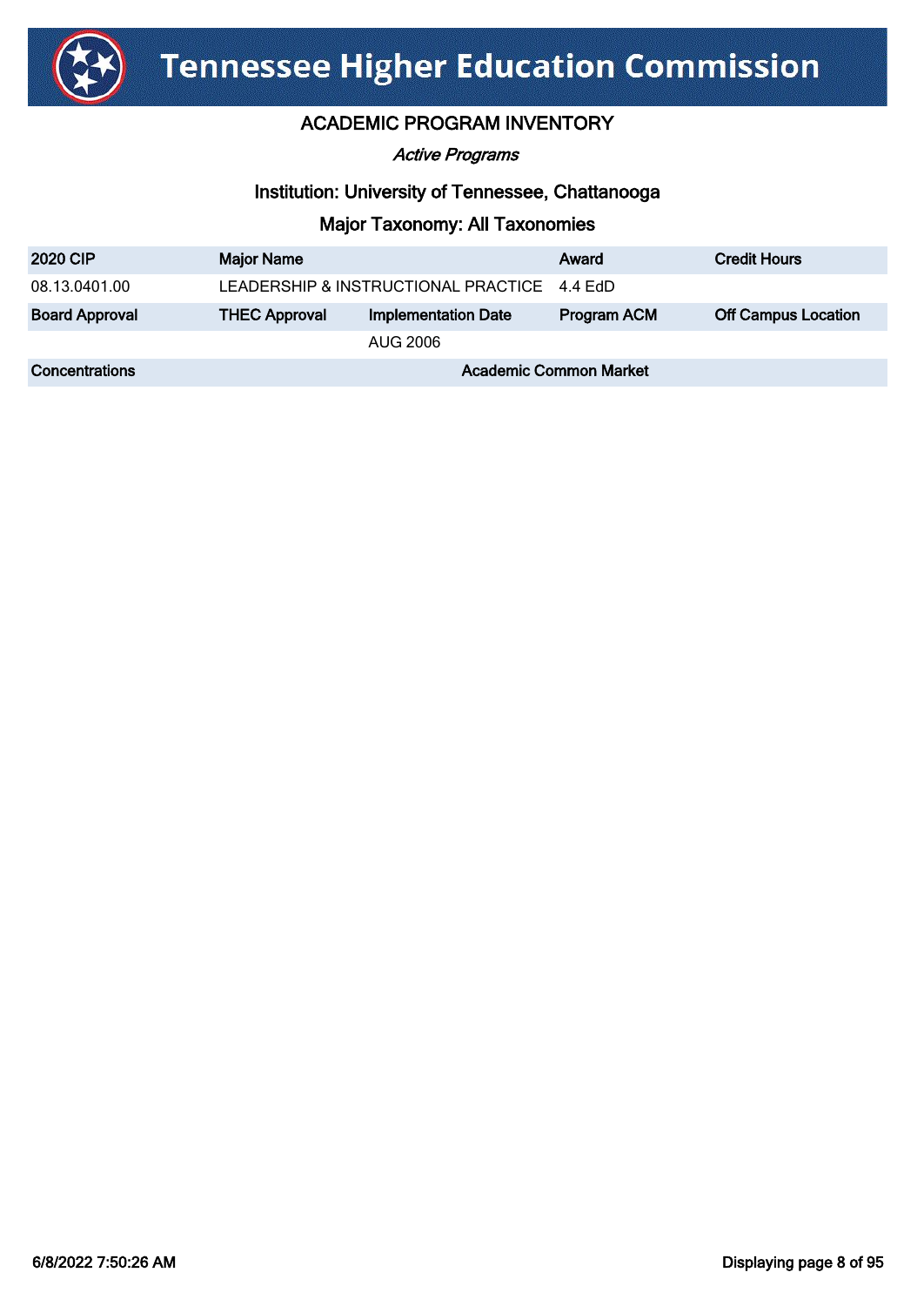# Tennessee Higher Education Commission

## ACADEMIC PROGRAM INVENTORY

*Active Programs*

### Institution: University of Tennessee, Chattanooga

### Major Taxonomy: All Taxonomies

| 2020 CIP | Major Name | | Award | Credit Hours |
|---|---|---|---|---|
| 08.13.0401.00 | LEADERSHIP & INSTRUCTIONAL PRACTICE | | 4.4 EdD | |
| **Board Approval** | **THEC Approval** | **Implementation Date** | **Program ACM** | **Off Campus Location** |
| | | AUG 2006 | | |
| **Concentrations** | | **Academic Common Market** | | |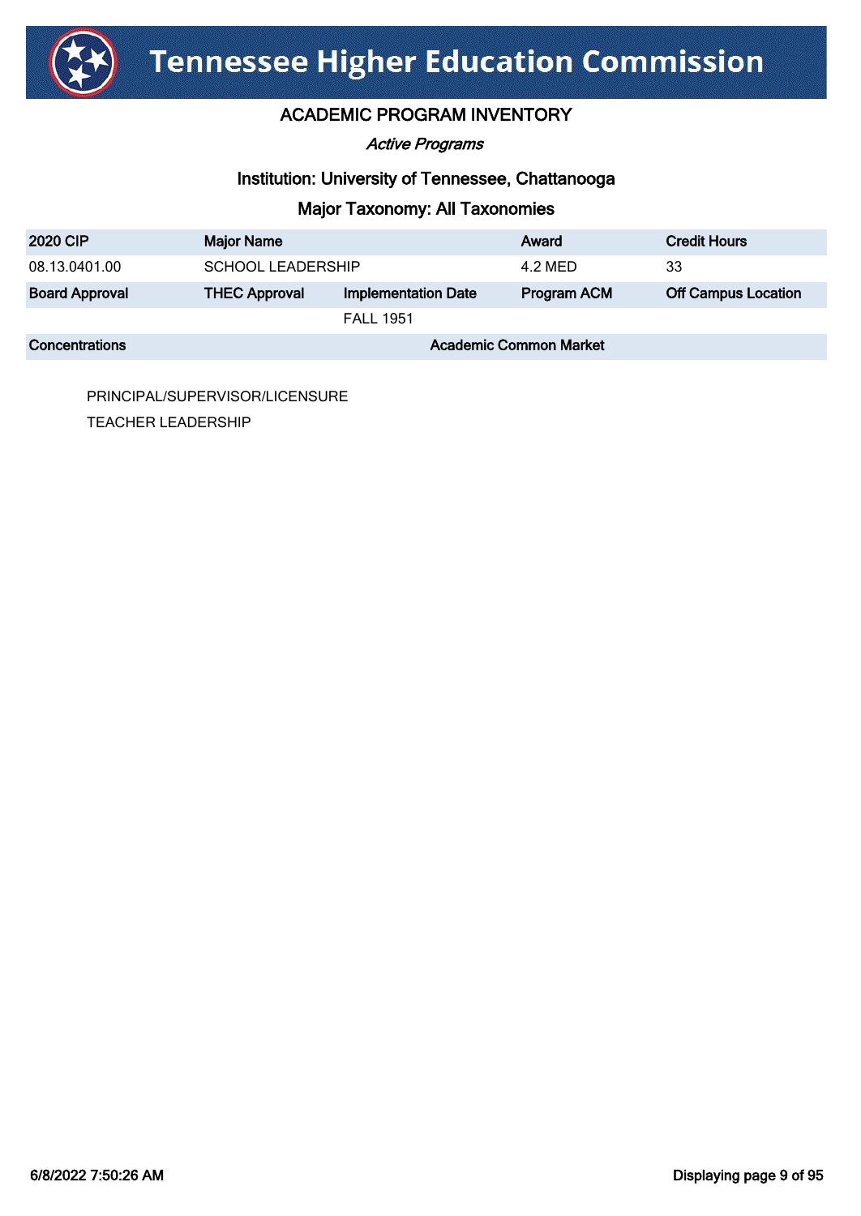# Tennessee Higher Education Commission

## ACADEMIC PROGRAM INVENTORY

*Active Programs*

### Institution: University of Tennessee, Chattanooga

### Major Taxonomy: All Taxonomies

| 2020 CIP | Major Name | | Award | Credit Hours |
|---|---|---|---|---|
| 08.13.0401.00 | SCHOOL LEADERSHIP | | 4.2 MED | 33 |
| **Board Approval** | **THEC Approval** | **Implementation Date** | **Program ACM** | **Off Campus Location** |
| | | FALL 1951 | | |

| Concentrations | Academic Common Market |
|---|---|
| PRINCIPAL/SUPERVISOR/LICENSURE | |
| TEACHER LEADERSHIP | |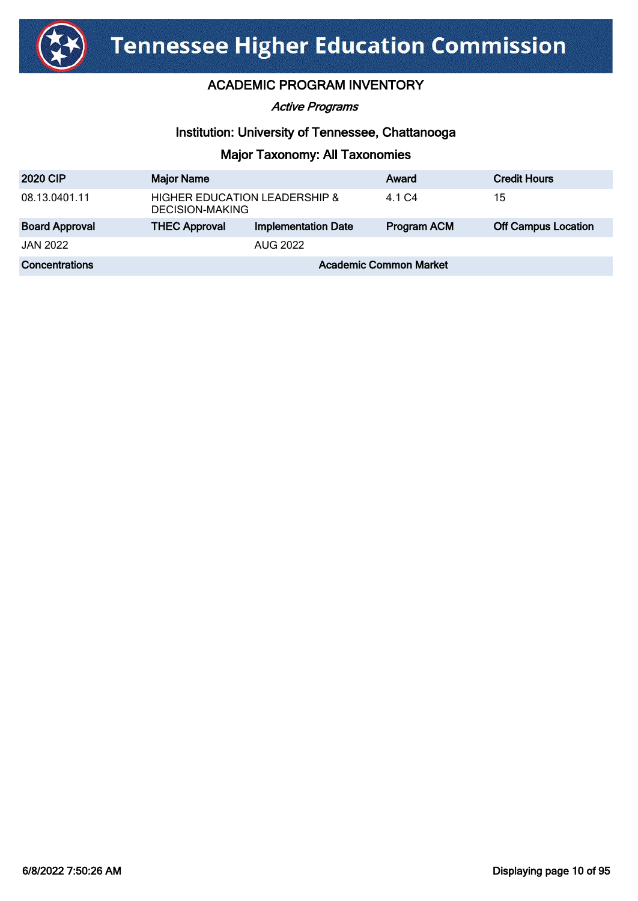# Tennessee Higher Education Commission

## ACADEMIC PROGRAM INVENTORY

*Active Programs*

### Institution: University of Tennessee, Chattanooga

### Major Taxonomy: All Taxonomies

| 2020 CIP | Major Name | | Award | Credit Hours |
|---|---|---|---|---|
| 08.13.0401.11 | HIGHER EDUCATION LEADERSHIP & DECISION-MAKING | | 4.1 C4 | 15 |
| **Board Approval** | **THEC Approval** | **Implementation Date** | **Program ACM** | **Off Campus Location** |
| JAN 2022 | | AUG 2022 | | |
| **Concentrations** | | **Academic Common Market** | | |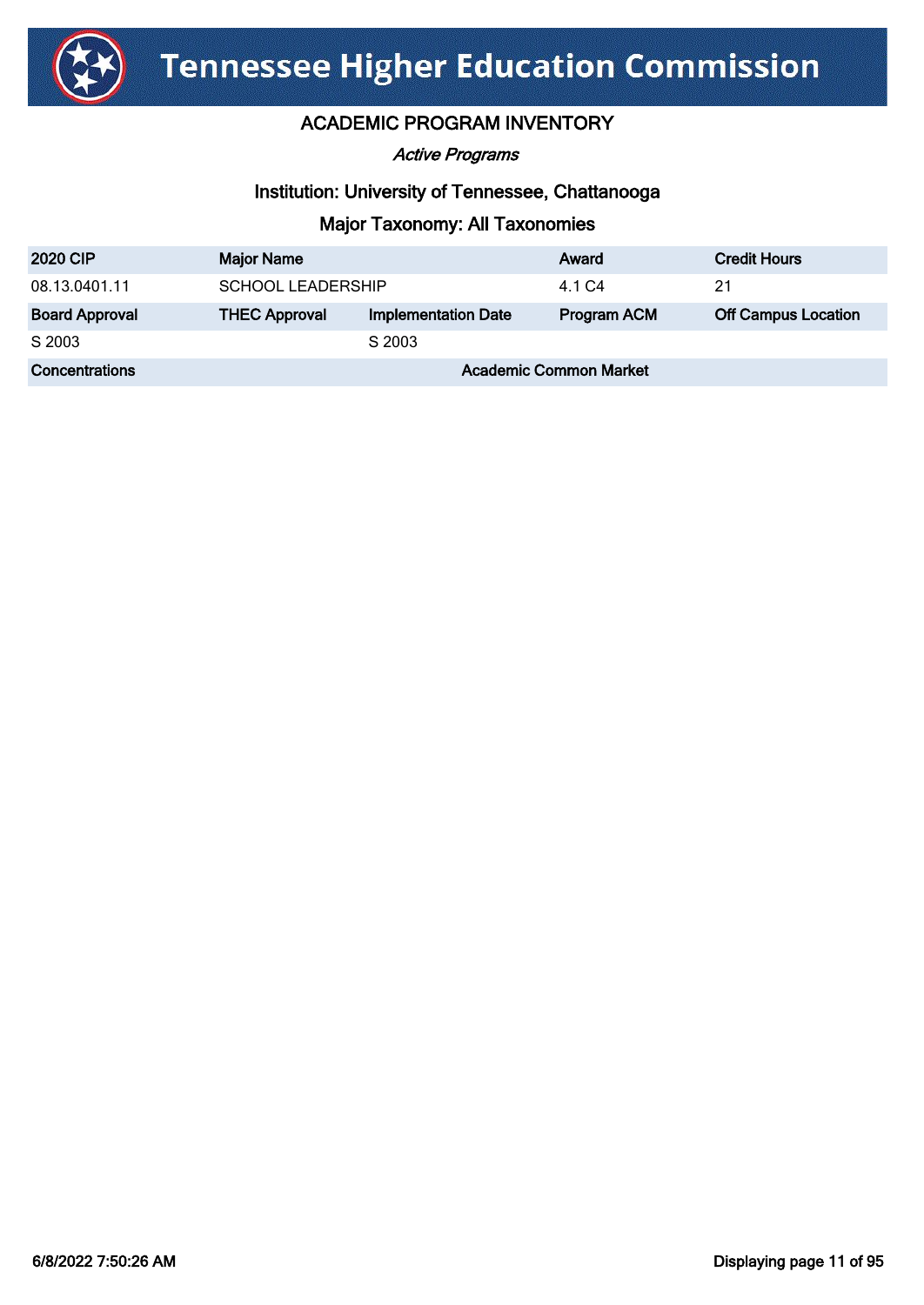# Tennessee Higher Education Commission

## ACADEMIC PROGRAM INVENTORY

*Active Programs*

### Institution: University of Tennessee, Chattanooga

### Major Taxonomy: All Taxonomies

| 2020 CIP | Major Name | | Award | Credit Hours |
|---|---|---|---|---|
| 08.13.0401.11 | SCHOOL LEADERSHIP | | 4.1 C4 | 21 |
| **Board Approval** | **THEC Approval** | **Implementation Date** | **Program ACM** | **Off Campus Location** |
| S 2003 | | S 2003 | | |
| **Concentrations** | | **Academic Common Market** | | |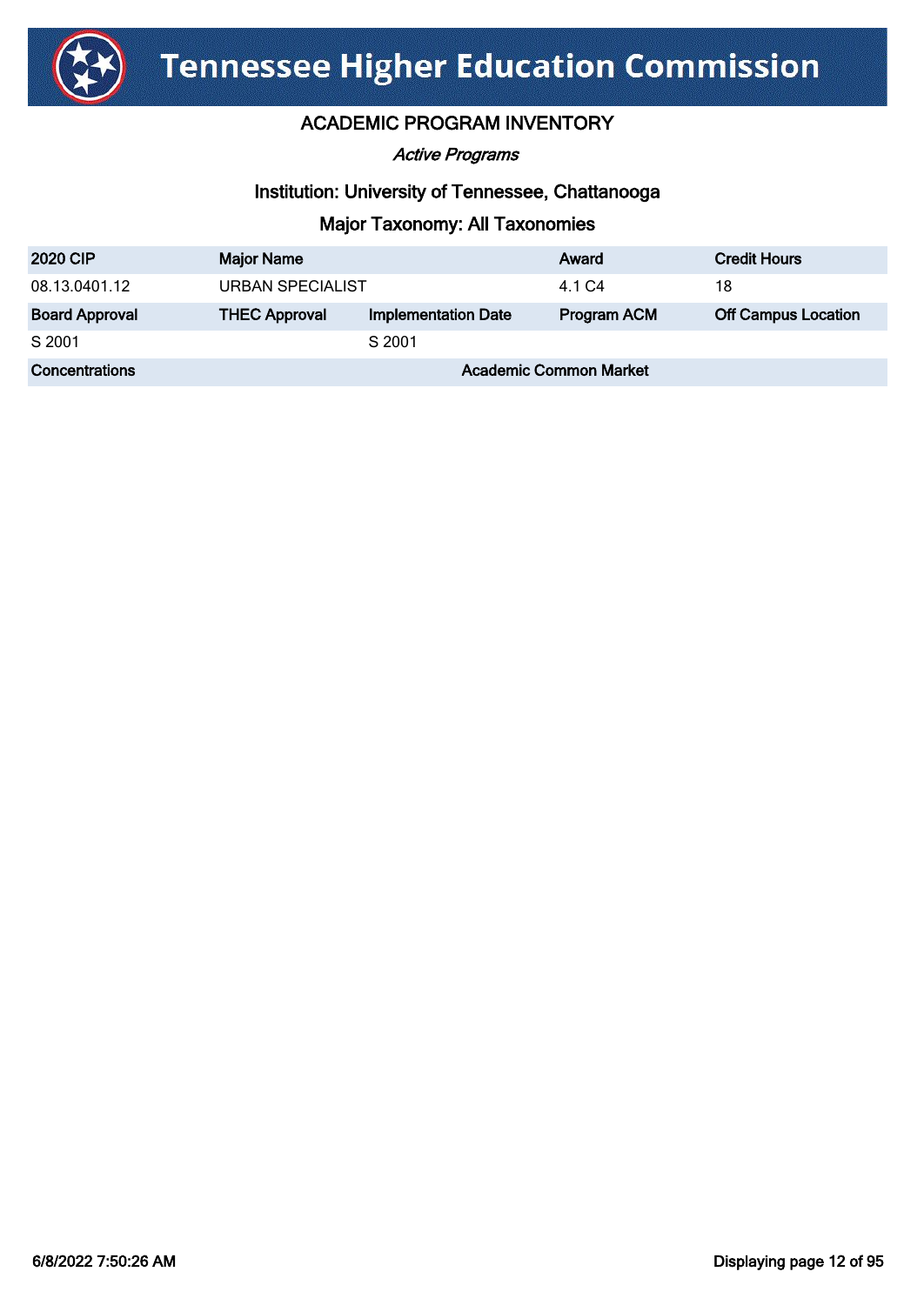# Tennessee Higher Education Commission

## ACADEMIC PROGRAM INVENTORY

*Active Programs*

### Institution: University of Tennessee, Chattanooga

### Major Taxonomy: All Taxonomies

| 2020 CIP | Major Name | | Award | Credit Hours |
|---|---|---|---|---|
| 08.13.0401.12 | URBAN SPECIALIST | | 4.1 C4 | 18 |
| **Board Approval** | **THEC Approval** | **Implementation Date** | **Program ACM** | **Off Campus Location** |
| S 2001 | | S 2001 | | |
| **Concentrations** | | **Academic Common Market** | | |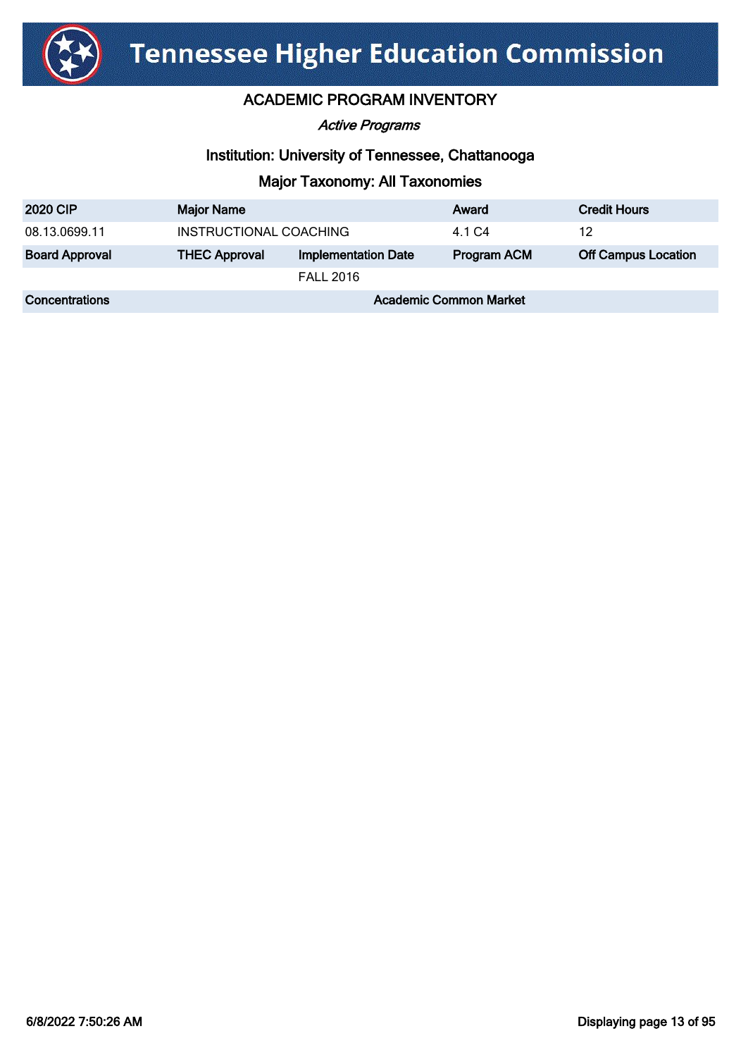# Tennessee Higher Education Commission

## ACADEMIC PROGRAM INVENTORY

*Active Programs*

### Institution: University of Tennessee, Chattanooga

### Major Taxonomy: All Taxonomies

| 2020 CIP | Major Name | | Award | Credit Hours |
|---|---|---|---|---|
| 08.13.0699.11 | INSTRUCTIONAL COACHING | | 4.1 C4 | 12 |
| **Board Approval** | **THEC Approval** | **Implementation Date** | **Program ACM** | **Off Campus Location** |
| | | FALL 2016 | | |
| **Concentrations** | | **Academic Common Market** | | |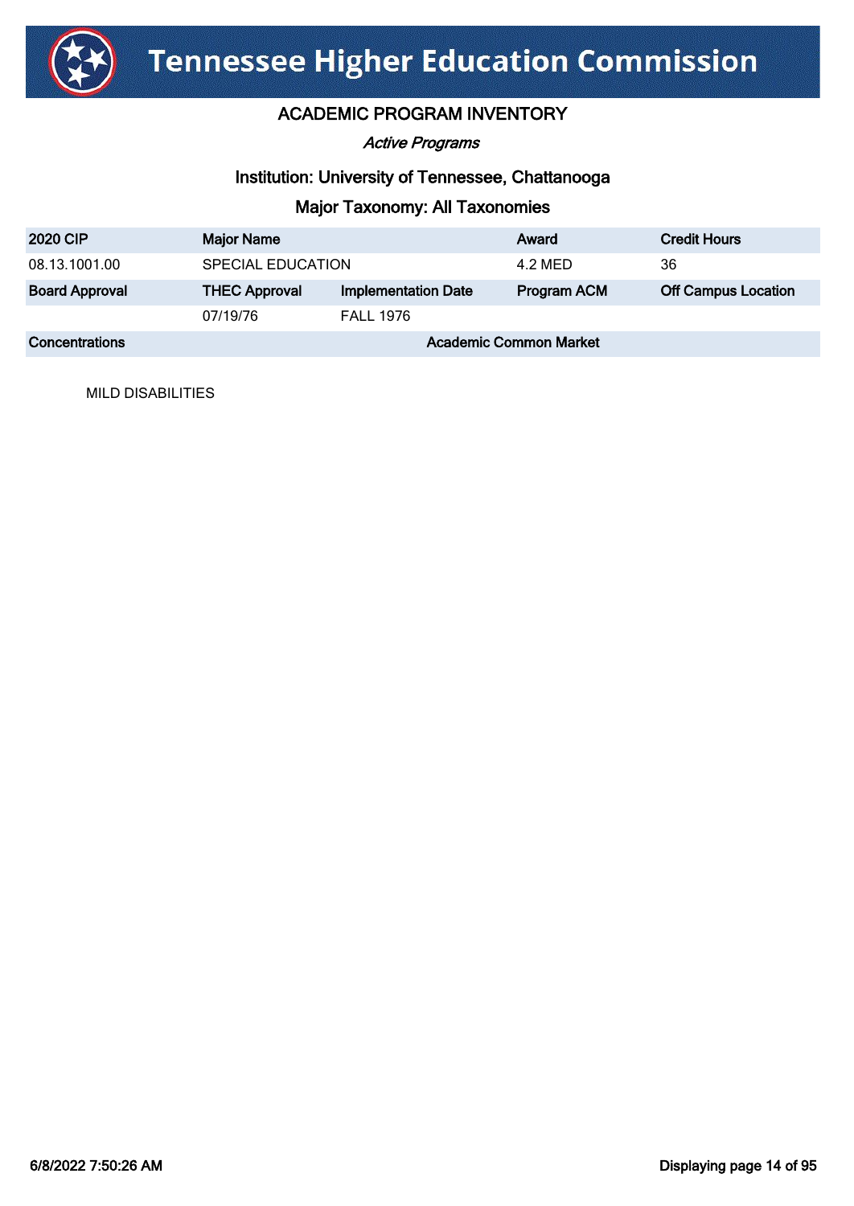# Tennessee Higher Education Commission

## ACADEMIC PROGRAM INVENTORY

*Active Programs*

### Institution: University of Tennessee, Chattanooga

### Major Taxonomy: All Taxonomies

| 2020 CIP | Major Name | | Award | Credit Hours |
|---|---|---|---|---|
| 08.13.1001.00 | SPECIAL EDUCATION | | 4.2 MED | 36 |
| **Board Approval** | **THEC Approval** | **Implementation Date** | **Program ACM** | **Off Campus Location** |
| | 07/19/76 | FALL 1976 | | |

| Concentrations | Academic Common Market |
|---|---|
| MILD DISABILITIES | |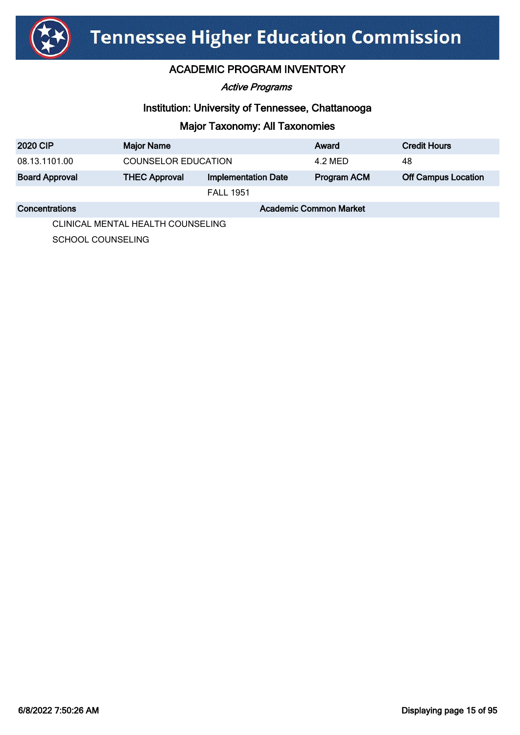# Tennessee Higher Education Commission

## ACADEMIC PROGRAM INVENTORY

*Active Programs*

### Institution: University of Tennessee, Chattanooga

### Major Taxonomy: All Taxonomies

| 2020 CIP | Major Name | | Award | Credit Hours |
|---|---|---|---|---|
| 08.13.1101.00 | COUNSELOR EDUCATION | | 4.2 MED | 48 |
| **Board Approval** | **THEC Approval** | **Implementation Date** | **Program ACM** | **Off Campus Location** |
| | | FALL 1951 | | |

| Concentrations | Academic Common Market |
|---|---|
| CLINICAL MENTAL HEALTH COUNSELING | |
| SCHOOL COUNSELING | |

6/8/2022 7:50:26 AM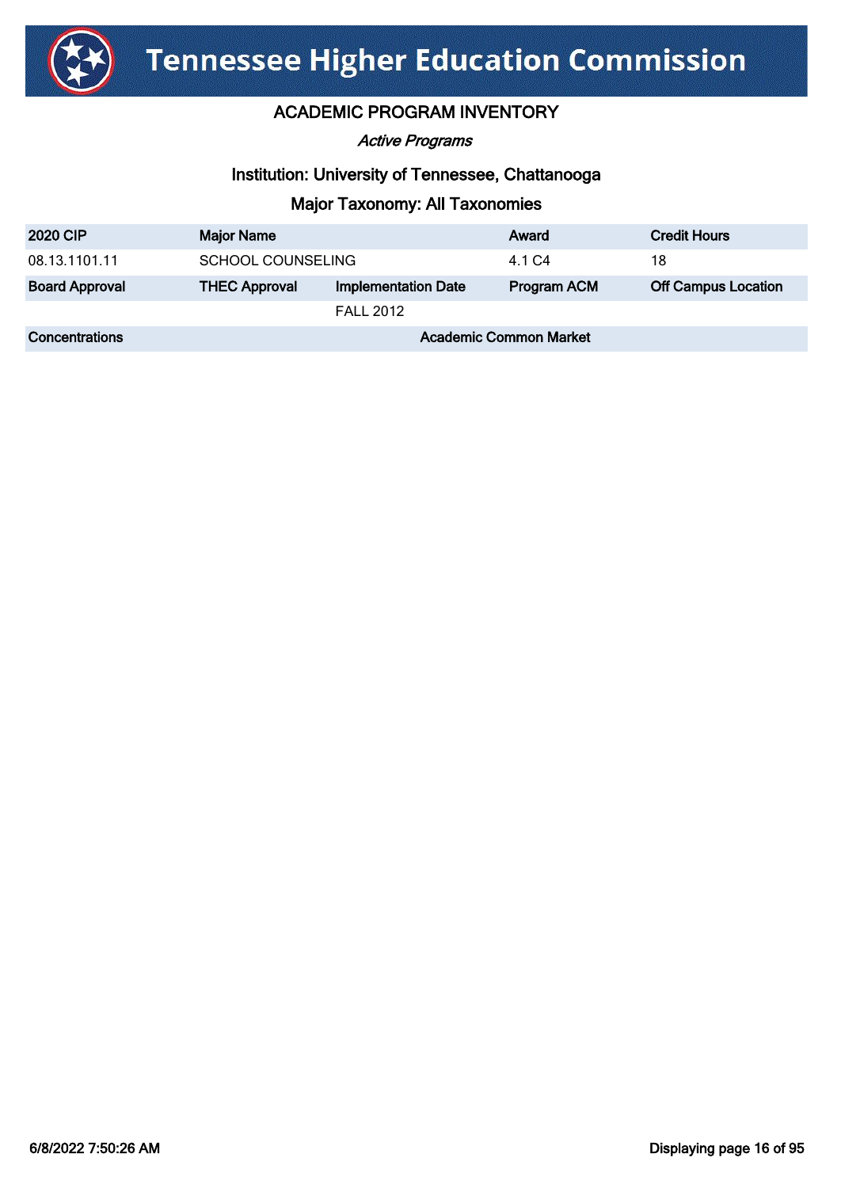# Tennessee Higher Education Commission

## ACADEMIC PROGRAM INVENTORY

*Active Programs*

### Institution: University of Tennessee, Chattanooga

### Major Taxonomy: All Taxonomies

| 2020 CIP | Major Name | | Award | Credit Hours |
|---|---|---|---|---|
| 08.13.1101.11 | SCHOOL COUNSELING | | 4.1 C4 | 18 |
| **Board Approval** | **THEC Approval** | **Implementation Date** | **Program ACM** | **Off Campus Location** |
| | | FALL 2012 | | |
| **Concentrations** | | **Academic Common Market** | | |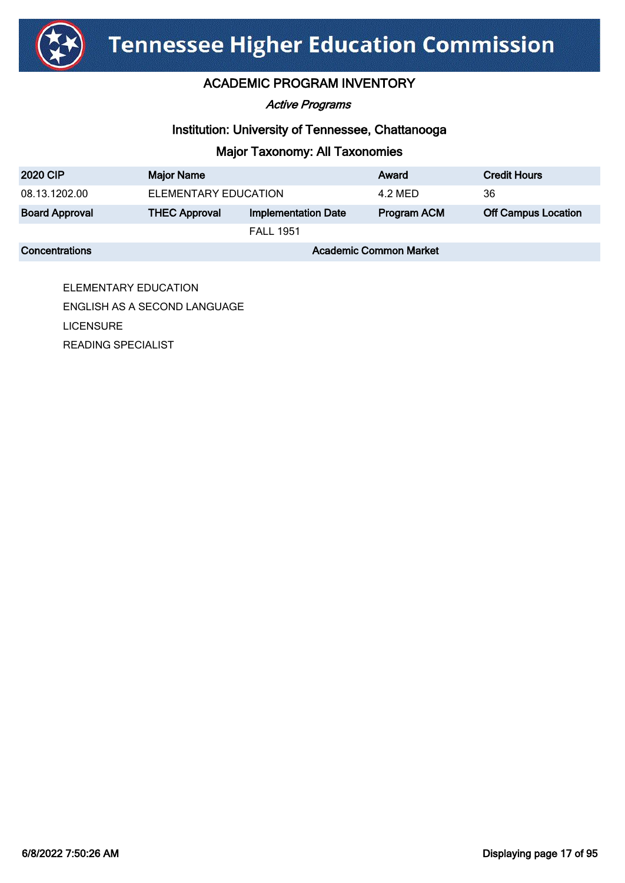# Tennessee Higher Education Commission

## ACADEMIC PROGRAM INVENTORY

*Active Programs*

### Institution: University of Tennessee, Chattanooga

### Major Taxonomy: All Taxonomies

| 2020 CIP | Major Name | | Award | Credit Hours |
|---|---|---|---|---|
| 08.13.1202.00 | ELEMENTARY EDUCATION | | 4.2 MED | 36 |
| **Board Approval** | **THEC Approval** | **Implementation Date** | **Program ACM** | **Off Campus Location** |
| | | FALL 1951 | | |

| Concentrations | Academic Common Market |
|---|---|
| ELEMENTARY EDUCATION | |
| ENGLISH AS A SECOND LANGUAGE | |
| LICENSURE | |
| READING SPECIALIST | |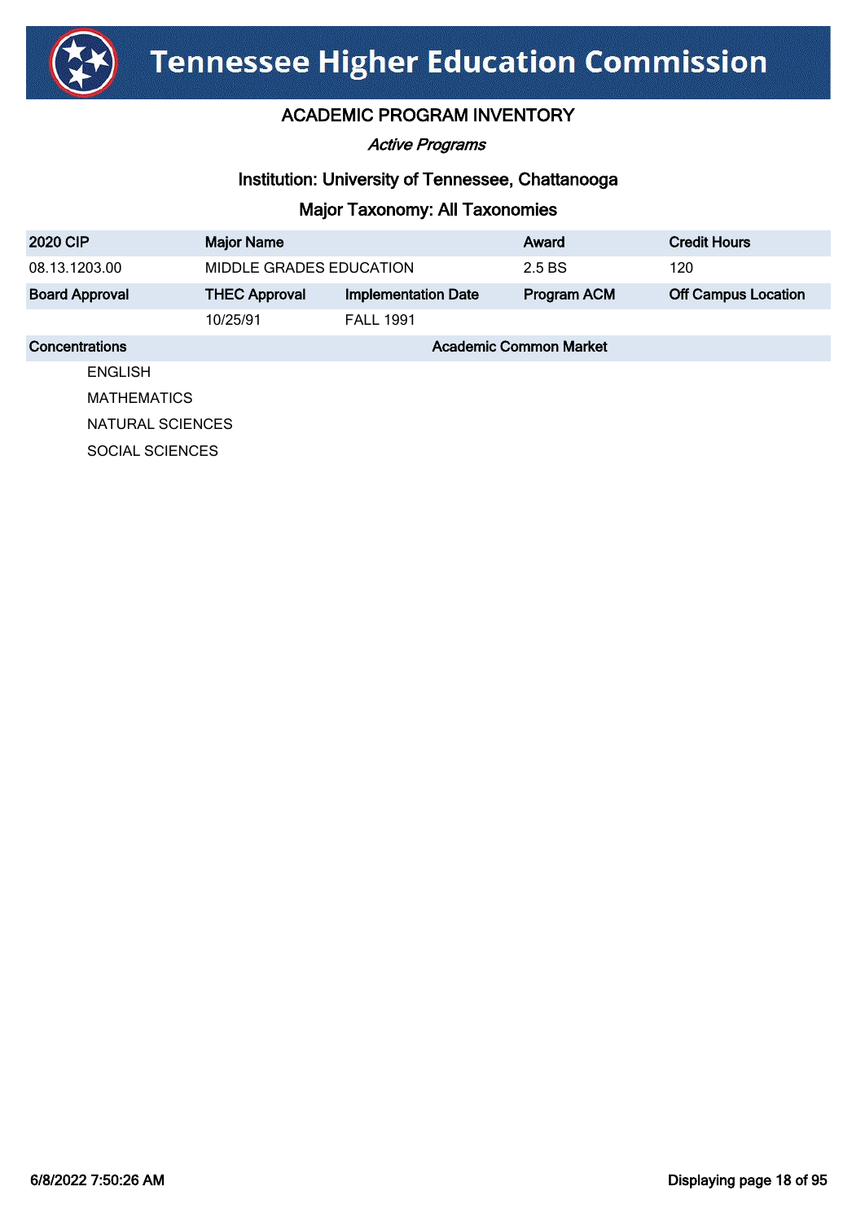# Tennessee Higher Education Commission

## ACADEMIC PROGRAM INVENTORY

*Active Programs*

### Institution: University of Tennessee, Chattanooga

### Major Taxonomy: All Taxonomies

| 2020 CIP | Major Name | | Award | Credit Hours |
|---|---|---|---|---|
| 08.13.1203.00 | MIDDLE GRADES EDUCATION | | 2.5 BS | 120 |
| **Board Approval** | **THEC Approval** | **Implementation Date** | **Program ACM** | **Off Campus Location** |
| | 10/25/91 | FALL 1991 | | |

| Concentrations | Academic Common Market |
|---|---|
| ENGLISH | |
| MATHEMATICS | |
| NATURAL SCIENCES | |
| SOCIAL SCIENCES | |

6/8/2022 7:50:26 AM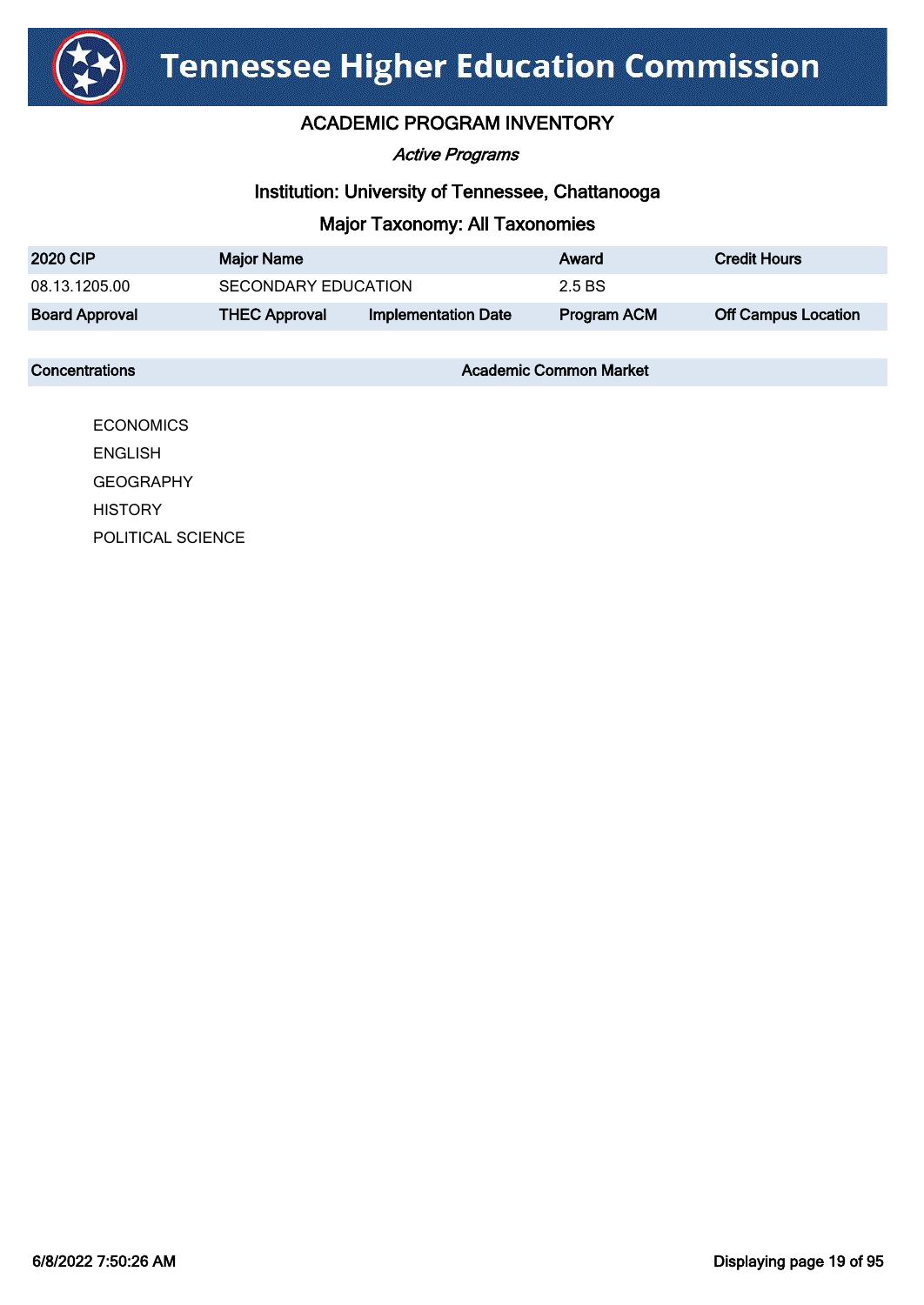# Tennessee Higher Education Commission

## ACADEMIC PROGRAM INVENTORY

*Active Programs*

### Institution: University of Tennessee, Chattanooga

### Major Taxonomy: All Taxonomies

| 2020 CIP | Major Name | | Award | Credit Hours |
|---|---|---|---|---|
| 08.13.1205.00 | SECONDARY EDUCATION | | 2.5 BS | |
| **Board Approval** | **THEC Approval** | **Implementation Date** | **Program ACM** | **Off Campus Location** |

| Concentrations | Academic Common Market |
|---|---|
| ECONOMICS | |
| ENGLISH | |
| GEOGRAPHY | |
| HISTORY | |
| POLITICAL SCIENCE | |

6/8/2022 7:50:26 AM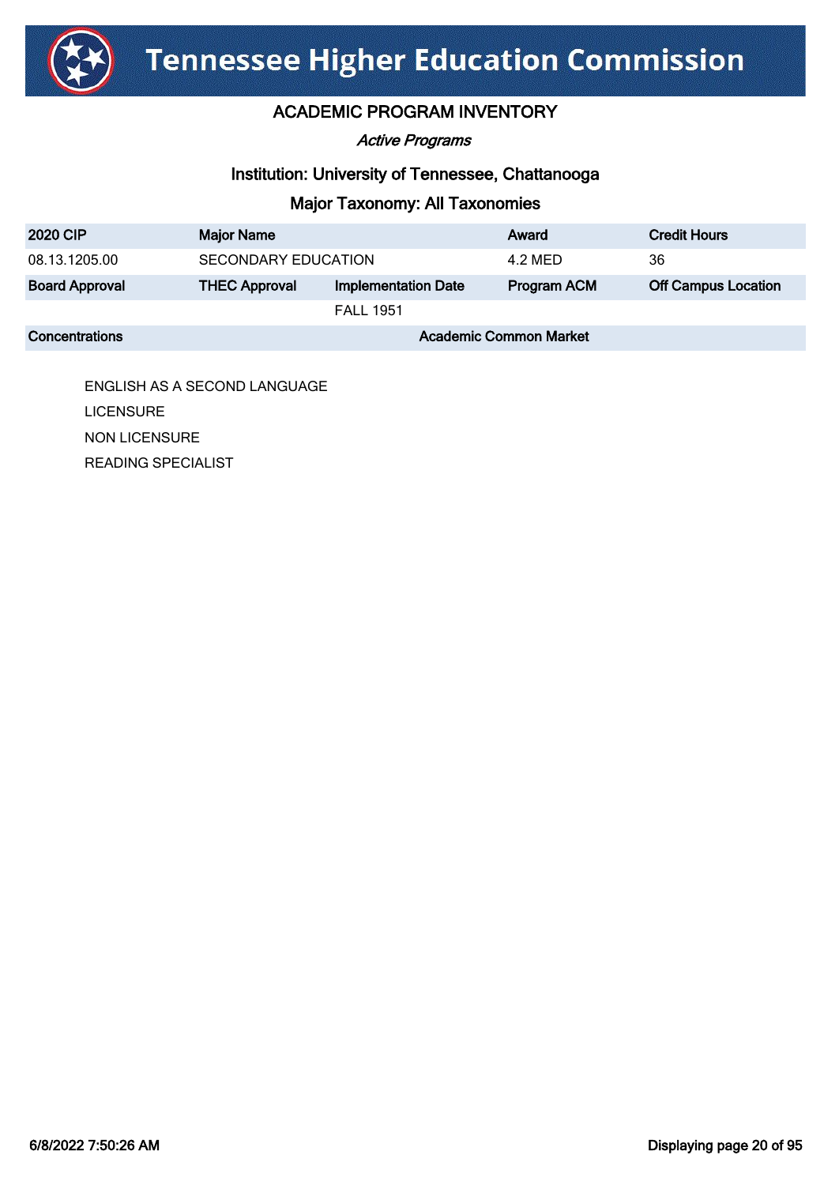# Tennessee Higher Education Commission

## ACADEMIC PROGRAM INVENTORY

*Active Programs*

### Institution: University of Tennessee, Chattanooga

### Major Taxonomy: All Taxonomies

| 2020 CIP | Major Name | | Award | Credit Hours |
|---|---|---|---|---|
| 08.13.1205.00 | SECONDARY EDUCATION | | 4.2 MED | 36 |
| **Board Approval** | **THEC Approval** | **Implementation Date** | **Program ACM** | **Off Campus Location** |
| | | FALL 1951 | | |

| Concentrations | Academic Common Market |
|---|---|
| ENGLISH AS A SECOND LANGUAGE | |
| LICENSURE | |
| NON LICENSURE | |
| READING SPECIALIST | |

6/8/2022 7:50:26 AM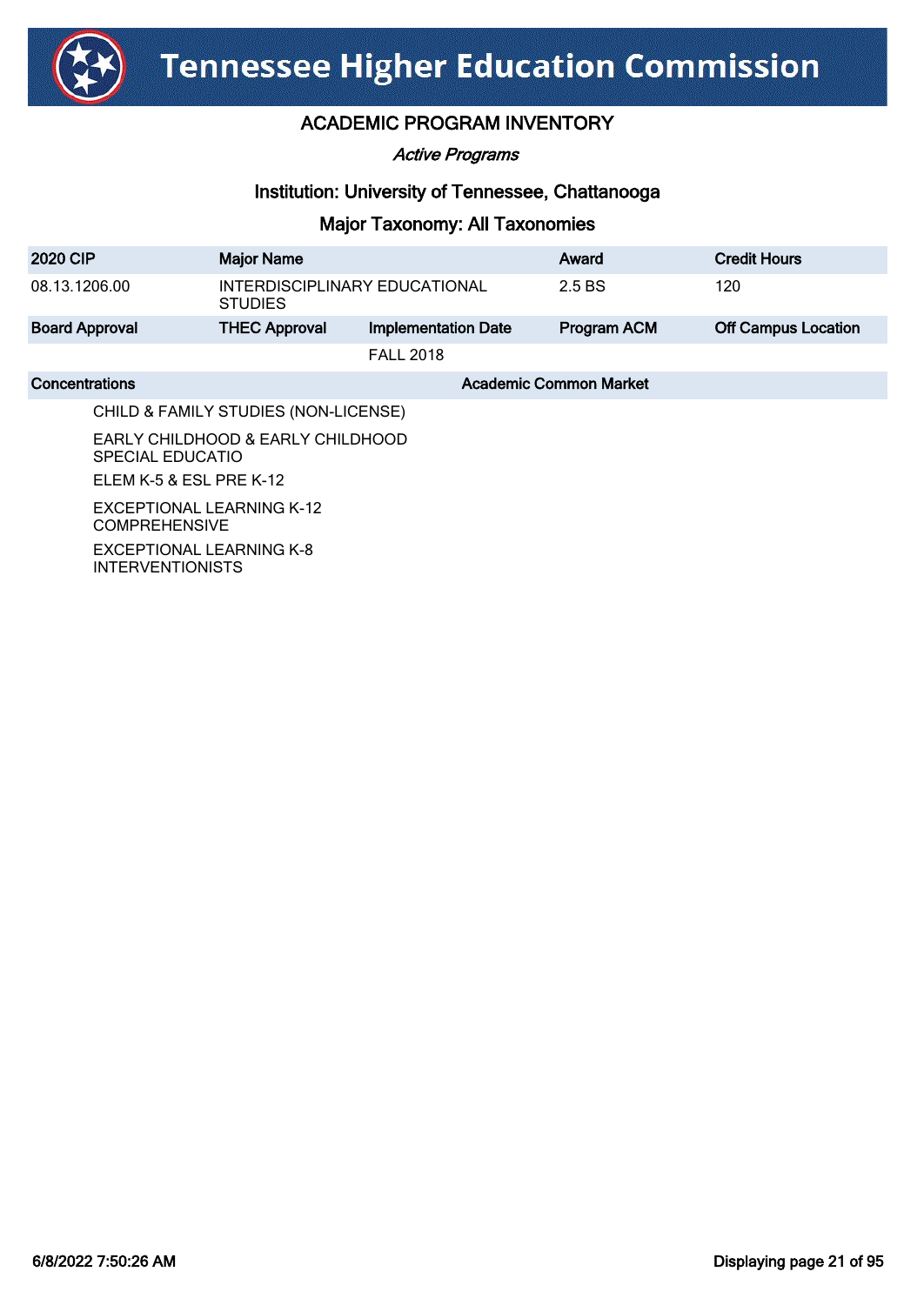# Tennessee Higher Education Commission

## ACADEMIC PROGRAM INVENTORY

*Active Programs*

### Institution: University of Tennessee, Chattanooga

### Major Taxonomy: All Taxonomies

| 2020 CIP | Major Name | | Award | Credit Hours |
|---|---|---|---|---|
| 08.13.1206.00 | INTERDISCIPLINARY EDUCATIONAL STUDIES | | 2.5 BS | 120 |
| **Board Approval** | **THEC Approval** | **Implementation Date** | **Program ACM** | **Off Campus Location** |
| | | FALL 2018 | | |

| Concentrations | Academic Common Market |
|---|---|
| CHILD & FAMILY STUDIES (NON-LICENSE) | |
| EARLY CHILDHOOD & EARLY CHILDHOOD SPECIAL EDUCATIO | |
| ELEM K-5 & ESL PRE K-12 | |
| EXCEPTIONAL LEARNING K-12 COMPREHENSIVE | |
| EXCEPTIONAL LEARNING K-8 INTERVENTIONISTS | |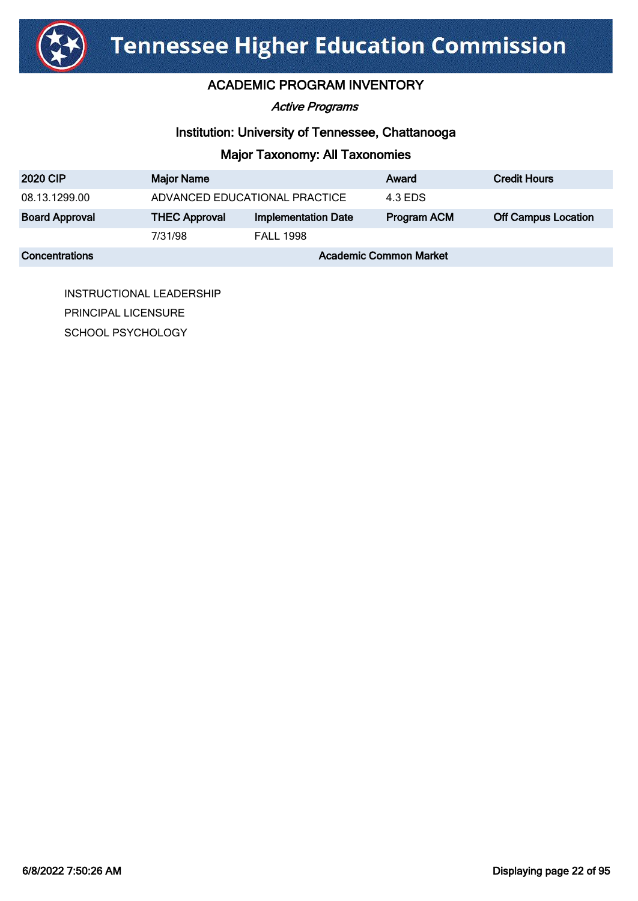# Tennessee Higher Education Commission

## ACADEMIC PROGRAM INVENTORY

*Active Programs*

### Institution: University of Tennessee, Chattanooga

### Major Taxonomy: All Taxonomies

| 2020 CIP | Major Name | | Award | Credit Hours |
|---|---|---|---|---|
| 08.13.1299.00 | ADVANCED EDUCATIONAL PRACTICE | | 4.3 EDS | |
| **Board Approval** | **THEC Approval** | **Implementation Date** | **Program ACM** | **Off Campus Location** |
| | 7/31/98 | FALL 1998 | | |

| Concentrations | Academic Common Market |
|---|---|

INSTRUCTIONAL LEADERSHIP
PRINCIPAL LICENSURE
SCHOOL PSYCHOLOGY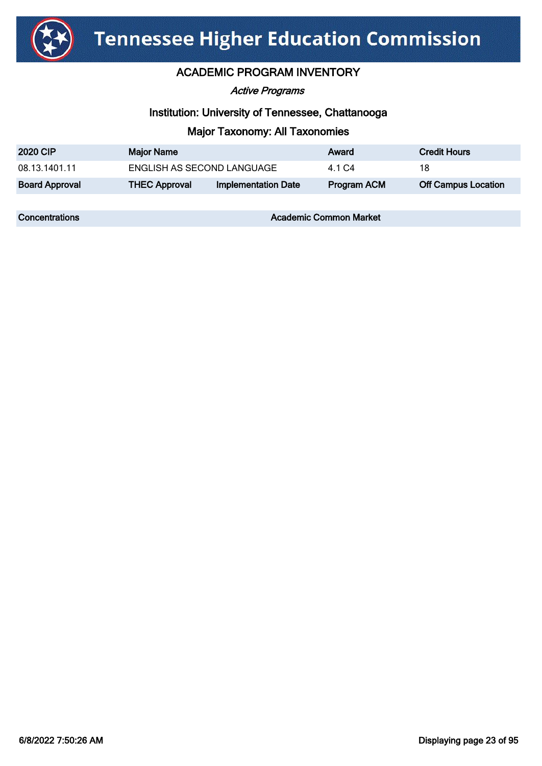# Tennessee Higher Education Commission

## ACADEMIC PROGRAM INVENTORY

*Active Programs*

### Institution: University of Tennessee, Chattanooga

### Major Taxonomy: All Taxonomies

| 2020 CIP | Major Name | | Award | Credit Hours |
|---|---|---|---|---|
| 08.13.1401.11 | ENGLISH AS SECOND LANGUAGE | | 4.1 C4 | 18 |
| **Board Approval** | **THEC Approval** | **Implementation Date** | **Program ACM** | **Off Campus Location** |
| | | | | |

| Concentrations | Academic Common Market |
|---|---|
| | |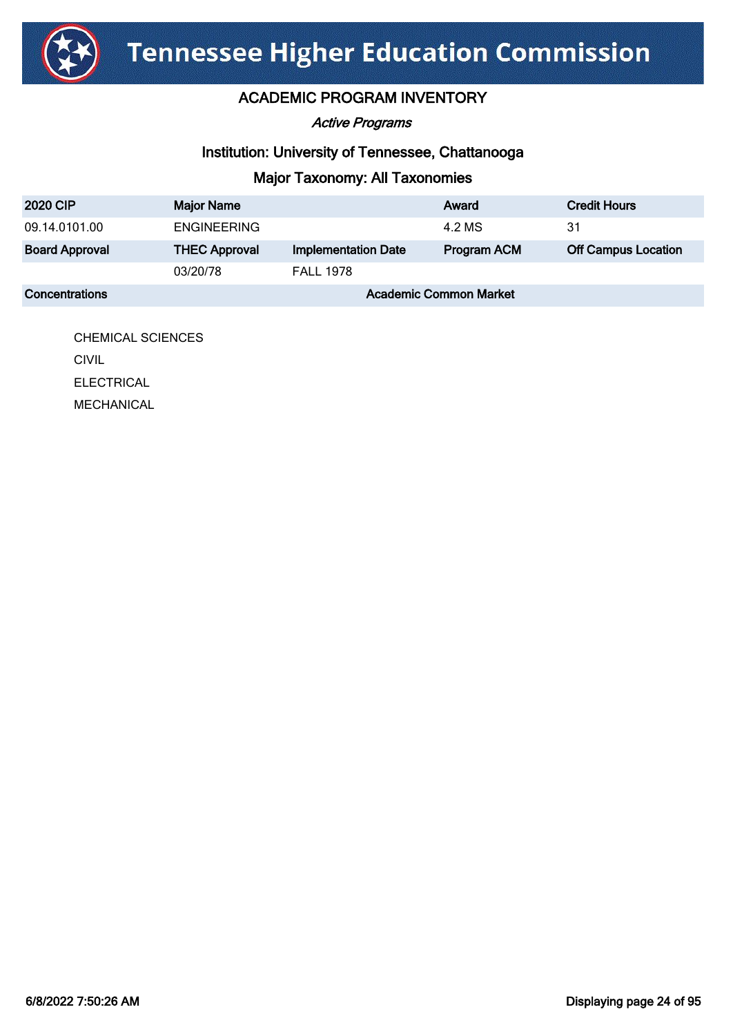# Tennessee Higher Education Commission

## ACADEMIC PROGRAM INVENTORY

*Active Programs*

### Institution: University of Tennessee, Chattanooga

### Major Taxonomy: All Taxonomies

| 2020 CIP | Major Name | | Award | Credit Hours |
|---|---|---|---|---|
| 09.14.0101.00 | ENGINEERING | | 4.2 MS | 31 |
| **Board Approval** | **THEC Approval** | **Implementation Date** | **Program ACM** | **Off Campus Location** |
| | 03/20/78 | FALL 1978 | | |
| **Concentrations** | | **Academic Common Market** | | |

- CHEMICAL SCIENCES
- CIVIL
- ELECTRICAL
- MECHANICAL

6/8/2022 7:50:26 AM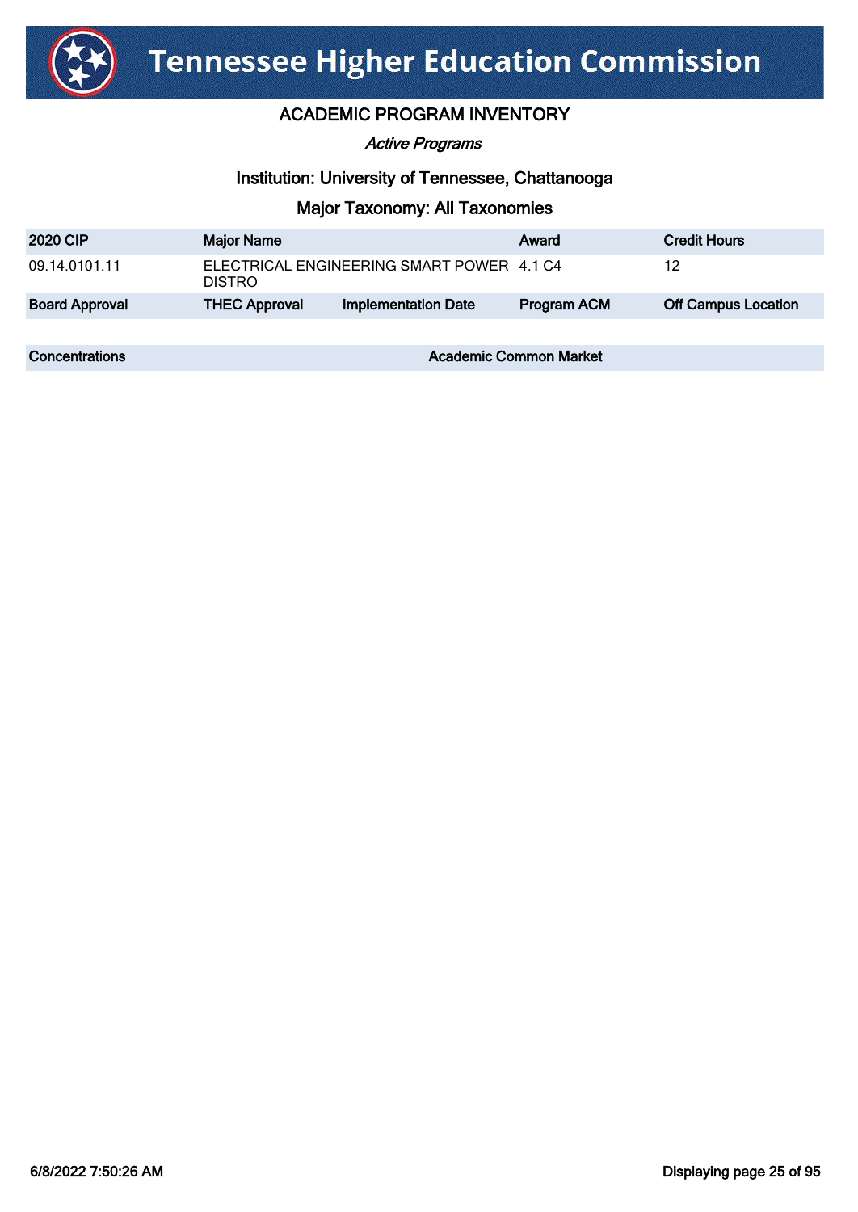# Tennessee Higher Education Commission

## ACADEMIC PROGRAM INVENTORY

*Active Programs*

### Institution: University of Tennessee, Chattanooga

### Major Taxonomy: All Taxonomies

| 2020 CIP | Major Name | | Award | Credit Hours |
|---|---|---|---|---|
| 09.14.0101.11 | ELECTRICAL ENGINEERING SMART POWER DISTRO | | 4.1 C4 | 12 |
| **Board Approval** | **THEC Approval** | **Implementation Date** | **Program ACM** | **Off Campus Location** |
| | | | | |

| Concentrations | Academic Common Market |
|---|---|
| | |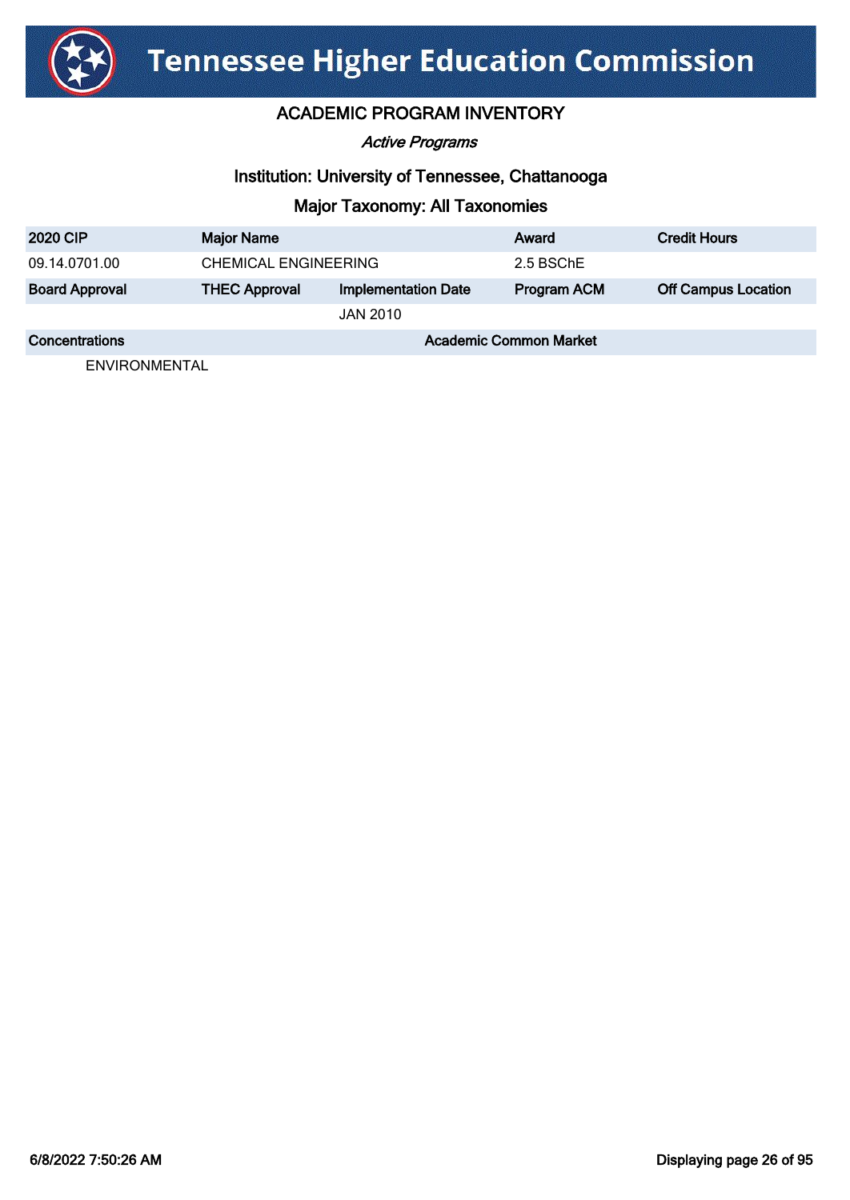# Tennessee Higher Education Commission

## ACADEMIC PROGRAM INVENTORY

*Active Programs*

### Institution: University of Tennessee, Chattanooga

### Major Taxonomy: All Taxonomies

| 2020 CIP | Major Name | | Award | Credit Hours |
|---|---|---|---|---|
| 09.14.0701.00 | CHEMICAL ENGINEERING | | 2.5 BSChE | |
| **Board Approval** | **THEC Approval** | **Implementation Date** | **Program ACM** | **Off Campus Location** |
| | | JAN 2010 | | |

| Concentrations | Academic Common Market |
|---|---|
| ENVIRONMENTAL | |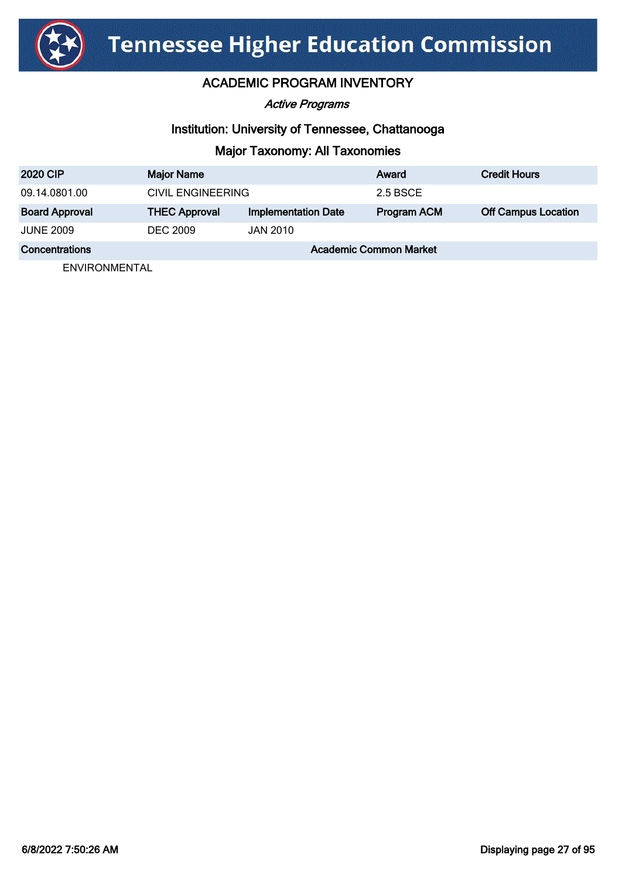# Tennessee Higher Education Commission

## ACADEMIC PROGRAM INVENTORY

*Active Programs*

### Institution: University of Tennessee, Chattanooga

### Major Taxonomy: All Taxonomies

| 2020 CIP | Major Name | | Award | Credit Hours |
|---|---|---|---|---|
| 09.14.0801.00 | CIVIL ENGINEERING | | 2.5 BSCE | |
| **Board Approval** | **THEC Approval** | **Implementation Date** | **Program ACM** | **Off Campus Location** |
| JUNE 2009 | DEC 2009 | JAN 2010 | | |
| **Concentrations** | | **Academic Common Market** | | |
| ENVIRONMENTAL | | | | |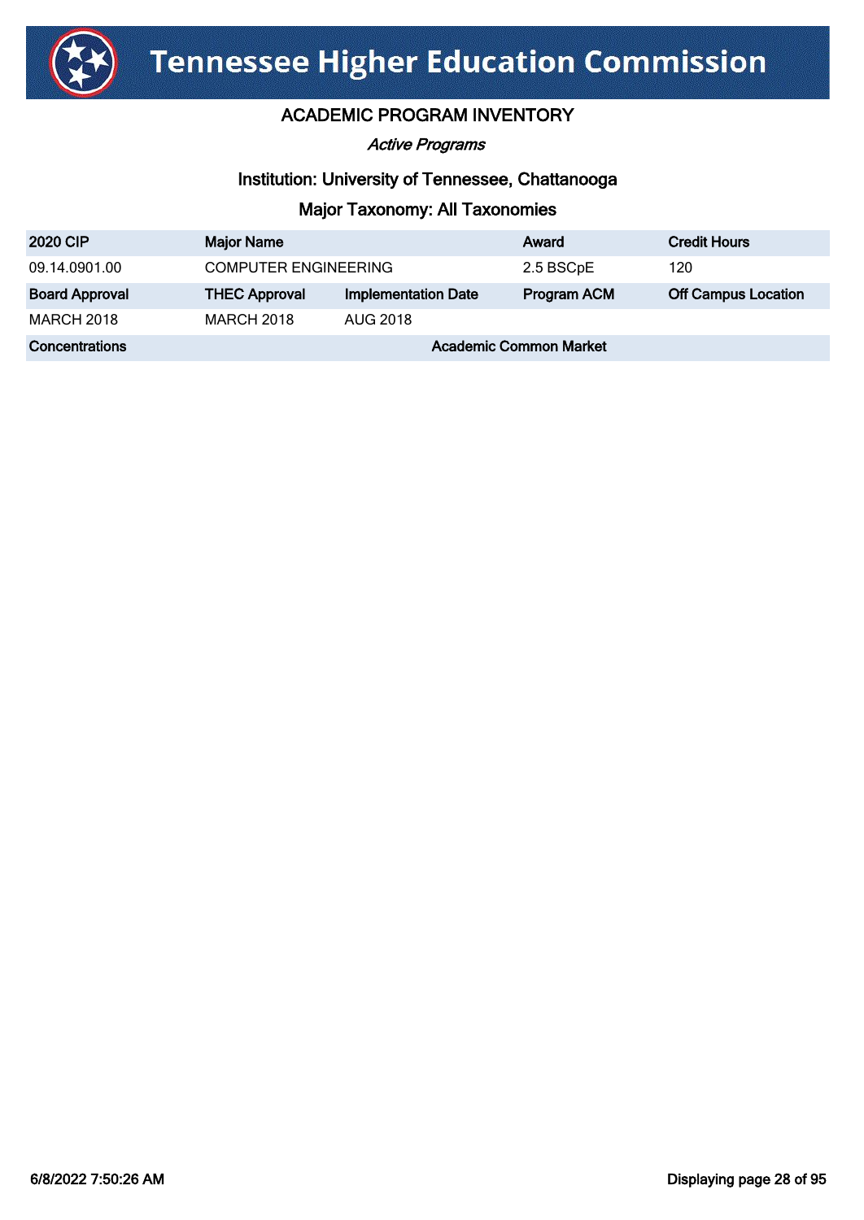# Tennessee Higher Education Commission

## ACADEMIC PROGRAM INVENTORY

*Active Programs*

### Institution: University of Tennessee, Chattanooga

### Major Taxonomy: All Taxonomies

| 2020 CIP | Major Name | | Award | Credit Hours |
|---|---|---|---|---|
| 09.14.0901.00 | COMPUTER ENGINEERING | | 2.5 BSCpE | 120 |
| **Board Approval** | **THEC Approval** | **Implementation Date** | **Program ACM** | **Off Campus Location** |
| MARCH 2018 | MARCH 2018 | AUG 2018 | | |
| **Concentrations** | | **Academic Common Market** | | |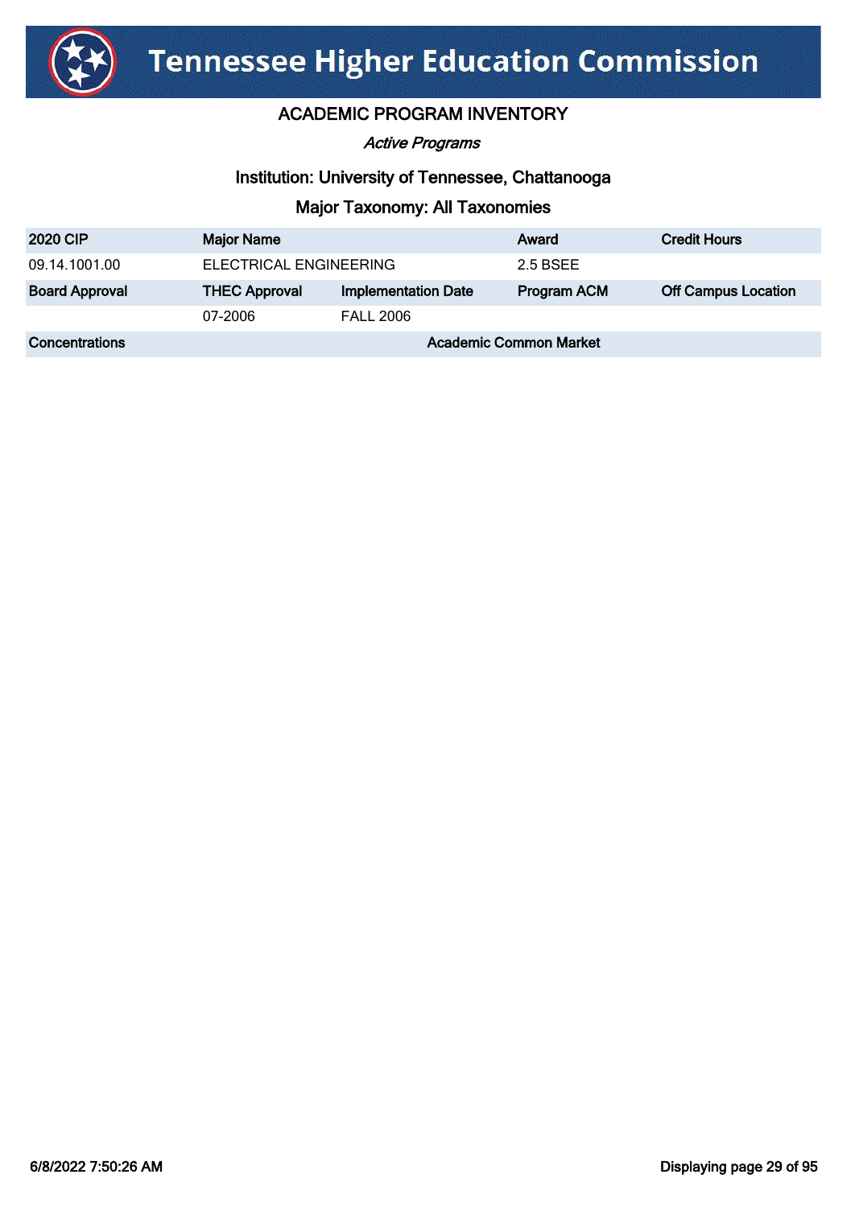# Tennessee Higher Education Commission

## ACADEMIC PROGRAM INVENTORY

*Active Programs*

### Institution: University of Tennessee, Chattanooga

### Major Taxonomy: All Taxonomies

| 2020 CIP | Major Name | | Award | Credit Hours |
|---|---|---|---|---|
| 09.14.1001.00 | ELECTRICAL ENGINEERING | | 2.5 BSEE | |
| **Board Approval** | **THEC Approval** | **Implementation Date** | **Program ACM** | **Off Campus Location** |
| | 07-2006 | FALL 2006 | | |
| **Concentrations** | | **Academic Common Market** | | |

6/8/2022 7:50:26 AM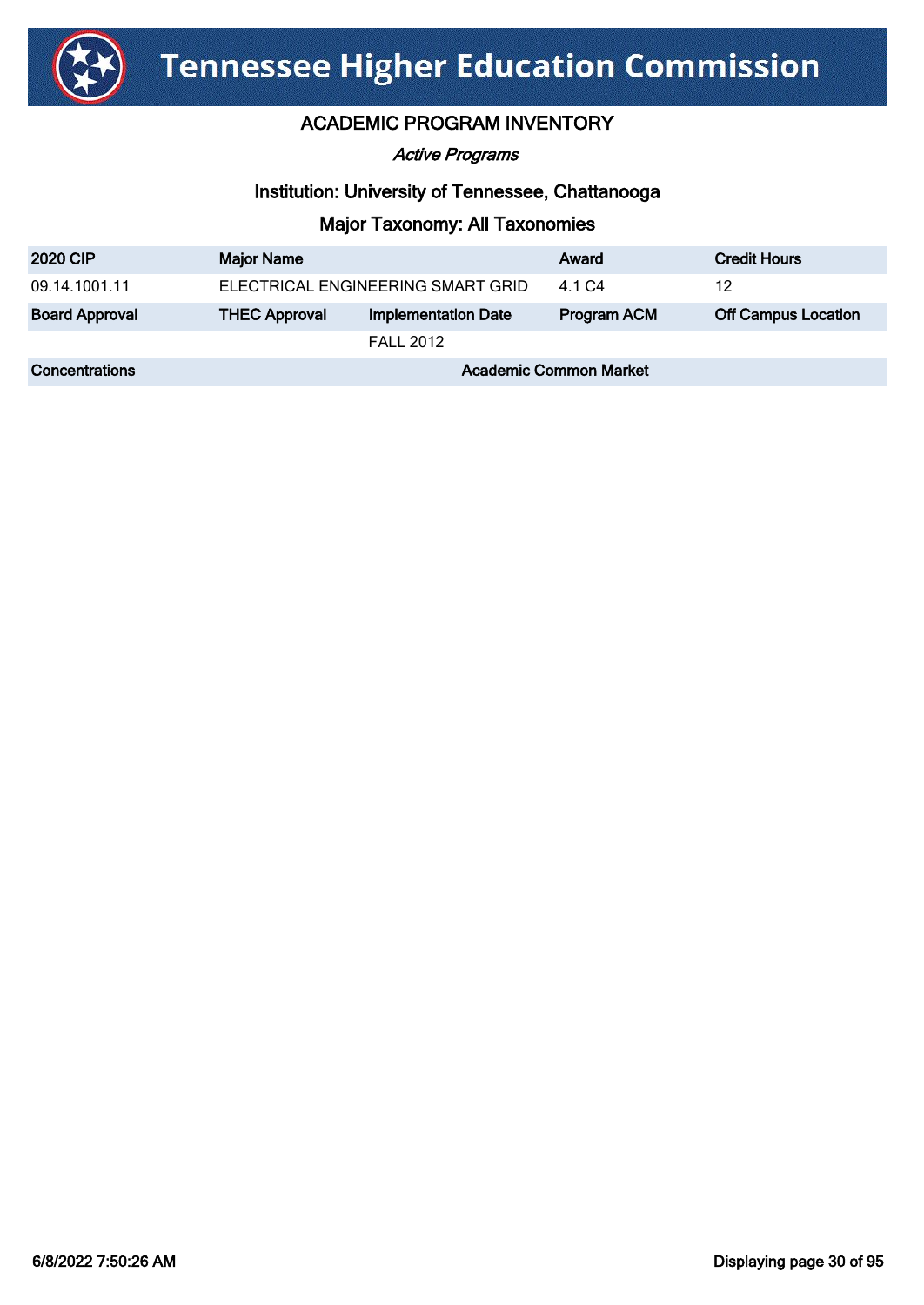# Tennessee Higher Education Commission

## ACADEMIC PROGRAM INVENTORY

*Active Programs*

### Institution: University of Tennessee, Chattanooga

### Major Taxonomy: All Taxonomies

| 2020 CIP | Major Name | | Award | Credit Hours |
|---|---|---|---|---|
| 09.14.1001.11 | ELECTRICAL ENGINEERING SMART GRID | | 4.1 C4 | 12 |
| **Board Approval** | **THEC Approval** | **Implementation Date** | **Program ACM** | **Off Campus Location** |
| | | FALL 2012 | | |
| **Concentrations** | | **Academic Common Market** | | |

6/8/2022 7:50:26 AM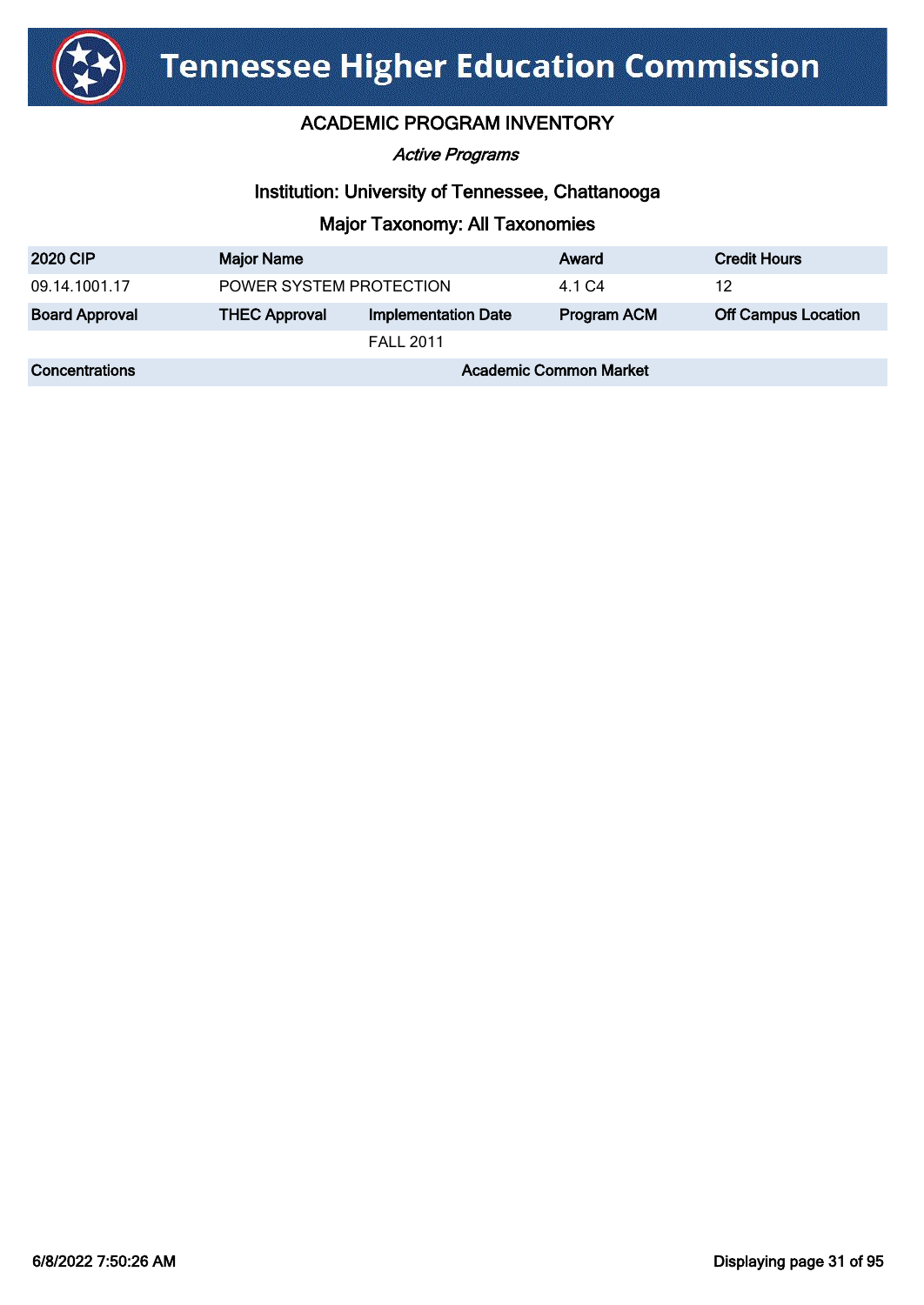# Tennessee Higher Education Commission

## ACADEMIC PROGRAM INVENTORY

*Active Programs*

### Institution: University of Tennessee, Chattanooga

### Major Taxonomy: All Taxonomies

| 2020 CIP | Major Name | | Award | Credit Hours |
|---|---|---|---|---|
| 09.14.1001.17 | POWER SYSTEM PROTECTION | | 4.1 C4 | 12 |
| **Board Approval** | **THEC Approval** | **Implementation Date** | **Program ACM** | **Off Campus Location** |
| | | FALL 2011 | | |
| **Concentrations** | | **Academic Common Market** | | |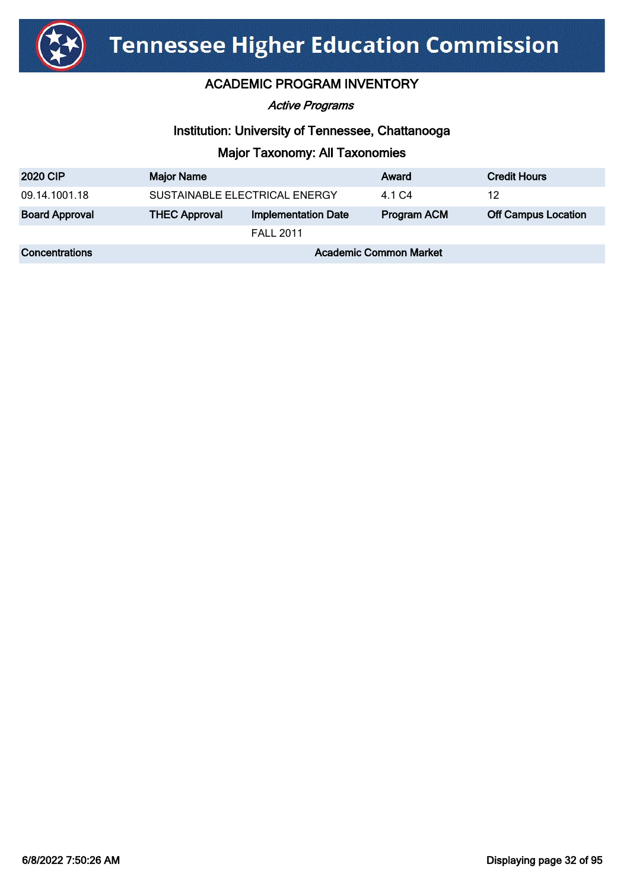# Tennessee Higher Education Commission

## ACADEMIC PROGRAM INVENTORY

*Active Programs*

### Institution: University of Tennessee, Chattanooga

### Major Taxonomy: All Taxonomies

| 2020 CIP | Major Name | | Award | Credit Hours |
|---|---|---|---|---|
| 09.14.1001.18 | SUSTAINABLE ELECTRICAL ENERGY | | 4.1 C4 | 12 |
| **Board Approval** | **THEC Approval** | **Implementation Date** | **Program ACM** | **Off Campus Location** |
| | | FALL 2011 | | |
| **Concentrations** | | | **Academic Common Market** | |

6/8/2022 7:50:26 AM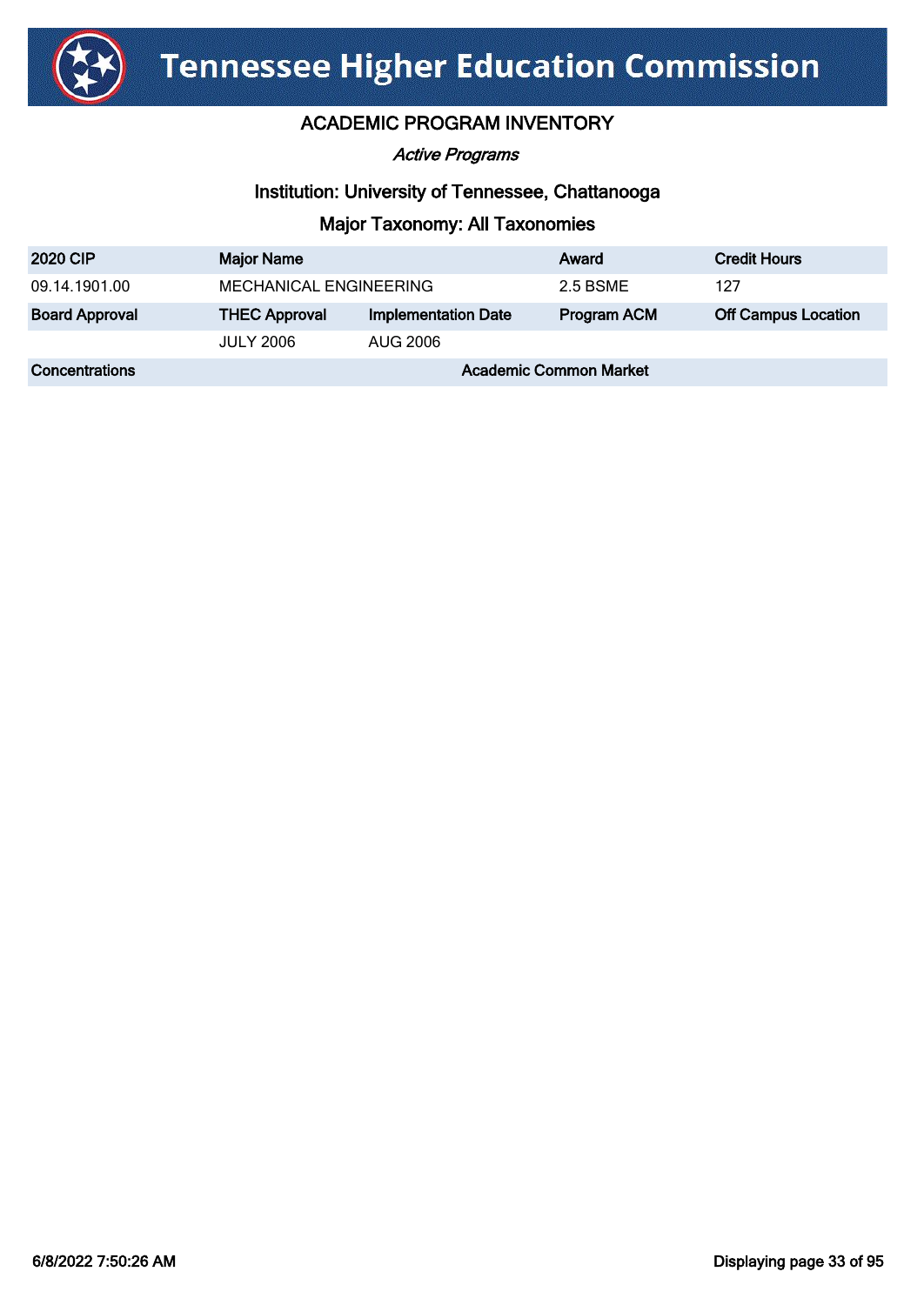# Tennessee Higher Education Commission

## ACADEMIC PROGRAM INVENTORY

*Active Programs*

### Institution: University of Tennessee, Chattanooga

### Major Taxonomy: All Taxonomies

| 2020 CIP | Major Name | | Award | Credit Hours |
|---|---|---|---|---|
| 09.14.1901.00 | MECHANICAL ENGINEERING | | 2.5 BSME | 127 |
| **Board Approval** | **THEC Approval** | **Implementation Date** | **Program ACM** | **Off Campus Location** |
| | JULY 2006 | AUG 2006 | | |
| **Concentrations** | | **Academic Common Market** | | |

6/8/2022 7:50:26 AM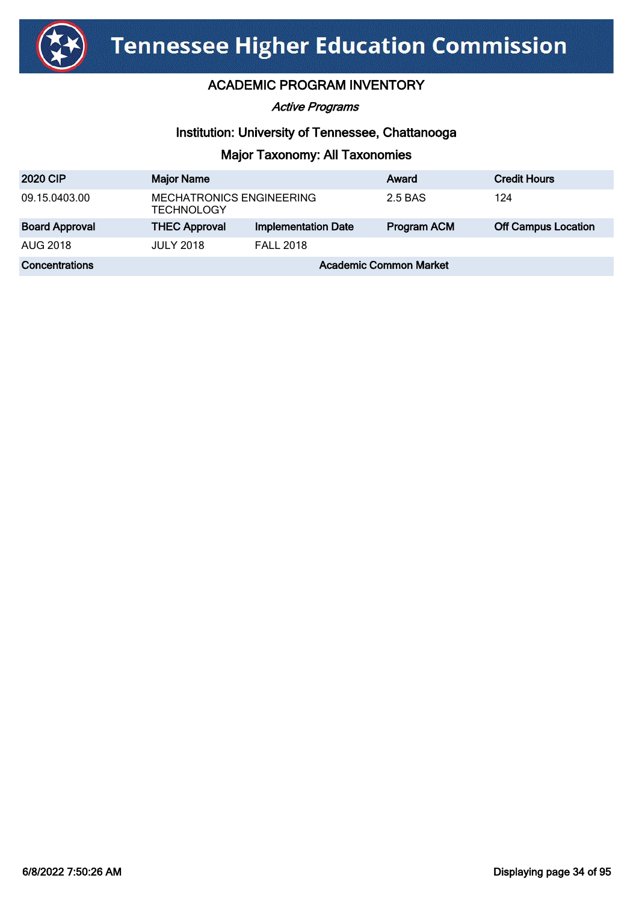# Tennessee Higher Education Commission

## ACADEMIC PROGRAM INVENTORY

*Active Programs*

### Institution: University of Tennessee, Chattanooga

### Major Taxonomy: All Taxonomies

| 2020 CIP | Major Name | | Award | Credit Hours |
|---|---|---|---|---|
| 09.15.0403.00 | MECHATRONICS ENGINEERING TECHNOLOGY | | 2.5 BAS | 124 |
| **Board Approval** | **THEC Approval** | **Implementation Date** | **Program ACM** | **Off Campus Location** |
| AUG 2018 | JULY 2018 | FALL 2018 | | |
| **Concentrations** | | **Academic Common Market** | | |

6/8/2022 7:50:26 AM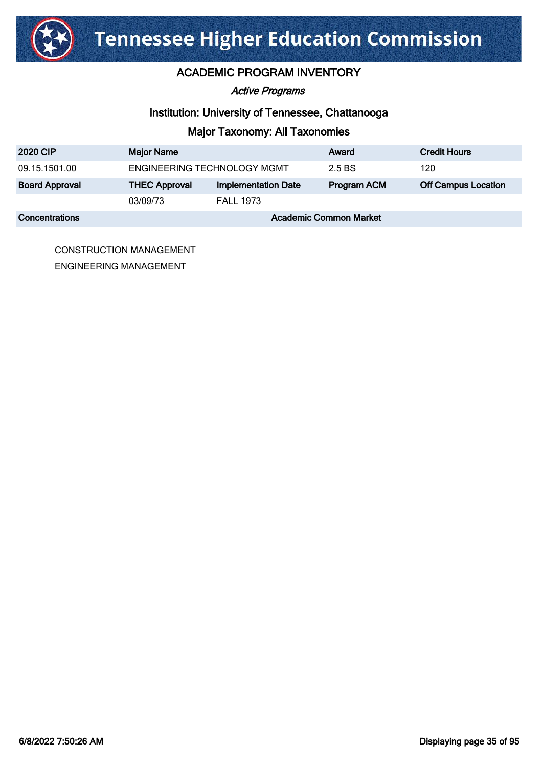# Tennessee Higher Education Commission

## ACADEMIC PROGRAM INVENTORY

*Active Programs*

### Institution: University of Tennessee, Chattanooga

### Major Taxonomy: All Taxonomies

| 2020 CIP | Major Name | | Award | Credit Hours |
|---|---|---|---|---|
| 09.15.1501.00 | ENGINEERING TECHNOLOGY MGMT | | 2.5 BS | 120 |
| **Board Approval** | **THEC Approval** | **Implementation Date** | **Program ACM** | **Off Campus Location** |
| | 03/09/73 | FALL 1973 | | |
| **Concentrations** | | **Academic Common Market** | | |

CONSTRUCTION MANAGEMENT

ENGINEERING MANAGEMENT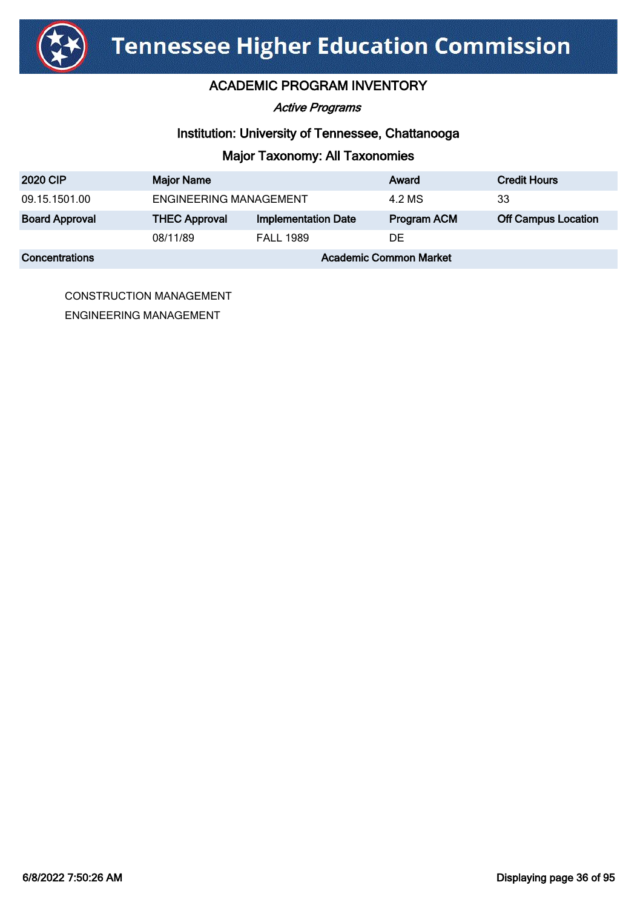# Tennessee Higher Education Commission

## ACADEMIC PROGRAM INVENTORY

*Active Programs*

### Institution: University of Tennessee, Chattanooga

### Major Taxonomy: All Taxonomies

| 2020 CIP | Major Name | | Award | Credit Hours |
|---|---|---|---|---|
| 09.15.1501.00 | ENGINEERING MANAGEMENT | | 4.2 MS | 33 |
| **Board Approval** | **THEC Approval** | **Implementation Date** | **Program ACM** | **Off Campus Location** |
| | 08/11/89 | FALL 1989 | DE | |

| Concentrations | Academic Common Market |
|---|---|
| CONSTRUCTION MANAGEMENT | |
| ENGINEERING MANAGEMENT | |

6/8/2022 7:50:26 AM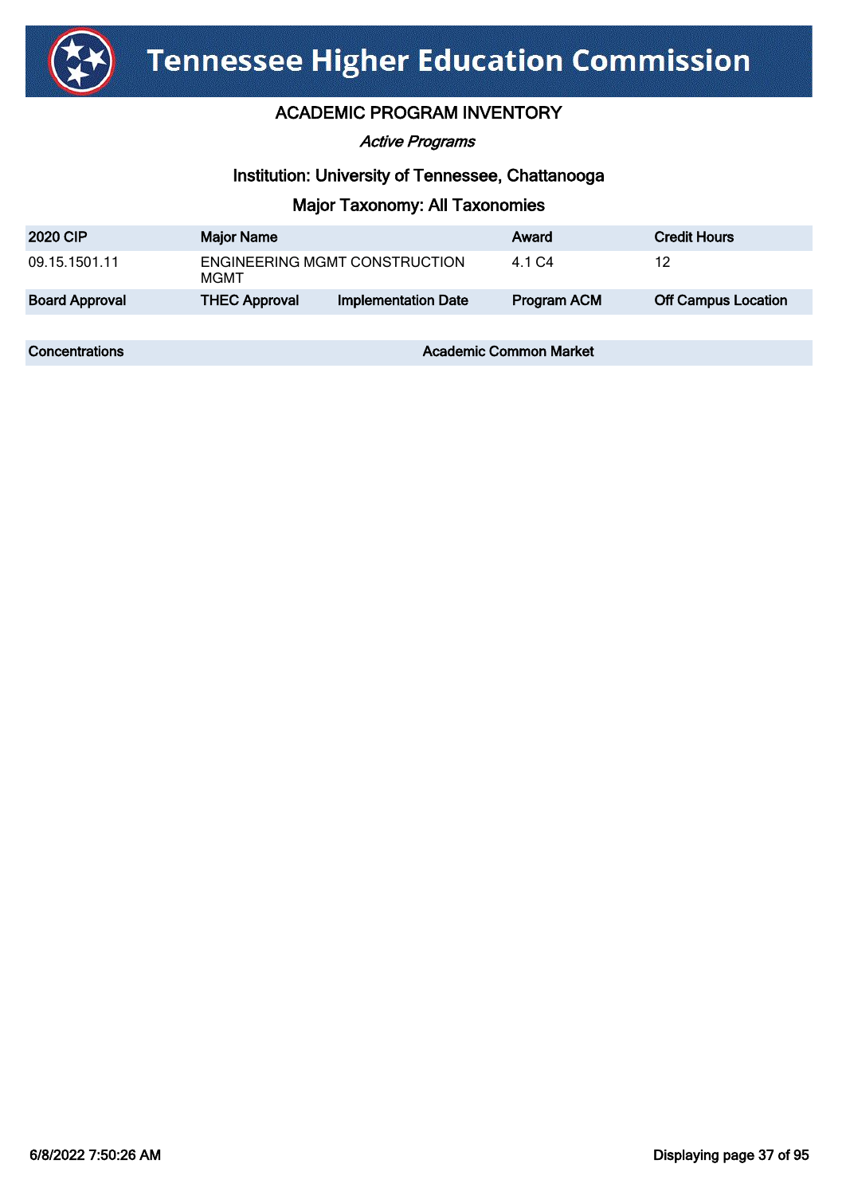# Tennessee Higher Education Commission

## ACADEMIC PROGRAM INVENTORY

*Active Programs*

### Institution: University of Tennessee, Chattanooga

### Major Taxonomy: All Taxonomies

| 2020 CIP | Major Name | | Award | Credit Hours |
|---|---|---|---|---|
| 09.15.1501.11 | ENGINEERING MGMT CONSTRUCTION MGMT | | 4.1 C4 | 12 |
| **Board Approval** | **THEC Approval** | **Implementation Date** | **Program ACM** | **Off Campus Location** |

| Concentrations | Academic Common Market |
|---|---|

6/8/2022 7:50:26 AM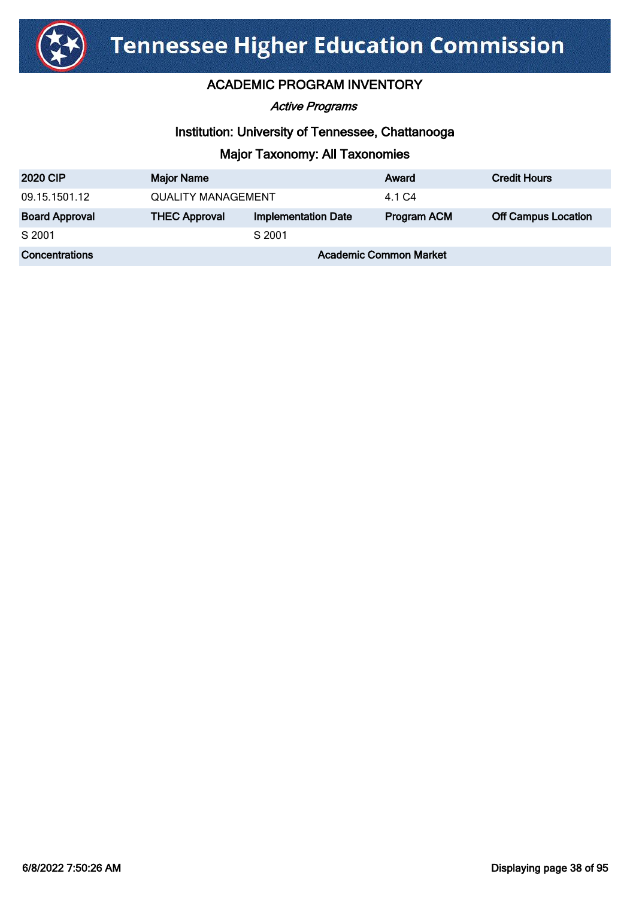# Tennessee Higher Education Commission

## ACADEMIC PROGRAM INVENTORY

*Active Programs*

### Institution: University of Tennessee, Chattanooga

### Major Taxonomy: All Taxonomies

| 2020 CIP | Major Name | | Award | Credit Hours |
|---|---|---|---|---|
| 09.15.1501.12 | QUALITY MANAGEMENT | | 4.1 C4 | |
| **Board Approval** | **THEC Approval** | **Implementation Date** | **Program ACM** | **Off Campus Location** |
| S 2001 | | S 2001 | | |
| **Concentrations** | | **Academic Common Market** | | |

6/8/2022 7:50:26 AM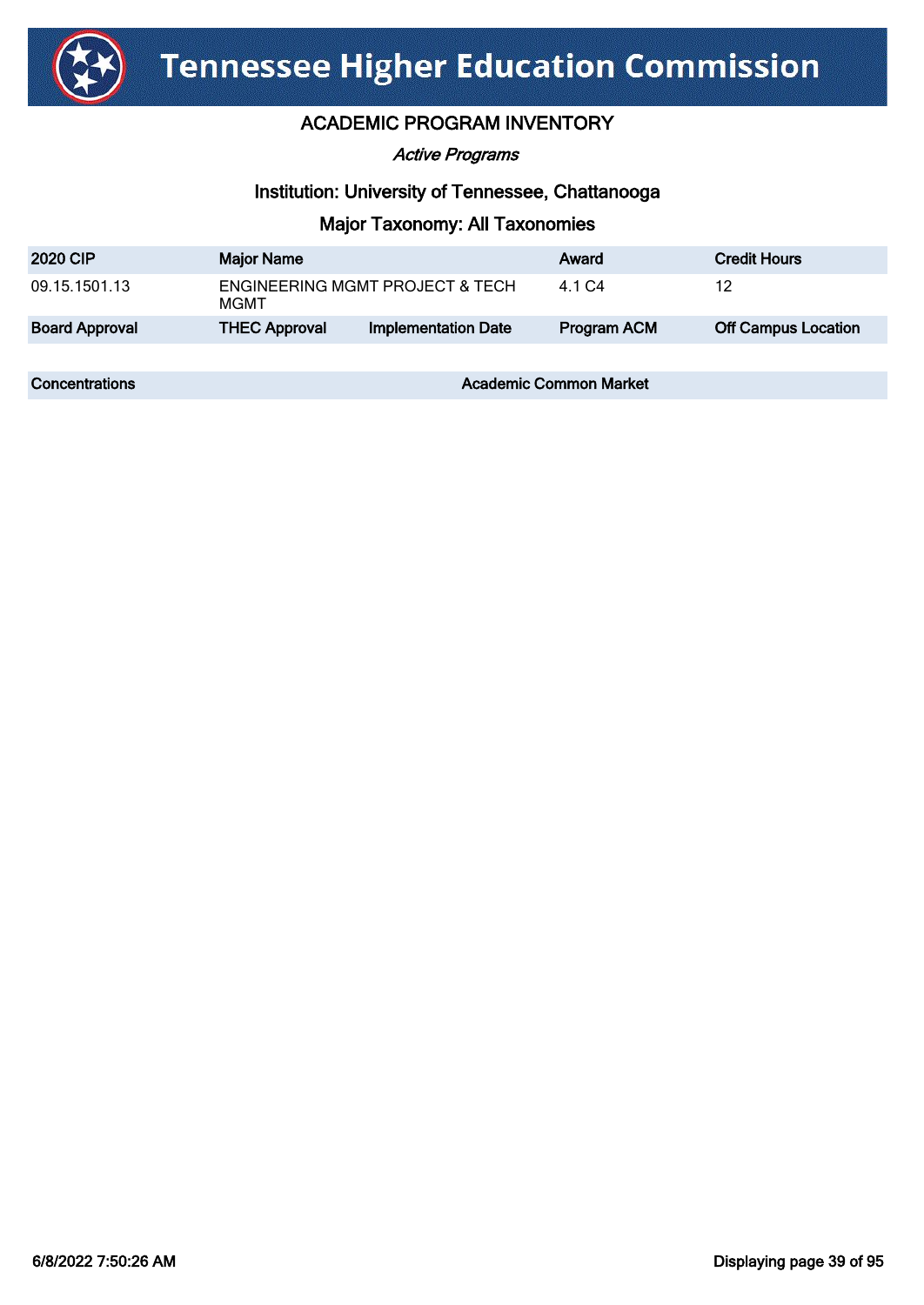# Tennessee Higher Education Commission

## ACADEMIC PROGRAM INVENTORY

*Active Programs*

### Institution: University of Tennessee, Chattanooga

### Major Taxonomy: All Taxonomies

| 2020 CIP | Major Name | | Award | Credit Hours |
|---|---|---|---|---|
| 09.15.1501.13 | ENGINEERING MGMT PROJECT & TECH MGMT | | 4.1 C4 | 12 |
| **Board Approval** | **THEC Approval** | **Implementation Date** | **Program ACM** | **Off Campus Location** |
| | | | | |

| Concentrations | Academic Common Market |
|---|---|
| | |

6/8/2022 7:50:26 AM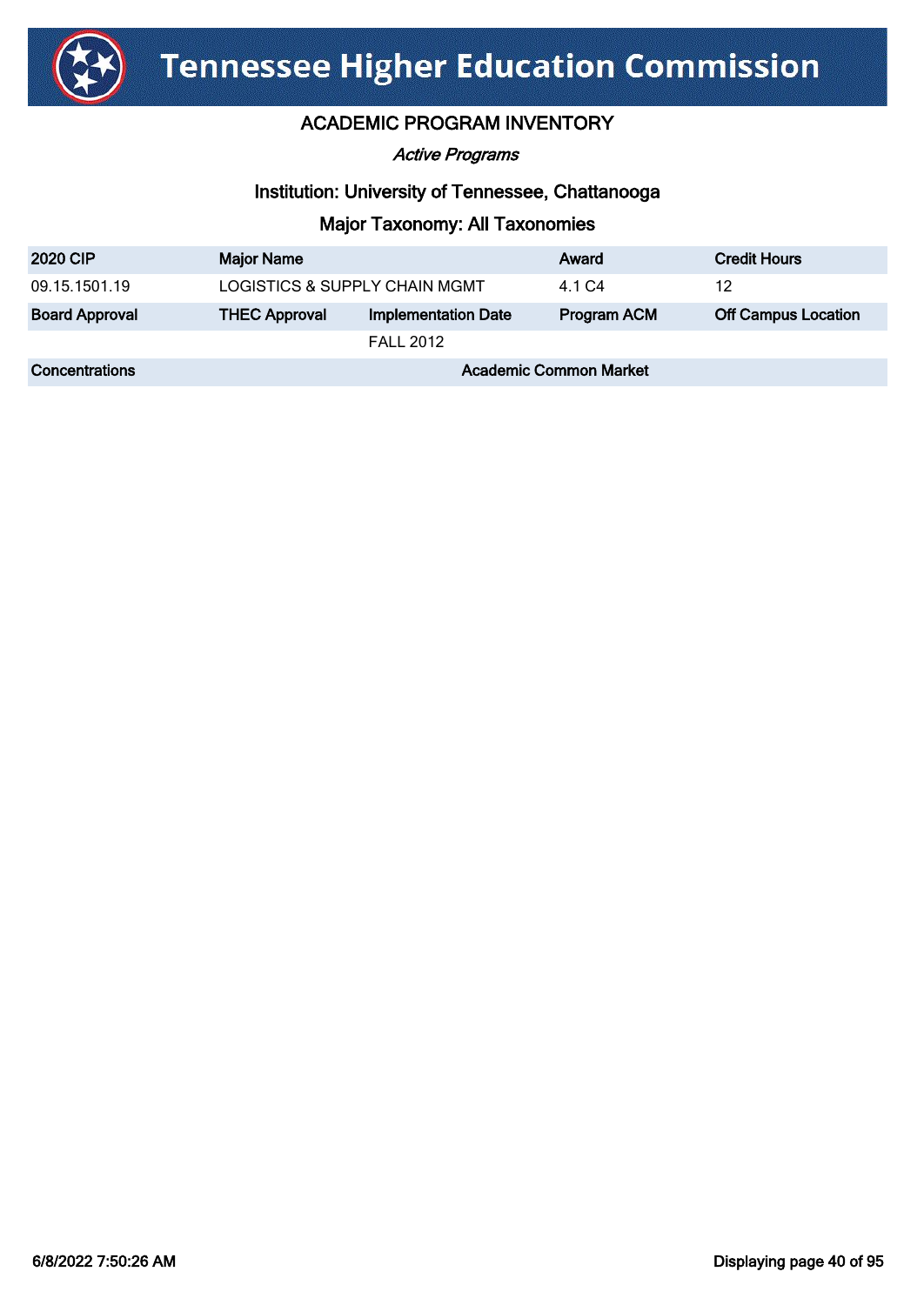# Tennessee Higher Education Commission

## ACADEMIC PROGRAM INVENTORY

*Active Programs*

### Institution: University of Tennessee, Chattanooga

### Major Taxonomy: All Taxonomies

| 2020 CIP | Major Name | | Award | Credit Hours |
|---|---|---|---|---|
| 09.15.1501.19 | LOGISTICS & SUPPLY CHAIN MGMT | | 4.1 C4 | 12 |
| **Board Approval** | **THEC Approval** | **Implementation Date** | **Program ACM** | **Off Campus Location** |
| | | FALL 2012 | | |
| **Concentrations** | | **Academic Common Market** | | |

6/8/2022 7:50:26 AM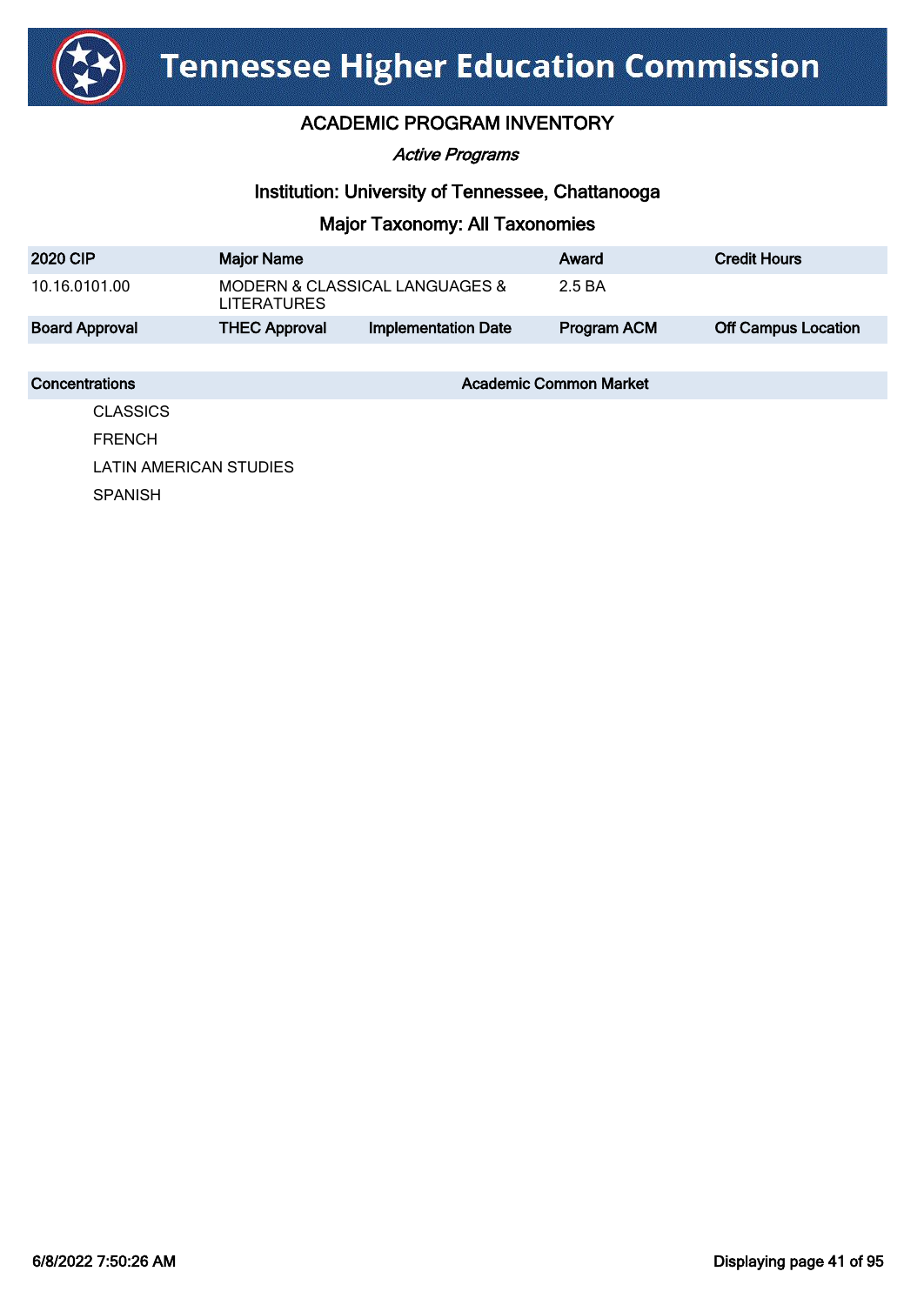# Tennessee Higher Education Commission

## ACADEMIC PROGRAM INVENTORY

*Active Programs*

### Institution: University of Tennessee, Chattanooga

### Major Taxonomy: All Taxonomies

| 2020 CIP | Major Name | | Award | Credit Hours |
|---|---|---|---|---|
| 10.16.0101.00 | MODERN & CLASSICAL LANGUAGES & LITERATURES | | 2.5 BA | |
| **Board Approval** | **THEC Approval** | **Implementation Date** | **Program ACM** | **Off Campus Location** |
| | | | | |

| Concentrations | Academic Common Market |
|---|---|
| CLASSICS | |
| FRENCH | |
| LATIN AMERICAN STUDIES | |
| SPANISH | |

6/8/2022 7:50:26 AM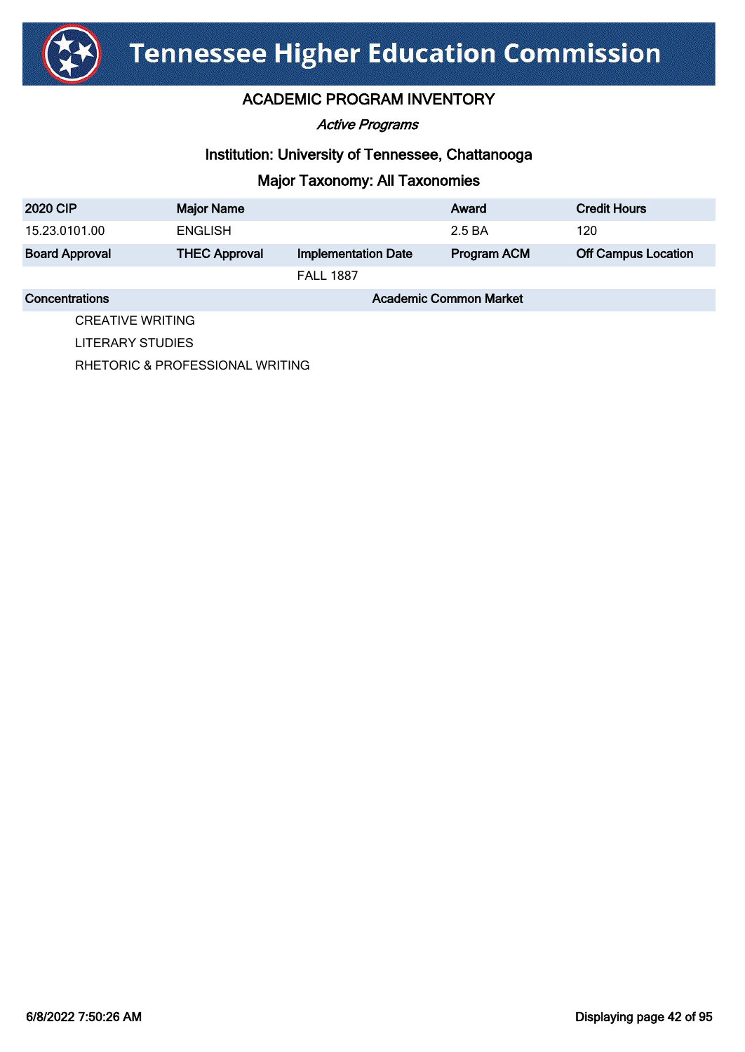# Tennessee Higher Education Commission

## ACADEMIC PROGRAM INVENTORY

*Active Programs*

### Institution: University of Tennessee, Chattanooga

### Major Taxonomy: All Taxonomies

| 2020 CIP | Major Name | | Award | Credit Hours |
|---|---|---|---|---|
| 15.23.0101.00 | ENGLISH | | 2.5 BA | 120 |
| **Board Approval** | **THEC Approval** | **Implementation Date** | **Program ACM** | **Off Campus Location** |
| | | FALL 1887 | | |

| Concentrations | Academic Common Market |
|---|---|
| CREATIVE WRITING | |
| LITERARY STUDIES | |
| RHETORIC & PROFESSIONAL WRITING | |

6/8/2022 7:50:26 AM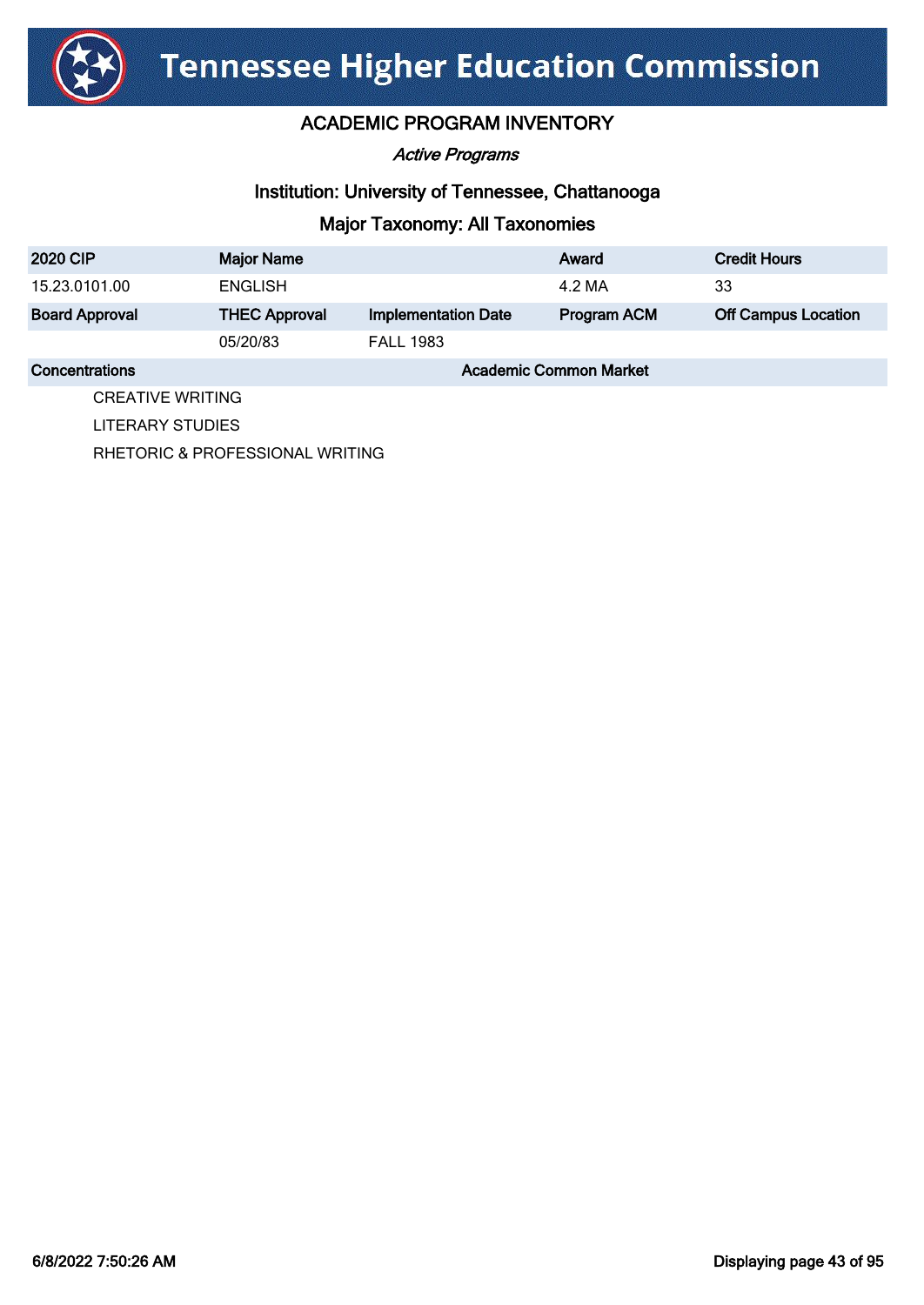# Tennessee Higher Education Commission

## ACADEMIC PROGRAM INVENTORY

*Active Programs*

### Institution: University of Tennessee, Chattanooga

### Major Taxonomy: All Taxonomies

| 2020 CIP | Major Name | | Award | Credit Hours |
|---|---|---|---|---|
| 15.23.0101.00 | ENGLISH | | 4.2 MA | 33 |
| **Board Approval** | **THEC Approval** | **Implementation Date** | **Program ACM** | **Off Campus Location** |
| | 05/20/83 | FALL 1983 | | |

| Concentrations | Academic Common Market |
|---|---|
| CREATIVE WRITING | |
| LITERARY STUDIES | |
| RHETORIC & PROFESSIONAL WRITING | |

6/8/2022 7:50:26 AM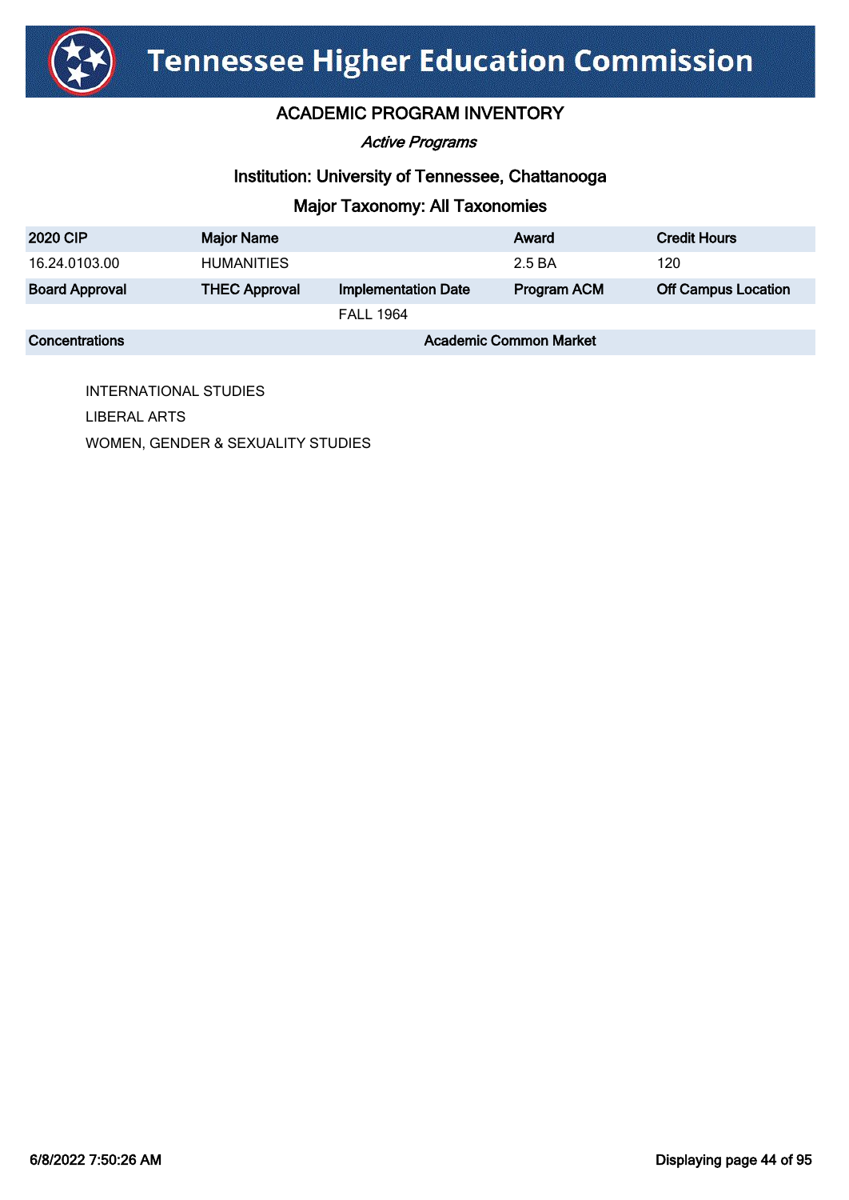# Tennessee Higher Education Commission

## ACADEMIC PROGRAM INVENTORY

*Active Programs*

### Institution: University of Tennessee, Chattanooga

### Major Taxonomy: All Taxonomies

| 2020 CIP | Major Name | | Award | Credit Hours |
|---|---|---|---|---|
| 16.24.0103.00 | HUMANITIES | | 2.5 BA | 120 |
| **Board Approval** | **THEC Approval** | **Implementation Date** | **Program ACM** | **Off Campus Location** |
| | | FALL 1964 | | |
| **Concentrations** | | | **Academic Common Market** | |

- INTERNATIONAL STUDIES
- LIBERAL ARTS
- WOMEN, GENDER & SEXUALITY STUDIES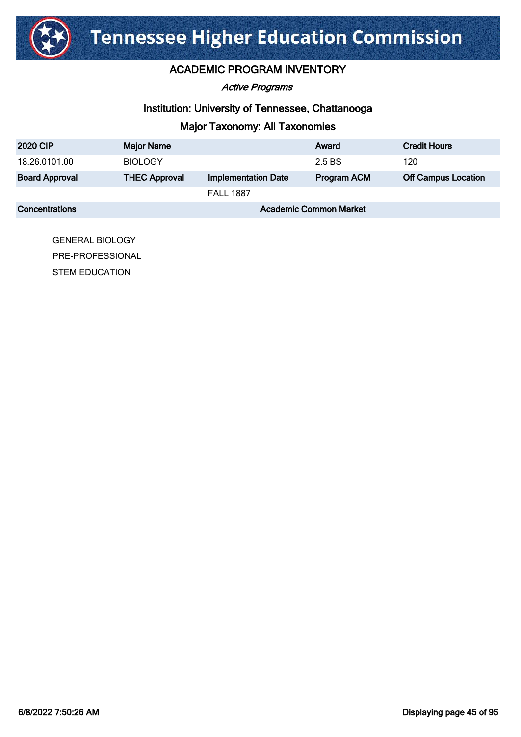# Tennessee Higher Education Commission

## ACADEMIC PROGRAM INVENTORY

*Active Programs*

### Institution: University of Tennessee, Chattanooga

### Major Taxonomy: All Taxonomies

| 2020 CIP | Major Name | | Award | Credit Hours |
|---|---|---|---|---|
| 18.26.0101.00 | BIOLOGY | | 2.5 BS | 120 |
| **Board Approval** | **THEC Approval** | **Implementation Date** | **Program ACM** | **Off Campus Location** |
| | | FALL 1887 | | |

| Concentrations | Academic Common Market |
|---|---|
| GENERAL BIOLOGY | |
| PRE-PROFESSIONAL | |
| STEM EDUCATION | |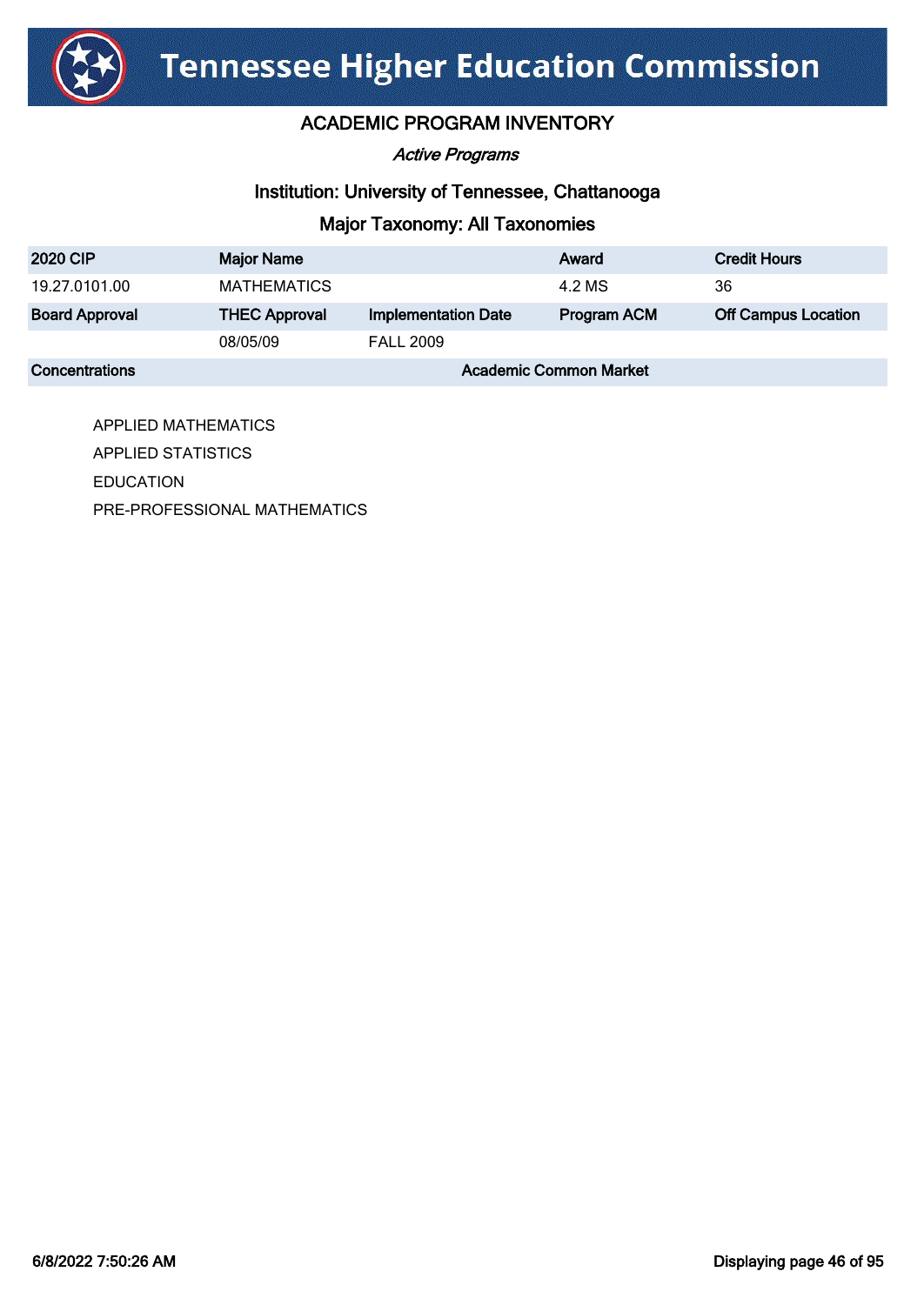# Tennessee Higher Education Commission

## ACADEMIC PROGRAM INVENTORY

*Active Programs*

### Institution: University of Tennessee, Chattanooga

### Major Taxonomy: All Taxonomies

| 2020 CIP | Major Name | | Award | Credit Hours |
|---|---|---|---|---|
| 19.27.0101.00 | MATHEMATICS | | 4.2 MS | 36 |
| **Board Approval** | **THEC Approval** | **Implementation Date** | **Program ACM** | **Off Campus Location** |
| | 08/05/09 | FALL 2009 | | |
| **Concentrations** | | **Academic Common Market** | | |

- APPLIED MATHEMATICS
- APPLIED STATISTICS
- EDUCATION
- PRE-PROFESSIONAL MATHEMATICS

6/8/2022 7:50:26 AM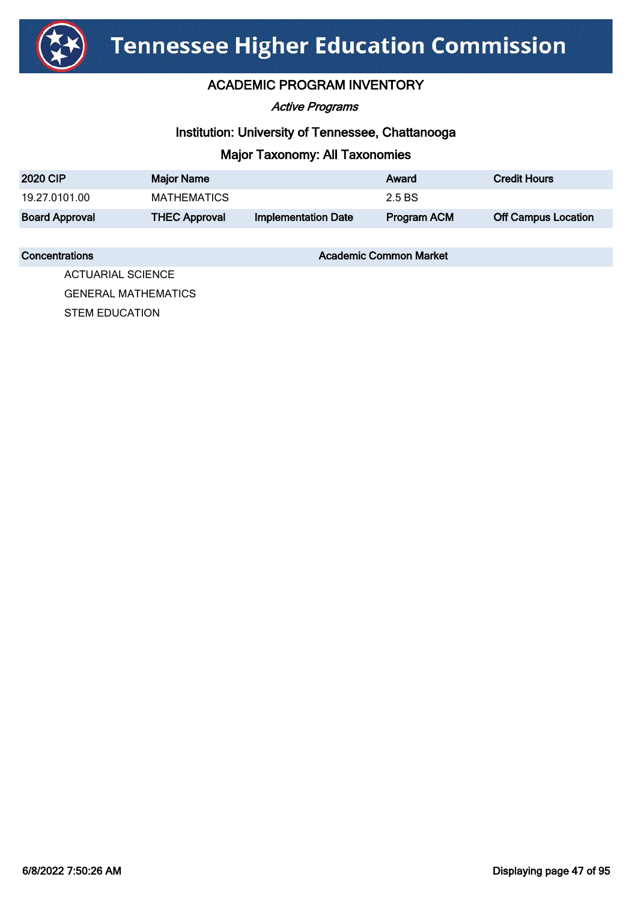# Tennessee Higher Education Commission

## ACADEMIC PROGRAM INVENTORY

*Active Programs*

### Institution: University of Tennessee, Chattanooga

### Major Taxonomy: All Taxonomies

| 2020 CIP | Major Name | | Award | Credit Hours |
|---|---|---|---|---|
| 19.27.0101.00 | MATHEMATICS | | 2.5 BS | |
| **Board Approval** | **THEC Approval** | **Implementation Date** | **Program ACM** | **Off Campus Location** |

| Concentrations | Academic Common Market |
|---|---|
| ACTUARIAL SCIENCE | |
| GENERAL MATHEMATICS | |
| STEM EDUCATION | |

6/8/2022 7:50:26 AM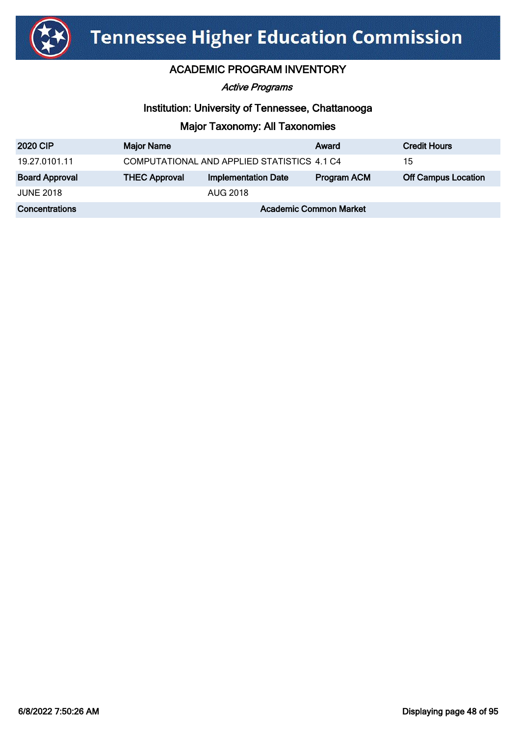# Tennessee Higher Education Commission

## ACADEMIC PROGRAM INVENTORY

*Active Programs*

### Institution: University of Tennessee, Chattanooga

### Major Taxonomy: All Taxonomies

| 2020 CIP | Major Name | | Award | Credit Hours |
|---|---|---|---|---|
| 19.27.0101.11 | COMPUTATIONAL AND APPLIED STATISTICS | | 4.1 C4 | 15 |
| **Board Approval** | **THEC Approval** | **Implementation Date** | **Program ACM** | **Off Campus Location** |
| JUNE 2018 | | AUG 2018 | | |
| **Concentrations** | | **Academic Common Market** | | |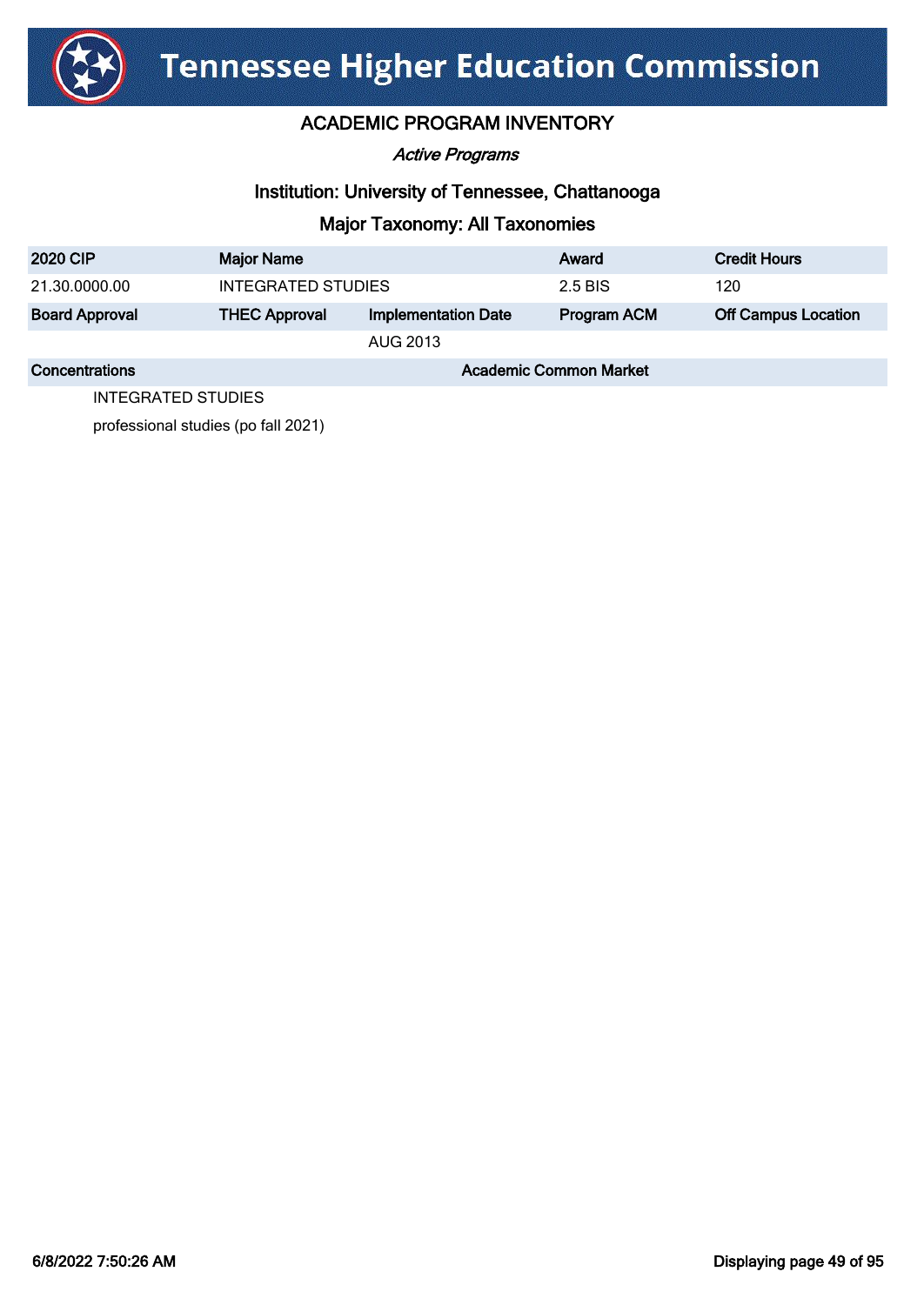# Tennessee Higher Education Commission

## ACADEMIC PROGRAM INVENTORY

*Active Programs*

### Institution: University of Tennessee, Chattanooga

### Major Taxonomy: All Taxonomies

| 2020 CIP | Major Name | | Award | Credit Hours |
|---|---|---|---|---|
| 21.30.0000.00 | INTEGRATED STUDIES | | 2.5 BIS | 120 |
| **Board Approval** | **THEC Approval** | **Implementation Date** | **Program ACM** | **Off Campus Location** |
| | | AUG 2013 | | |

| Concentrations | Academic Common Market |
|---|---|
| INTEGRATED STUDIES | |
| professional studies (po fall 2021) | |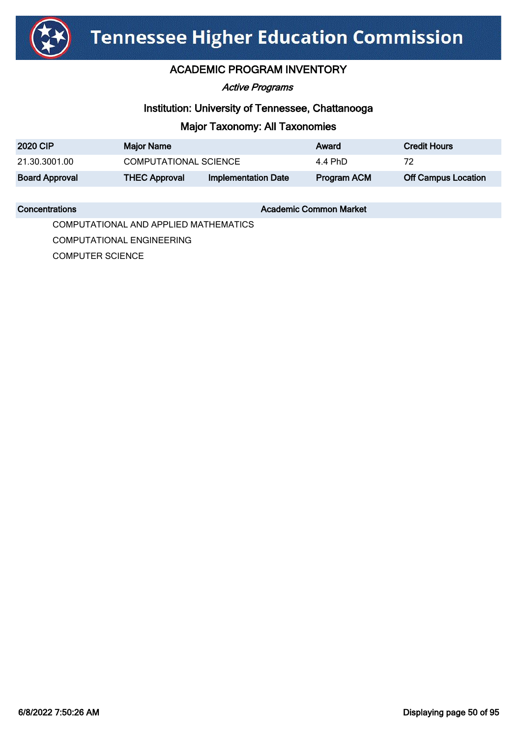# Tennessee Higher Education Commission

## ACADEMIC PROGRAM INVENTORY

*Active Programs*

### Institution: University of Tennessee, Chattanooga

### Major Taxonomy: All Taxonomies

| 2020 CIP | Major Name | | Award | Credit Hours |
|---|---|---|---|---|
| 21.30.3001.00 | COMPUTATIONAL SCIENCE | | 4.4 PhD | 72 |
| **Board Approval** | **THEC Approval** | **Implementation Date** | **Program ACM** | **Off Campus Location** |

| Concentrations | Academic Common Market |
|---|---|
| COMPUTATIONAL AND APPLIED MATHEMATICS | |
| COMPUTATIONAL ENGINEERING | |
| COMPUTER SCIENCE | |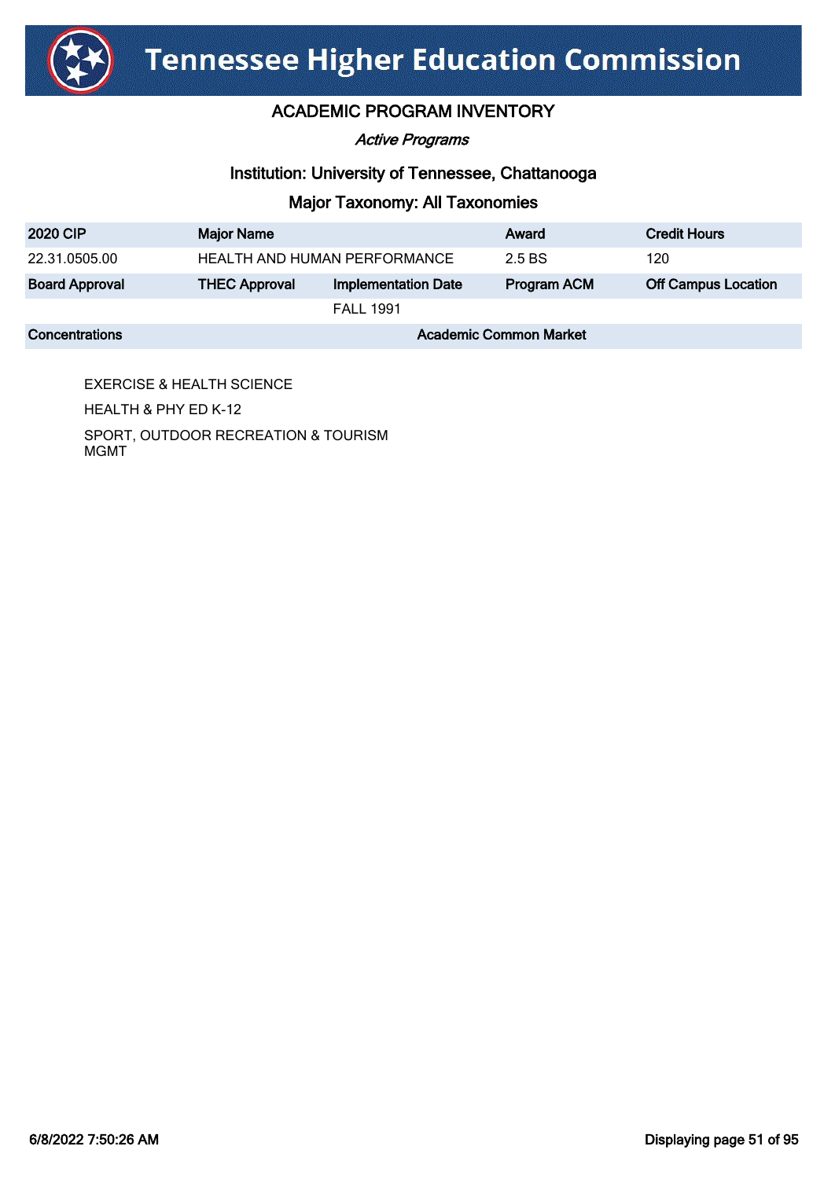# Tennessee Higher Education Commission

## ACADEMIC PROGRAM INVENTORY

*Active Programs*

### Institution: University of Tennessee, Chattanooga

### Major Taxonomy: All Taxonomies

| 2020 CIP | Major Name | | Award | Credit Hours |
|---|---|---|---|---|
| 22.31.0505.00 | HEALTH AND HUMAN PERFORMANCE | | 2.5 BS | 120 |
| **Board Approval** | **THEC Approval** | **Implementation Date** | **Program ACM** | **Off Campus Location** |
| | | FALL 1991 | | |

| Concentrations | Academic Common Market |
|---|---|
| EXERCISE & HEALTH SCIENCE | |
| HEALTH & PHY ED K-12 | |
| SPORT, OUTDOOR RECREATION & TOURISM MGMT | |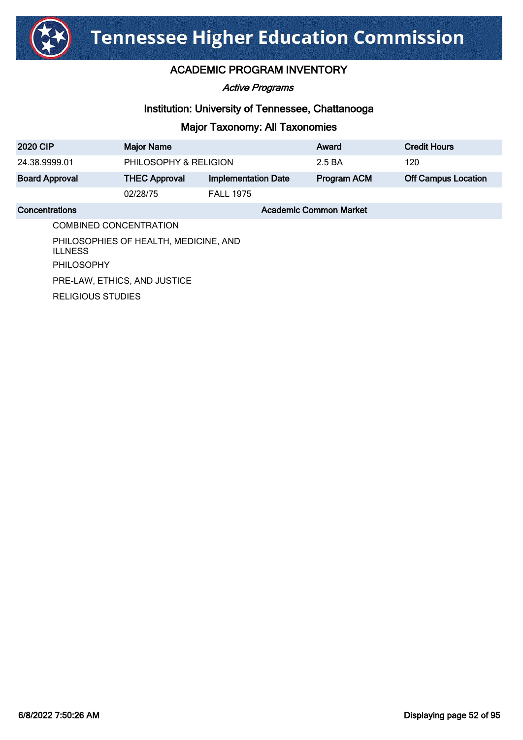# Tennessee Higher Education Commission

## ACADEMIC PROGRAM INVENTORY

*Active Programs*

### Institution: University of Tennessee, Chattanooga

### Major Taxonomy: All Taxonomies

| 2020 CIP | Major Name | | Award | Credit Hours |
|---|---|---|---|---|
| 24.38.9999.01 | PHILOSOPHY & RELIGION | | 2.5 BA | 120 |
| **Board Approval** | **THEC Approval** | **Implementation Date** | **Program ACM** | **Off Campus Location** |
| | 02/28/75 | FALL 1975 | | |

| Concentrations | Academic Common Market |
|---|---|
| COMBINED CONCENTRATION | |
| PHILOSOPHIES OF HEALTH, MEDICINE, AND ILLNESS | |
| PHILOSOPHY | |
| PRE-LAW, ETHICS, AND JUSTICE | |
| RELIGIOUS STUDIES | |

6/8/2022 7:50:26 AM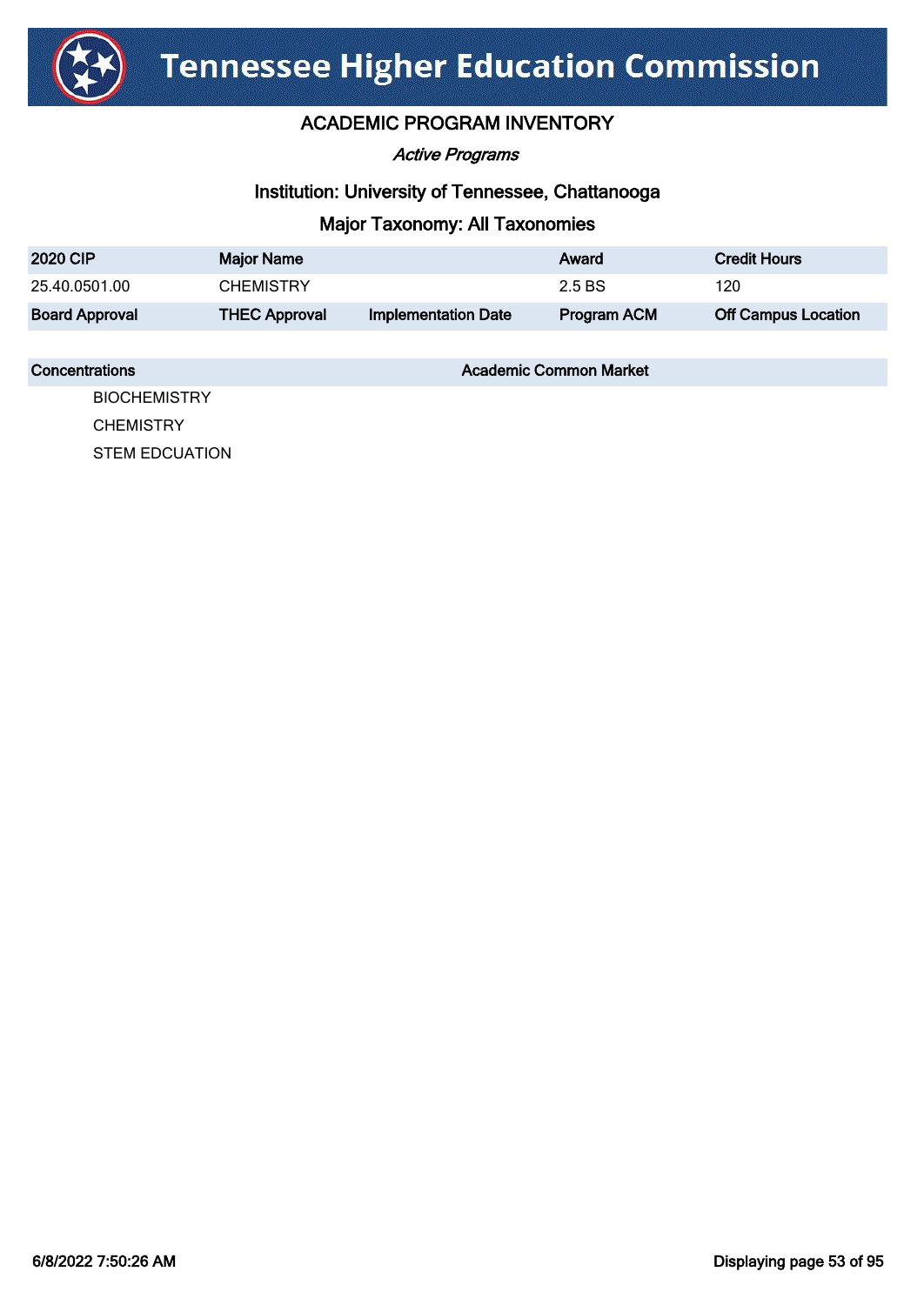# Tennessee Higher Education Commission

## ACADEMIC PROGRAM INVENTORY

*Active Programs*

### Institution: University of Tennessee, Chattanooga

### Major Taxonomy: All Taxonomies

| 2020 CIP | Major Name | | Award | Credit Hours |
|---|---|---|---|---|
| 25.40.0501.00 | CHEMISTRY | | 2.5 BS | 120 |
| **Board Approval** | **THEC Approval** | **Implementation Date** | **Program ACM** | **Off Campus Location** |

| Concentrations | Academic Common Market |
|---|---|
| BIOCHEMISTRY | |
| CHEMISTRY | |
| STEM EDCUATION | |

6/8/2022 7:50:26 AM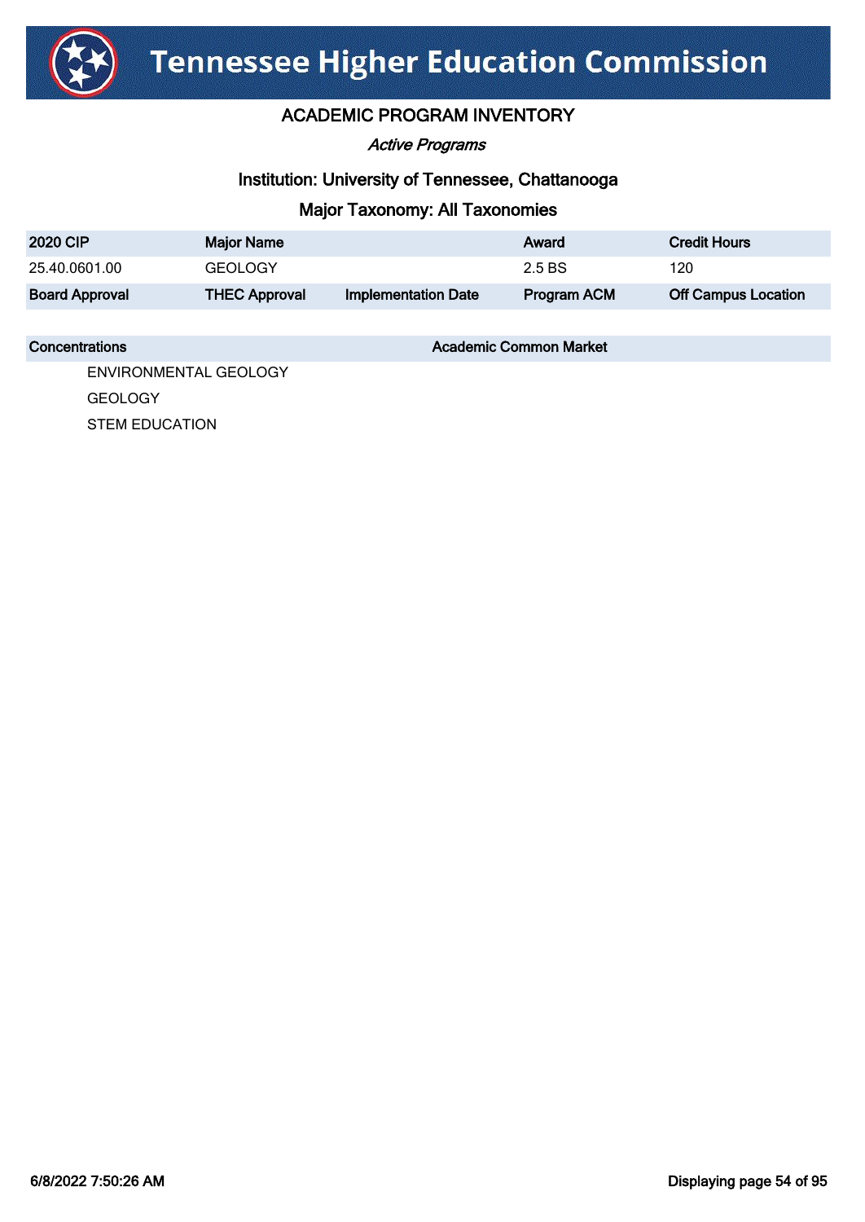# Tennessee Higher Education Commission

## ACADEMIC PROGRAM INVENTORY

*Active Programs*

### Institution: University of Tennessee, Chattanooga

### Major Taxonomy: All Taxonomies

| 2020 CIP | Major Name | | Award | Credit Hours |
|---|---|---|---|---|
| 25.40.0601.00 | GEOLOGY | | 2.5 BS | 120 |
| **Board Approval** | **THEC Approval** | **Implementation Date** | **Program ACM** | **Off Campus Location** |

| Concentrations | Academic Common Market |
|---|---|
| ENVIRONMENTAL GEOLOGY | |
| GEOLOGY | |
| STEM EDUCATION | |

6/8/2022 7:50:26 AM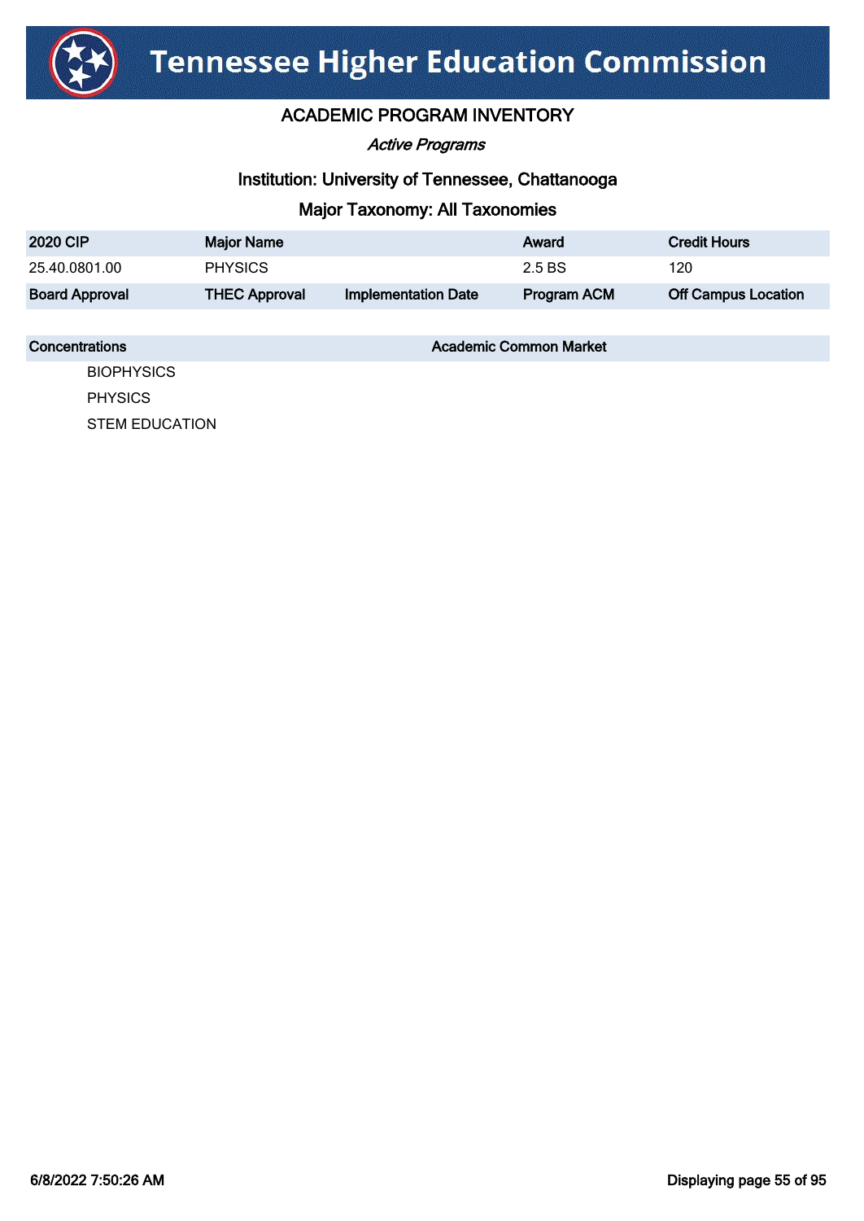# Tennessee Higher Education Commission

## ACADEMIC PROGRAM INVENTORY

*Active Programs*

### Institution: University of Tennessee, Chattanooga

### Major Taxonomy: All Taxonomies

| 2020 CIP | Major Name | | Award | Credit Hours |
|---|---|---|---|---|
| 25.40.0801.00 | PHYSICS | | 2.5 BS | 120 |
| **Board Approval** | **THEC Approval** | **Implementation Date** | **Program ACM** | **Off Campus Location** |

| Concentrations | Academic Common Market |
|---|---|
| BIOPHYSICS | |
| PHYSICS | |
| STEM EDUCATION | |

6/8/2022 7:50:26 AM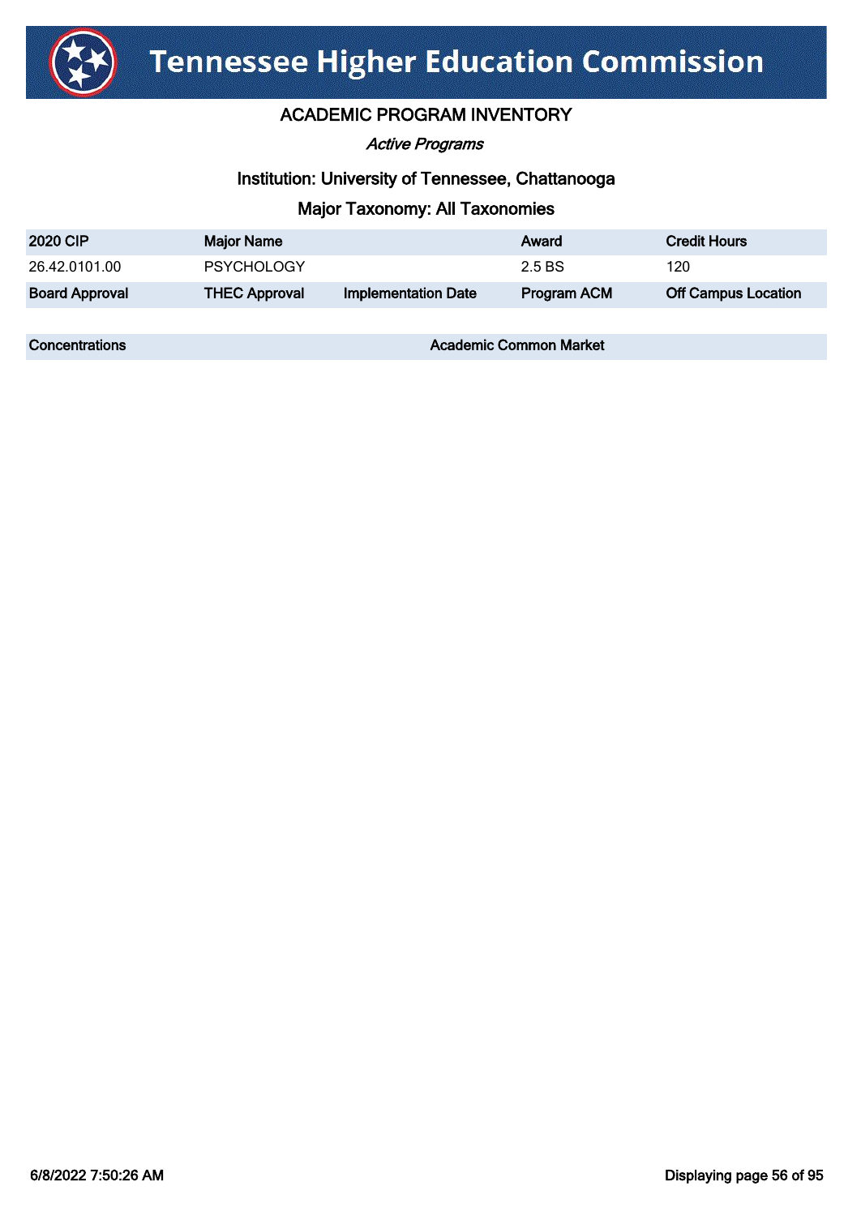# Tennessee Higher Education Commission

## ACADEMIC PROGRAM INVENTORY

*Active Programs*

### Institution: University of Tennessee, Chattanooga

### Major Taxonomy: All Taxonomies

| 2020 CIP | Major Name | | Award | Credit Hours |
|---|---|---|---|---|
| 26.42.0101.00 | PSYCHOLOGY | | 2.5 BS | 120 |
| **Board Approval** | **THEC Approval** | **Implementation Date** | **Program ACM** | **Off Campus Location** |

| Concentrations | Academic Common Market |
|---|---|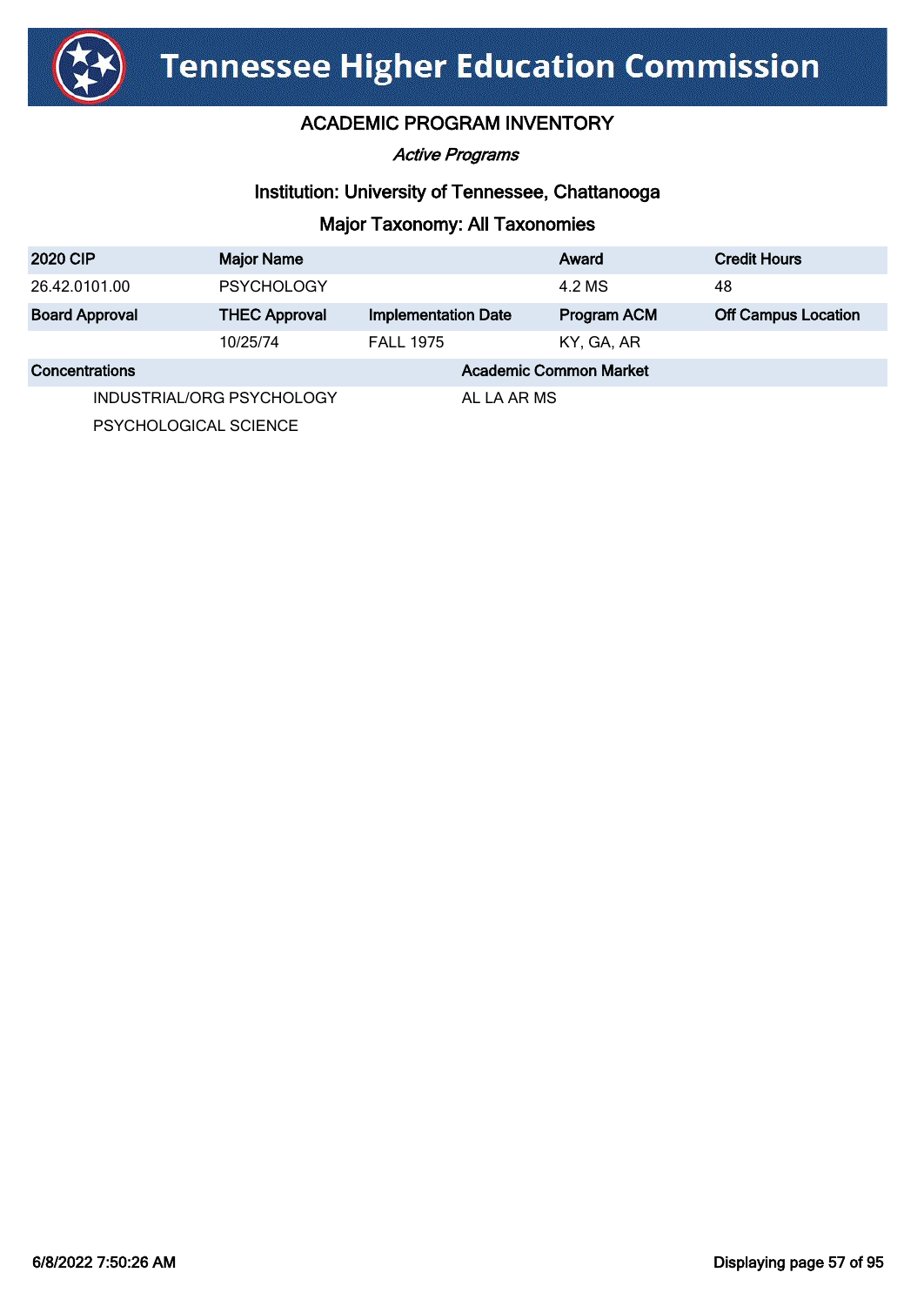# Tennessee Higher Education Commission

## ACADEMIC PROGRAM INVENTORY

*Active Programs*

### Institution: University of Tennessee, Chattanooga

### Major Taxonomy: All Taxonomies

| 2020 CIP | Major Name | | Award | Credit Hours |
|---|---|---|---|---|
| 26.42.0101.00 | PSYCHOLOGY | | 4.2 MS | 48 |
| **Board Approval** | **THEC Approval** | **Implementation Date** | **Program ACM** | **Off Campus Location** |
| | 10/25/74 | FALL 1975 | KY, GA, AR | |

| Concentrations | Academic Common Market |
|---|---|
| INDUSTRIAL/ORG PSYCHOLOGY | AL LA AR MS |
| PSYCHOLOGICAL SCIENCE | |

6/8/2022 7:50:26 AM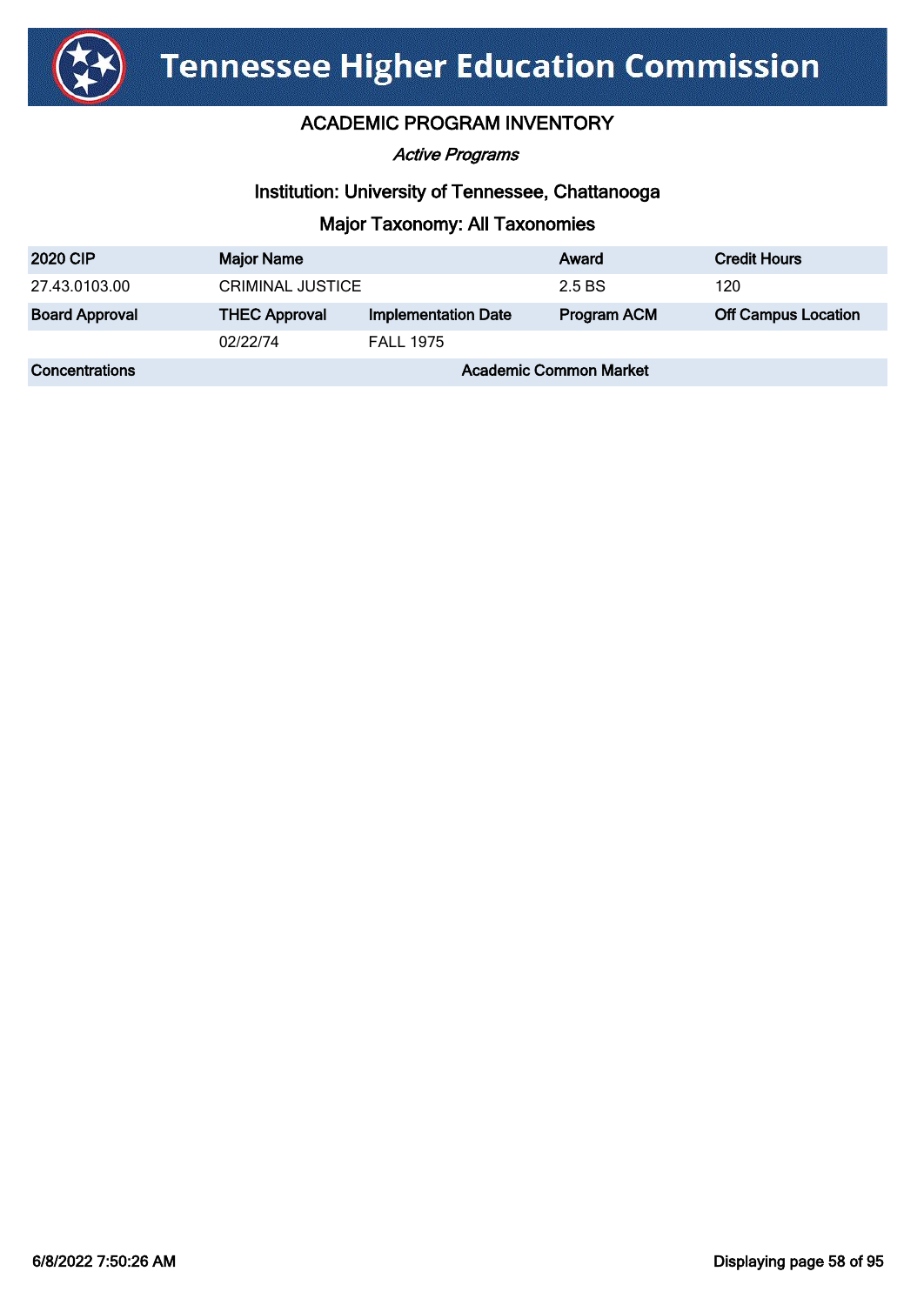# Tennessee Higher Education Commission

## ACADEMIC PROGRAM INVENTORY

*Active Programs*

### Institution: University of Tennessee, Chattanooga

### Major Taxonomy: All Taxonomies

| 2020 CIP | Major Name | | Award | Credit Hours |
|---|---|---|---|---|
| 27.43.0103.00 | CRIMINAL JUSTICE | | 2.5 BS | 120 |
| **Board Approval** | **THEC Approval** | **Implementation Date** | **Program ACM** | **Off Campus Location** |
| | 02/22/74 | FALL 1975 | | |
| **Concentrations** | | **Academic Common Market** | | |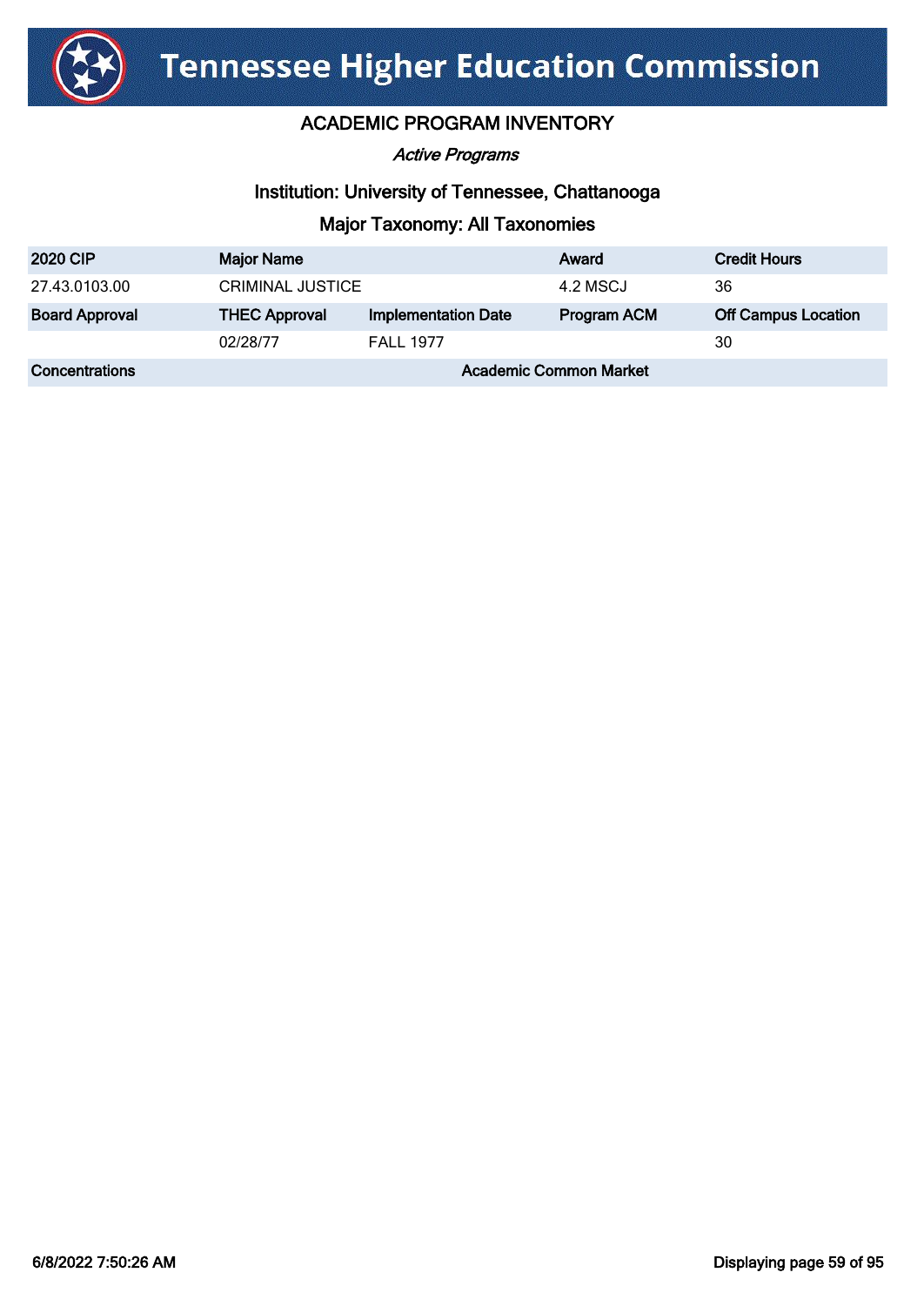# Tennessee Higher Education Commission

## ACADEMIC PROGRAM INVENTORY

*Active Programs*

### Institution: University of Tennessee, Chattanooga

### Major Taxonomy: All Taxonomies

| 2020 CIP | Major Name | | Award | Credit Hours |
|---|---|---|---|---|
| 27.43.0103.00 | CRIMINAL JUSTICE | | 4.2 MSCJ | 36 |
| **Board Approval** | **THEC Approval** | **Implementation Date** | **Program ACM** | **Off Campus Location** |
| | 02/28/77 | FALL 1977 | | 30 |
| **Concentrations** | | **Academic Common Market** | | |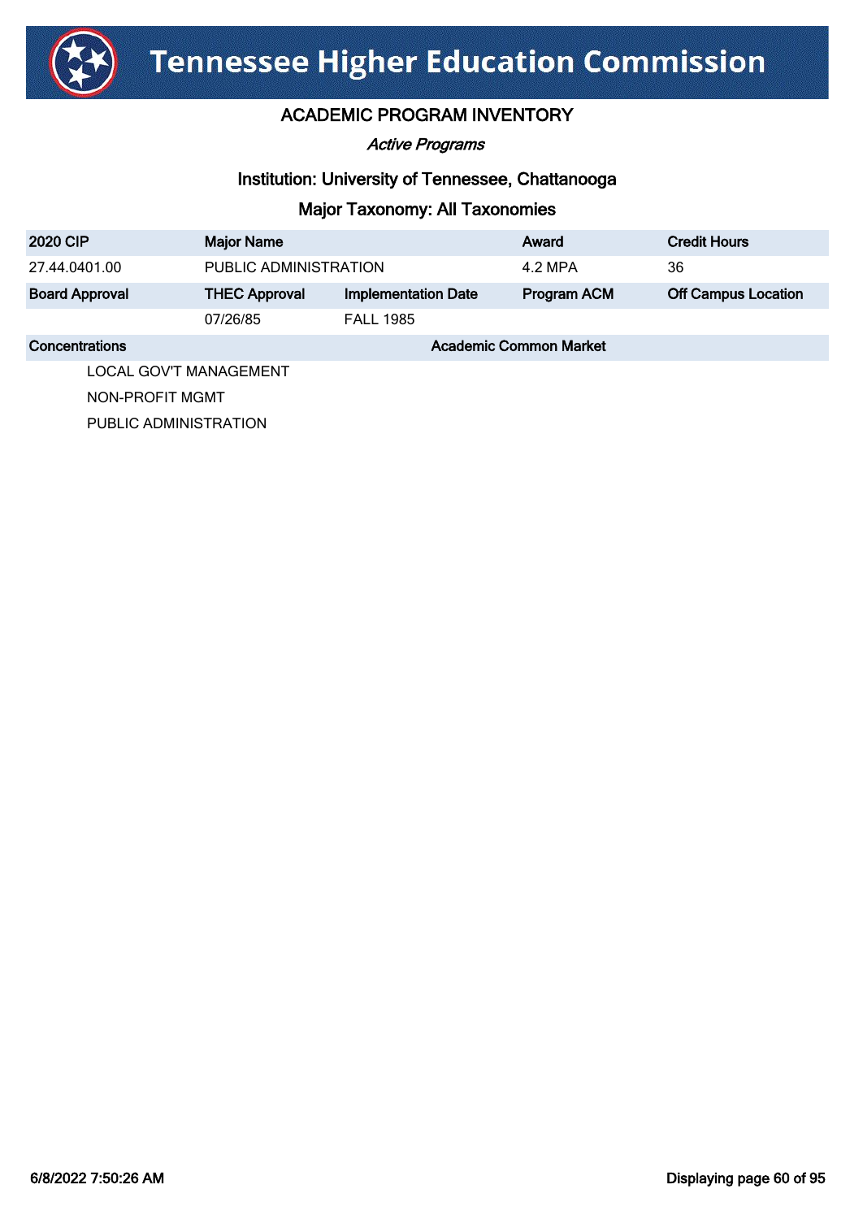# Tennessee Higher Education Commission

## ACADEMIC PROGRAM INVENTORY

*Active Programs*

### Institution: University of Tennessee, Chattanooga

### Major Taxonomy: All Taxonomies

| 2020 CIP | Major Name | | Award | Credit Hours |
|---|---|---|---|---|
| 27.44.0401.00 | PUBLIC ADMINISTRATION | | 4.2 MPA | 36 |
| **Board Approval** | **THEC Approval** | **Implementation Date** | **Program ACM** | **Off Campus Location** |
| | 07/26/85 | FALL 1985 | | |

| Concentrations | Academic Common Market |
|---|---|
| LOCAL GOV'T MANAGEMENT | |
| NON-PROFIT MGMT | |
| PUBLIC ADMINISTRATION | |

6/8/2022 7:50:26 AM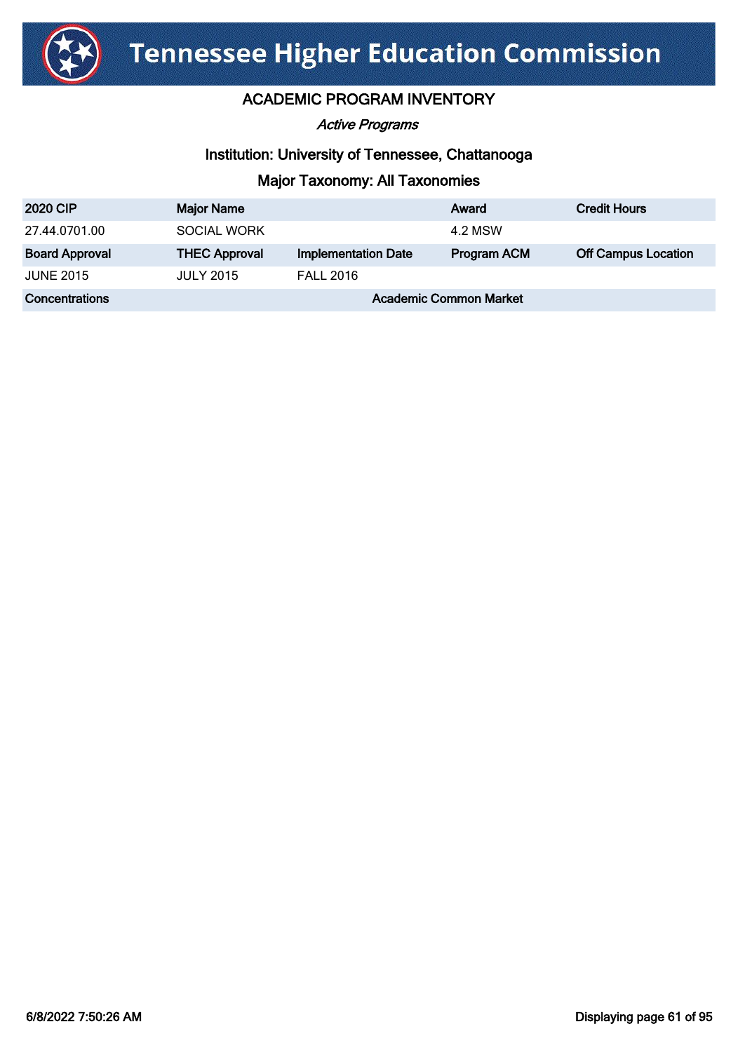# Tennessee Higher Education Commission

## ACADEMIC PROGRAM INVENTORY

*Active Programs*

### Institution: University of Tennessee, Chattanooga

### Major Taxonomy: All Taxonomies

| 2020 CIP | Major Name | | Award | Credit Hours |
|---|---|---|---|---|
| 27.44.0701.00 | SOCIAL WORK | | 4.2 MSW | |
| **Board Approval** | **THEC Approval** | **Implementation Date** | **Program ACM** | **Off Campus Location** |
| JUNE 2015 | JULY 2015 | FALL 2016 | | |
| **Concentrations** | | **Academic Common Market** | | |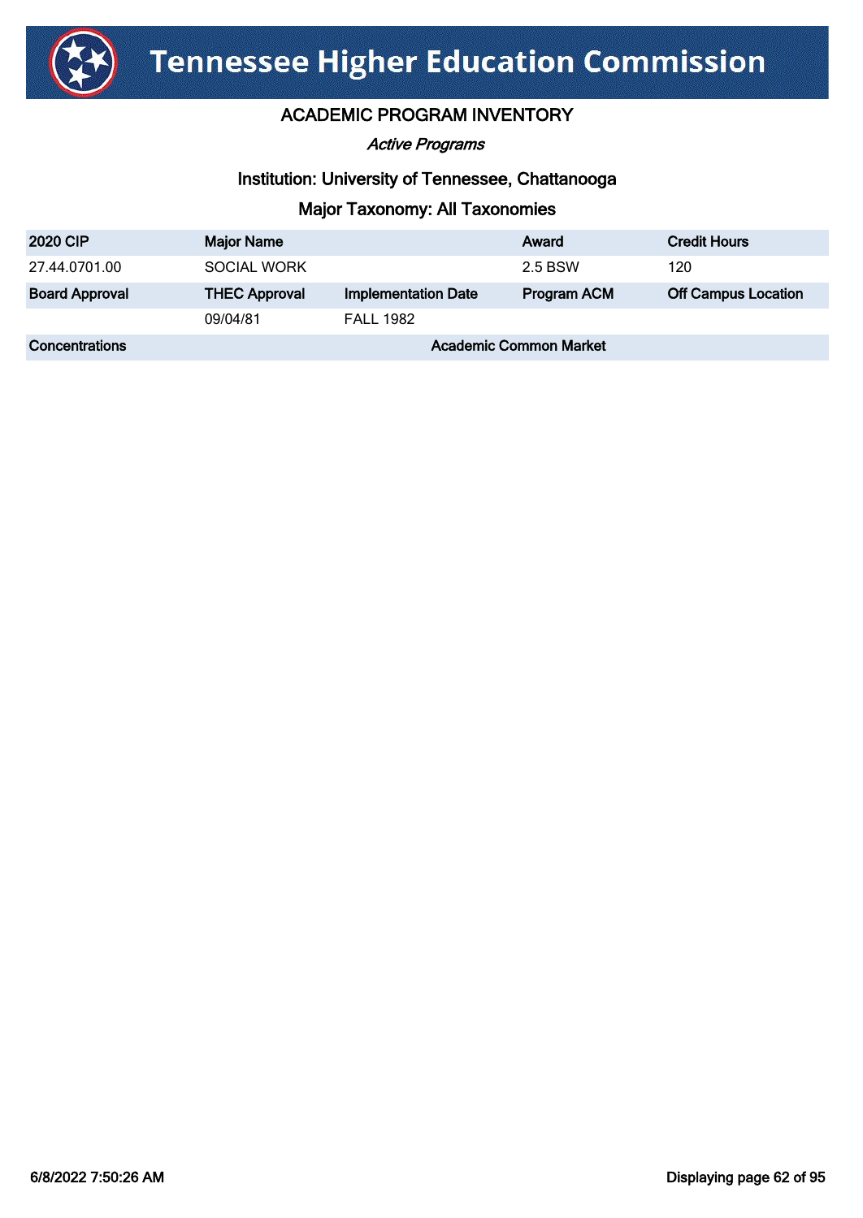# Tennessee Higher Education Commission

## ACADEMIC PROGRAM INVENTORY

*Active Programs*

### Institution: University of Tennessee, Chattanooga

### Major Taxonomy: All Taxonomies

| 2020 CIP | Major Name | | Award | Credit Hours |
|---|---|---|---|---|
| 27.44.0701.00 | SOCIAL WORK | | 2.5 BSW | 120 |
| **Board Approval** | **THEC Approval** | **Implementation Date** | **Program ACM** | **Off Campus Location** |
| | 09/04/81 | FALL 1982 | | |
| **Concentrations** | | **Academic Common Market** | | |

6/8/2022 7:50:26 AM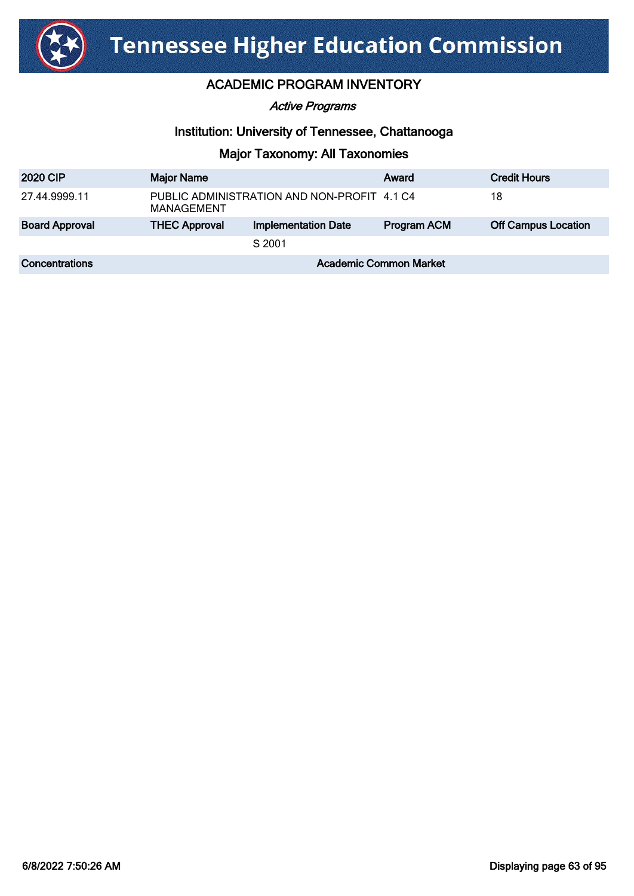# Tennessee Higher Education Commission

## ACADEMIC PROGRAM INVENTORY

*Active Programs*

### Institution: University of Tennessee, Chattanooga

### Major Taxonomy: All Taxonomies

| 2020 CIP | Major Name | | Award | Credit Hours |
|---|---|---|---|---|
| 27.44.9999.11 | PUBLIC ADMINISTRATION AND NON-PROFIT MANAGEMENT | | 4.1 C4 | 18 |
| **Board Approval** | **THEC Approval** | **Implementation Date** | **Program ACM** | **Off Campus Location** |
| | | S 2001 | | |
| **Concentrations** | | **Academic Common Market** | | |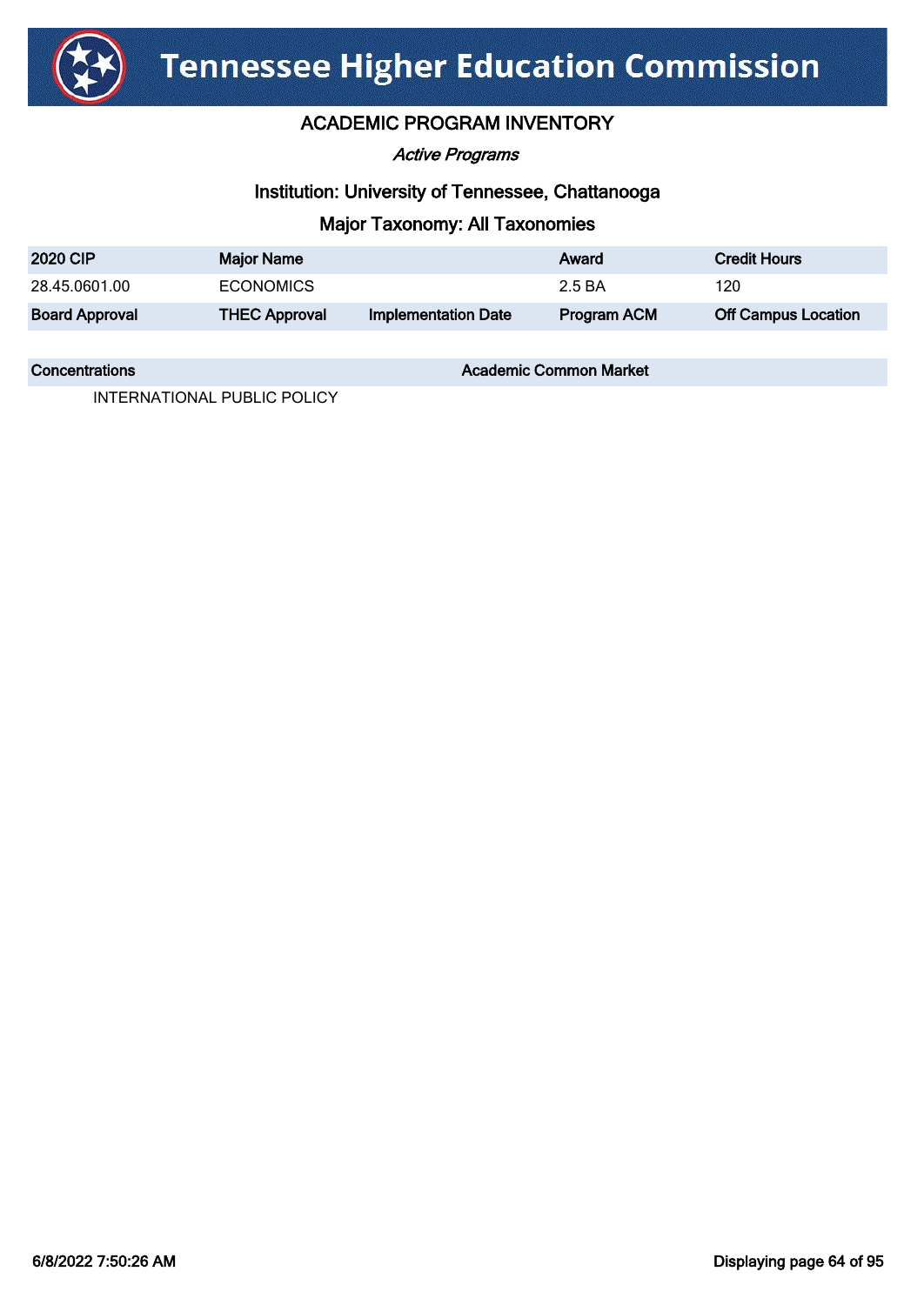# Tennessee Higher Education Commission

## ACADEMIC PROGRAM INVENTORY

*Active Programs*

### Institution: University of Tennessee, Chattanooga

### Major Taxonomy: All Taxonomies

| 2020 CIP | Major Name | | Award | Credit Hours |
|---|---|---|---|---|
| 28.45.0601.00 | ECONOMICS | | 2.5 BA | 120 |
| **Board Approval** | **THEC Approval** | **Implementation Date** | **Program ACM** | **Off Campus Location** |

| Concentrations | Academic Common Market |
|---|---|
| INTERNATIONAL PUBLIC POLICY | |

6/8/2022 7:50:26 AM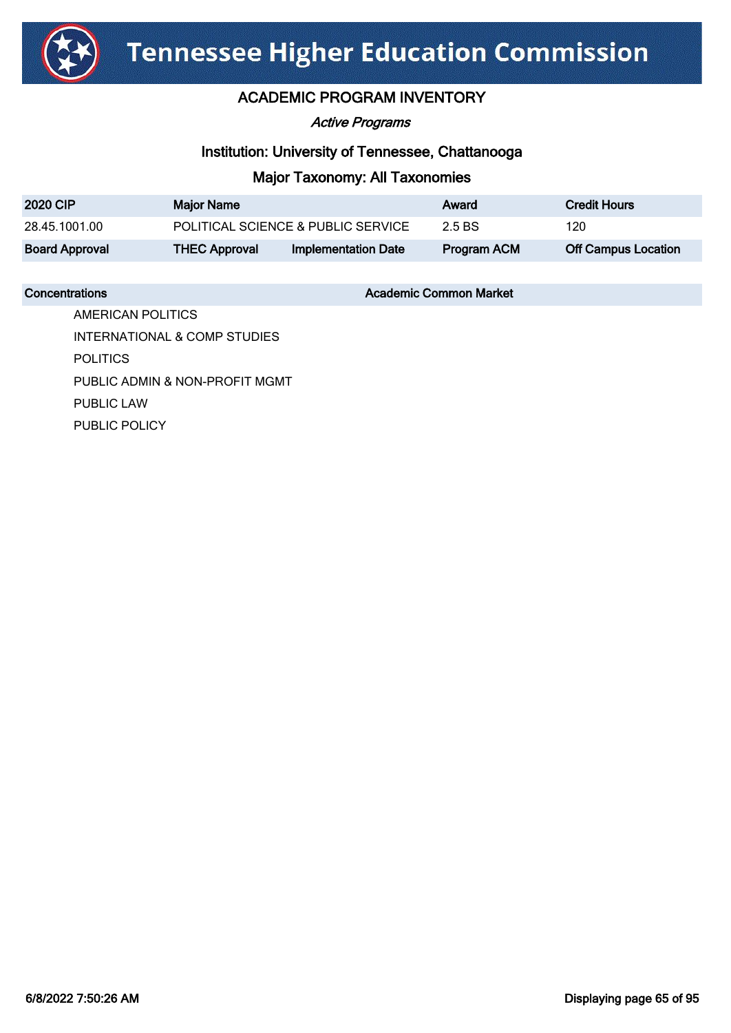# Tennessee Higher Education Commission

## ACADEMIC PROGRAM INVENTORY

*Active Programs*

### Institution: University of Tennessee, Chattanooga

### Major Taxonomy: All Taxonomies

| 2020 CIP | Major Name | | Award | Credit Hours |
|---|---|---|---|---|
| 28.45.1001.00 | POLITICAL SCIENCE & PUBLIC SERVICE | | 2.5 BS | 120 |
| **Board Approval** | **THEC Approval** | **Implementation Date** | **Program ACM** | **Off Campus Location** |

| Concentrations | Academic Common Market |
|---|---|
| AMERICAN POLITICS | |
| INTERNATIONAL & COMP STUDIES | |
| POLITICS | |
| PUBLIC ADMIN & NON-PROFIT MGMT | |
| PUBLIC LAW | |
| PUBLIC POLICY | |

6/8/2022 7:50:26 AM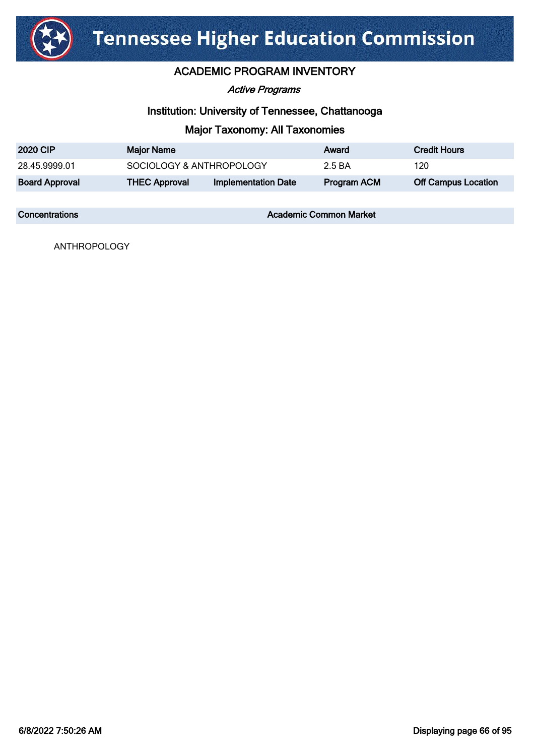# Tennessee Higher Education Commission

## ACADEMIC PROGRAM INVENTORY

*Active Programs*

### Institution: University of Tennessee, Chattanooga

### Major Taxonomy: All Taxonomies

| 2020 CIP | Major Name | | Award | Credit Hours |
|---|---|---|---|---|
| 28.45.9999.01 | SOCIOLOGY & ANTHROPOLOGY | | 2.5 BA | 120 |
| **Board Approval** | **THEC Approval** | **Implementation Date** | **Program ACM** | **Off Campus Location** |

| Concentrations | Academic Common Market |
|---|---|
| ANTHROPOLOGY | |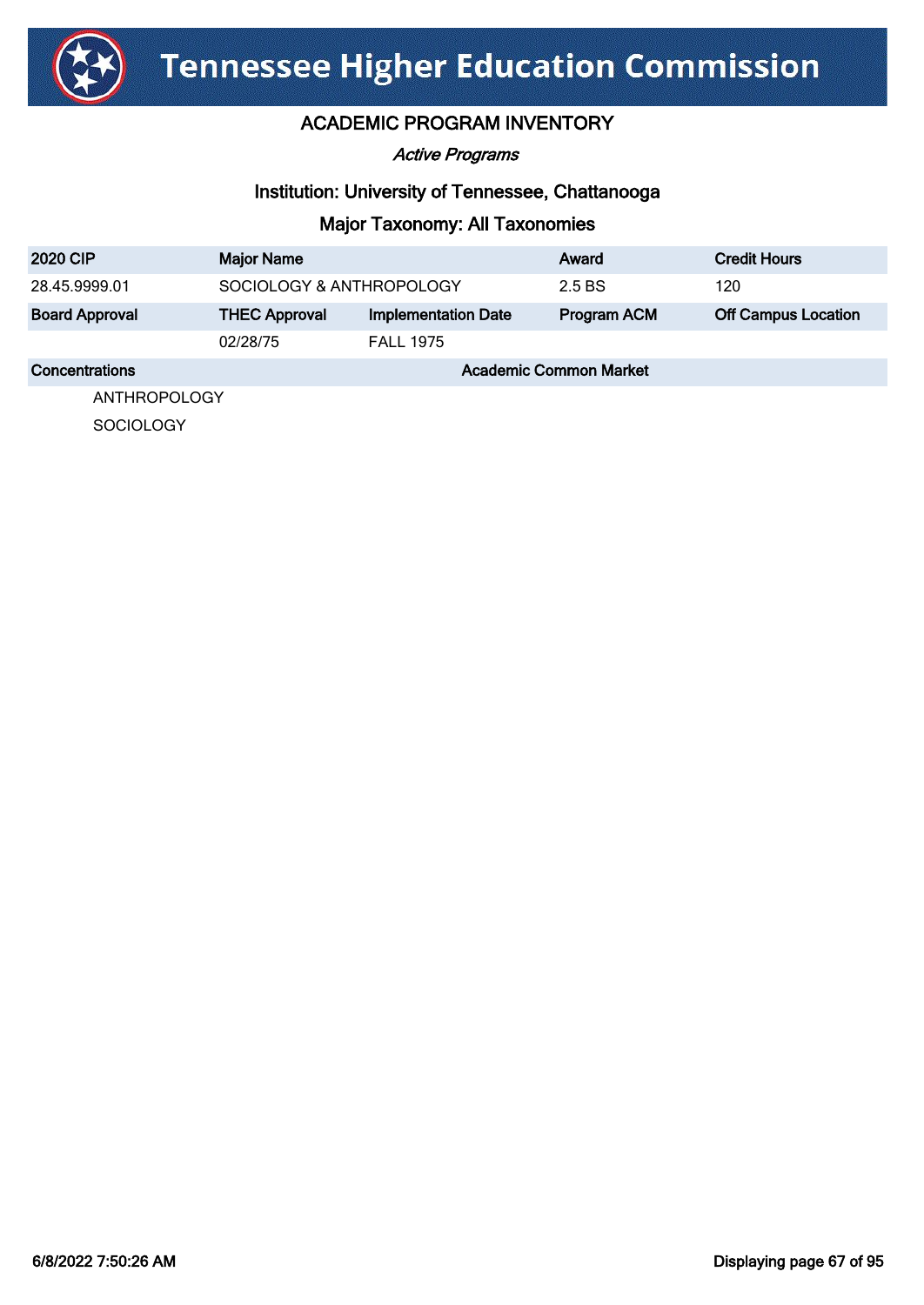# Tennessee Higher Education Commission

## ACADEMIC PROGRAM INVENTORY

*Active Programs*

### Institution: University of Tennessee, Chattanooga

### Major Taxonomy: All Taxonomies

| 2020 CIP | Major Name | | Award | Credit Hours |
|---|---|---|---|---|
| 28.45.9999.01 | SOCIOLOGY & ANTHROPOLOGY | | 2.5 BS | 120 |
| **Board Approval** | **THEC Approval** | **Implementation Date** | **Program ACM** | **Off Campus Location** |
| | 02/28/75 | FALL 1975 | | |

| Concentrations | Academic Common Market |
|---|---|
| ANTHROPOLOGY | |
| SOCIOLOGY | |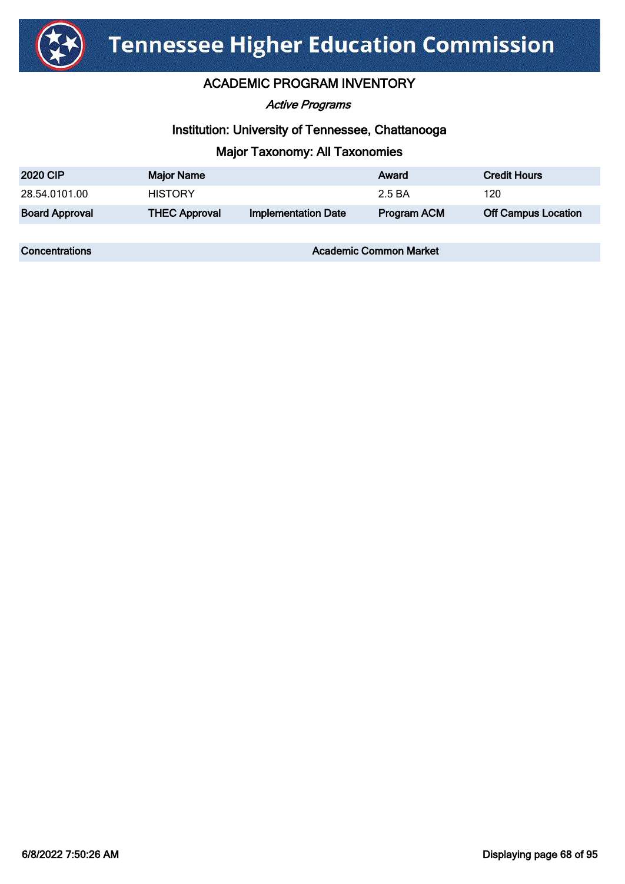# Tennessee Higher Education Commission

## ACADEMIC PROGRAM INVENTORY

*Active Programs*

### Institution: University of Tennessee, Chattanooga

### Major Taxonomy: All Taxonomies

| 2020 CIP | Major Name | | Award | Credit Hours |
|---|---|---|---|---|
| 28.54.0101.00 | HISTORY | | 2.5 BA | 120 |
| **Board Approval** | **THEC Approval** | **Implementation Date** | **Program ACM** | **Off Campus Location** |

| Concentrations | Academic Common Market |
|---|---|

6/8/2022 7:50:26 AM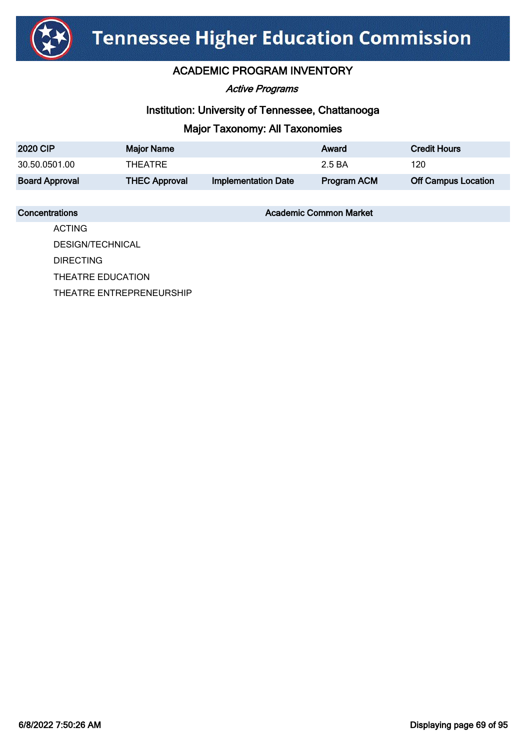# Tennessee Higher Education Commission

## ACADEMIC PROGRAM INVENTORY

*Active Programs*

### Institution: University of Tennessee, Chattanooga

### Major Taxonomy: All Taxonomies

| 2020 CIP | Major Name | | Award | Credit Hours |
|---|---|---|---|---|
| 30.50.0501.00 | THEATRE | | 2.5 BA | 120 |
| **Board Approval** | **THEC Approval** | **Implementation Date** | **Program ACM** | **Off Campus Location** |

| Concentrations | Academic Common Market |
|---|---|
| ACTING | |
| DESIGN/TECHNICAL | |
| DIRECTING | |
| THEATRE EDUCATION | |
| THEATRE ENTREPRENEURSHIP | |

6/8/2022 7:50:26 AM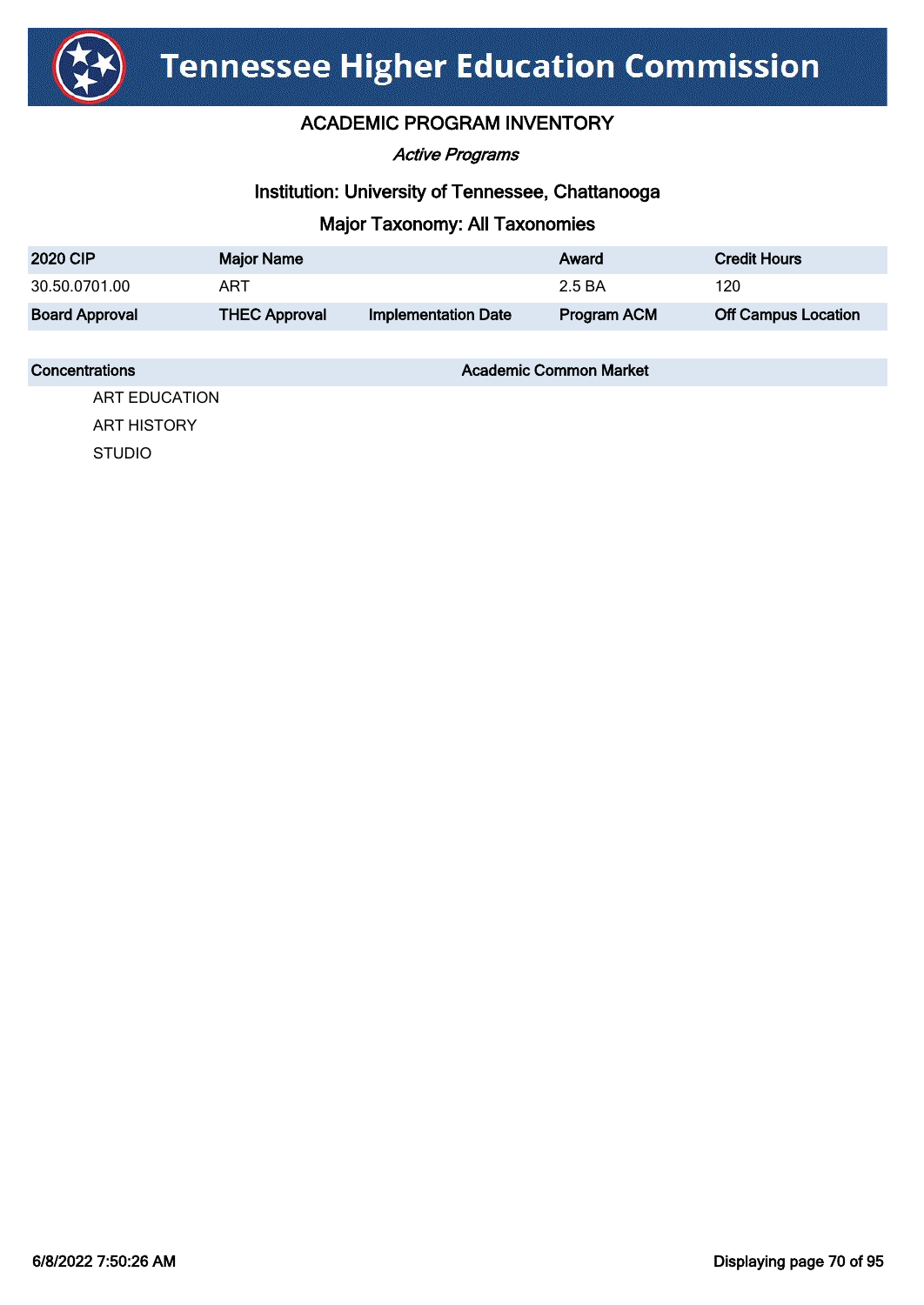# Tennessee Higher Education Commission

## ACADEMIC PROGRAM INVENTORY

*Active Programs*

### Institution: University of Tennessee, Chattanooga

### Major Taxonomy: All Taxonomies

| 2020 CIP | Major Name | | Award | Credit Hours |
|---|---|---|---|---|
| 30.50.0701.00 | ART | | 2.5 BA | 120 |
| **Board Approval** | **THEC Approval** | **Implementation Date** | **Program ACM** | **Off Campus Location** |

| Concentrations | Academic Common Market |
|---|---|
| ART EDUCATION | |
| ART HISTORY | |
| STUDIO | |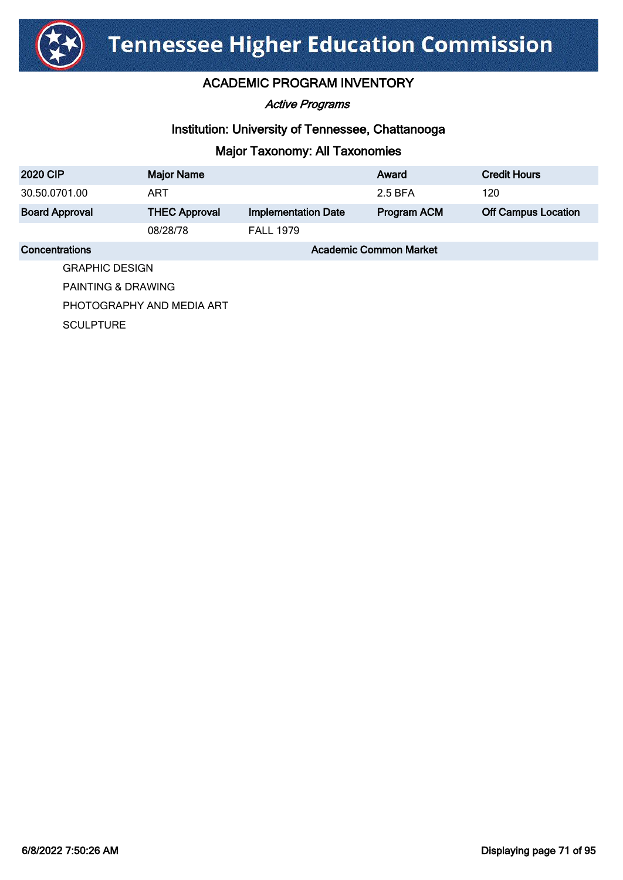# Tennessee Higher Education Commission

## ACADEMIC PROGRAM INVENTORY

*Active Programs*

### Institution: University of Tennessee, Chattanooga

### Major Taxonomy: All Taxonomies

| 2020 CIP | Major Name | | Award | Credit Hours |
|---|---|---|---|---|
| 30.50.0701.00 | ART | | 2.5 BFA | 120 |
| **Board Approval** | **THEC Approval** | **Implementation Date** | **Program ACM** | **Off Campus Location** |
| | 08/28/78 | FALL 1979 | | |

| Concentrations | Academic Common Market |
|---|---|
| GRAPHIC DESIGN | |
| PAINTING & DRAWING | |
| PHOTOGRAPHY AND MEDIA ART | |
| SCULPTURE | |

6/8/2022 7:50:26 AM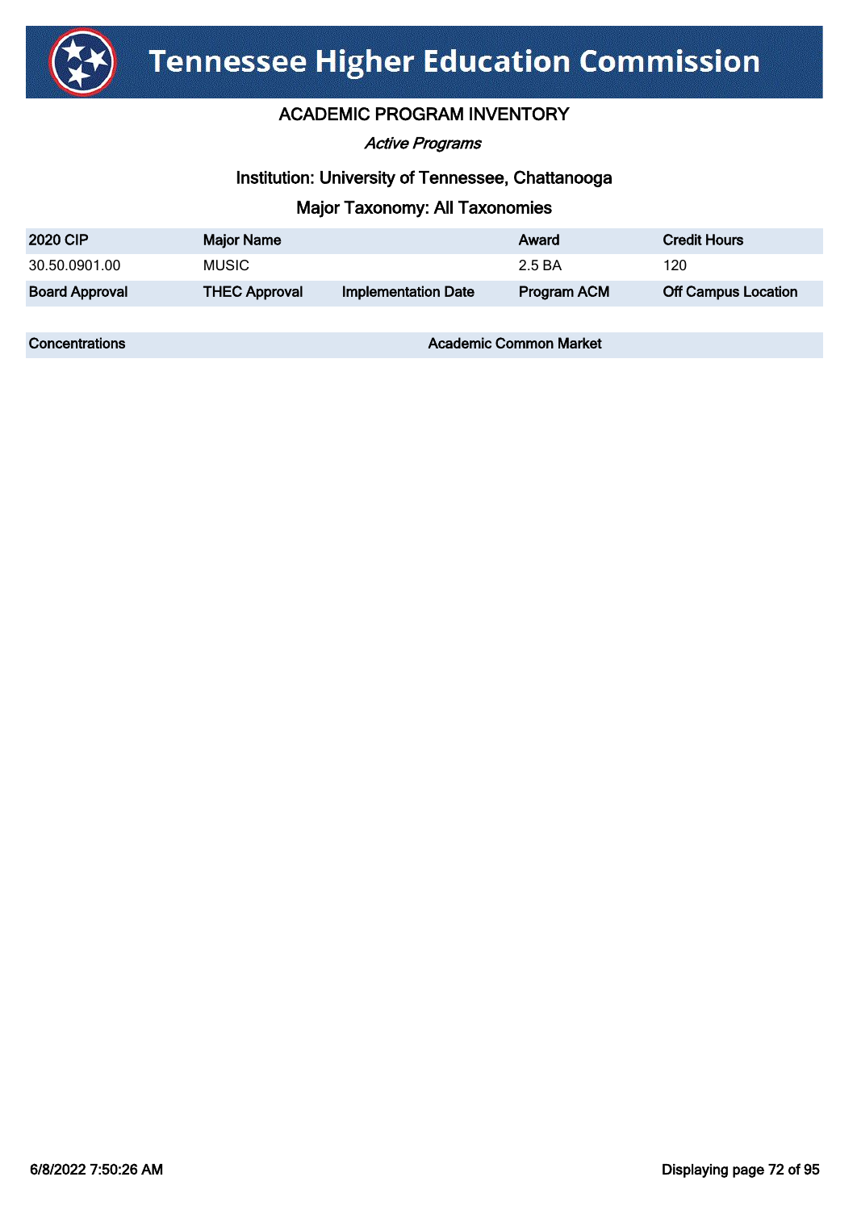# Tennessee Higher Education Commission

## ACADEMIC PROGRAM INVENTORY

*Active Programs*

### Institution: University of Tennessee, Chattanooga

### Major Taxonomy: All Taxonomies

| 2020 CIP | Major Name | | Award | Credit Hours |
|---|---|---|---|---|
| 30.50.0901.00 | MUSIC | | 2.5 BA | 120 |
| **Board Approval** | **THEC Approval** | **Implementation Date** | **Program ACM** | **Off Campus Location** |

| Concentrations | Academic Common Market |
|---|---|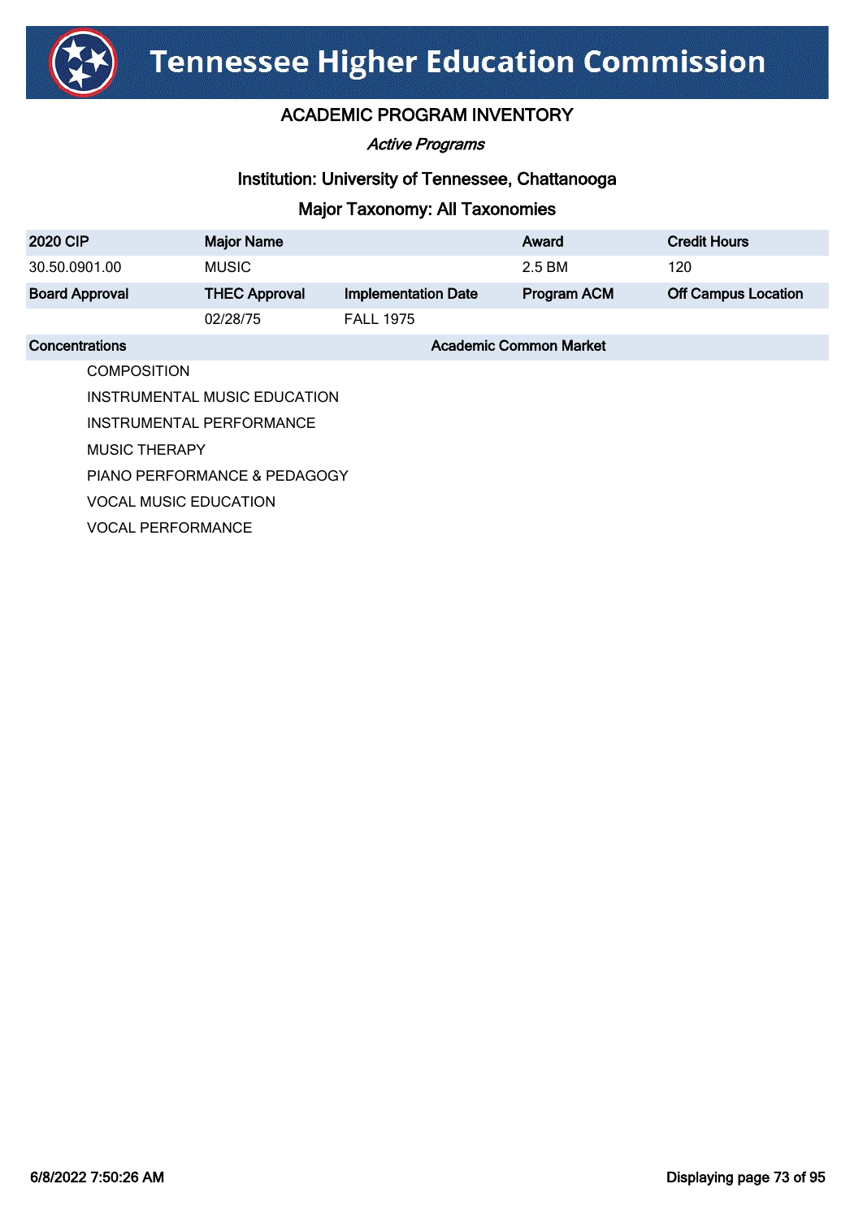# Tennessee Higher Education Commission

## ACADEMIC PROGRAM INVENTORY

*Active Programs*

### Institution: University of Tennessee, Chattanooga

### Major Taxonomy: All Taxonomies

| 2020 CIP | Major Name | | Award | Credit Hours |
|---|---|---|---|---|
| 30.50.0901.00 | MUSIC | | 2.5 BM | 120 |
| **Board Approval** | **THEC Approval** | **Implementation Date** | **Program ACM** | **Off Campus Location** |
| | 02/28/75 | FALL 1975 | | |

| Concentrations | Academic Common Market |
|---|---|
| COMPOSITION | |
| INSTRUMENTAL MUSIC EDUCATION | |
| INSTRUMENTAL PERFORMANCE | |
| MUSIC THERAPY | |
| PIANO PERFORMANCE & PEDAGOGY | |
| VOCAL MUSIC EDUCATION | |
| VOCAL PERFORMANCE | |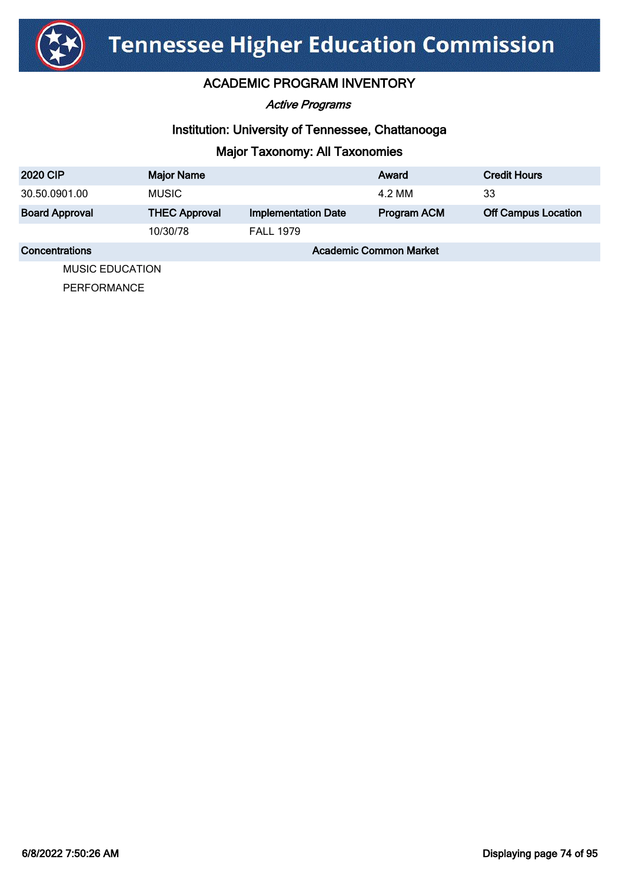# Tennessee Higher Education Commission

## ACADEMIC PROGRAM INVENTORY

*Active Programs*

### Institution: University of Tennessee, Chattanooga

### Major Taxonomy: All Taxonomies

| 2020 CIP | Major Name | | Award | Credit Hours |
|---|---|---|---|---|
| 30.50.0901.00 | MUSIC | | 4.2 MM | 33 |
| **Board Approval** | **THEC Approval** | **Implementation Date** | **Program ACM** | **Off Campus Location** |
| | 10/30/78 | FALL 1979 | | |

| Concentrations | Academic Common Market |
|---|---|
| MUSIC EDUCATION | |
| PERFORMANCE | |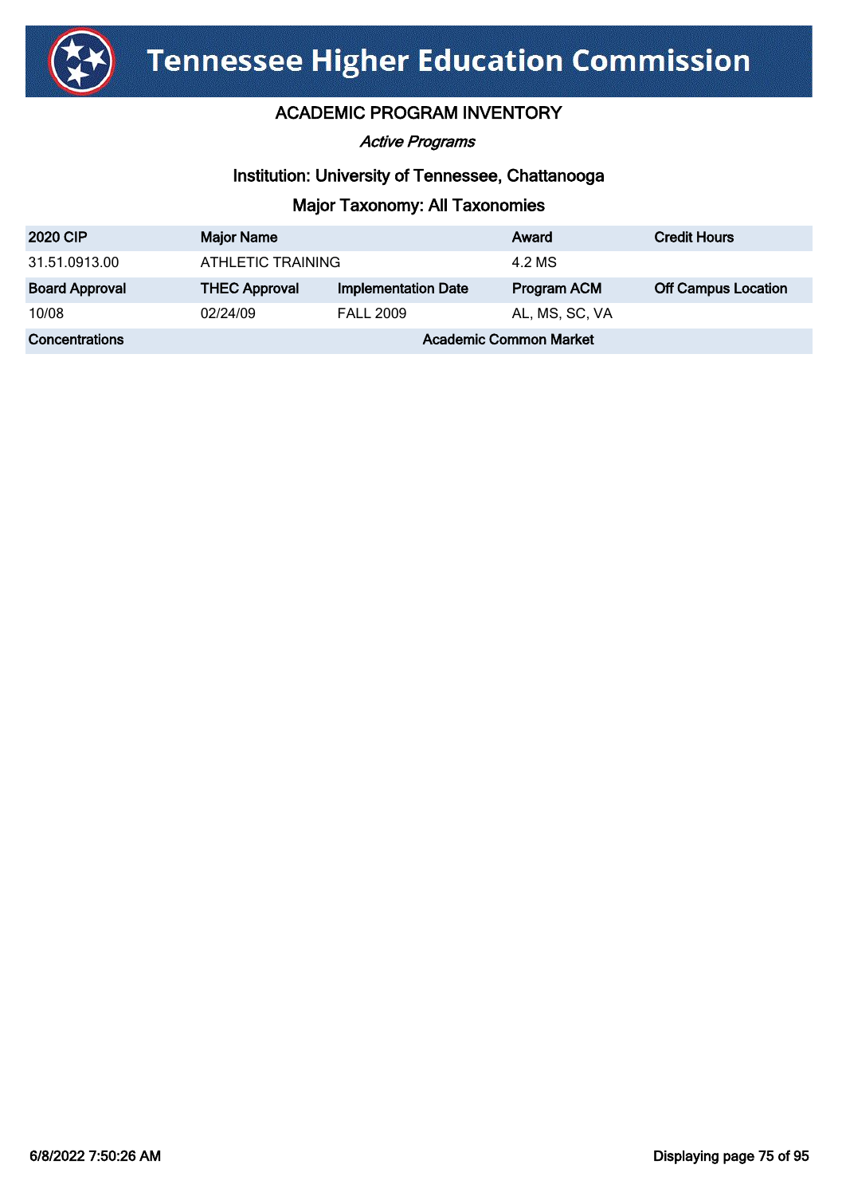# Tennessee Higher Education Commission

## ACADEMIC PROGRAM INVENTORY

*Active Programs*

### Institution: University of Tennessee, Chattanooga

### Major Taxonomy: All Taxonomies

| 2020 CIP | Major Name | | Award | Credit Hours |
|---|---|---|---|---|
| 31.51.0913.00 | ATHLETIC TRAINING | | 4.2 MS | |
| **Board Approval** | **THEC Approval** | **Implementation Date** | **Program ACM** | **Off Campus Location** |
| 10/08 | 02/24/09 | FALL 2009 | AL, MS, SC, VA | |
| **Concentrations** | | **Academic Common Market** | | |

6/8/2022 7:50:26 AM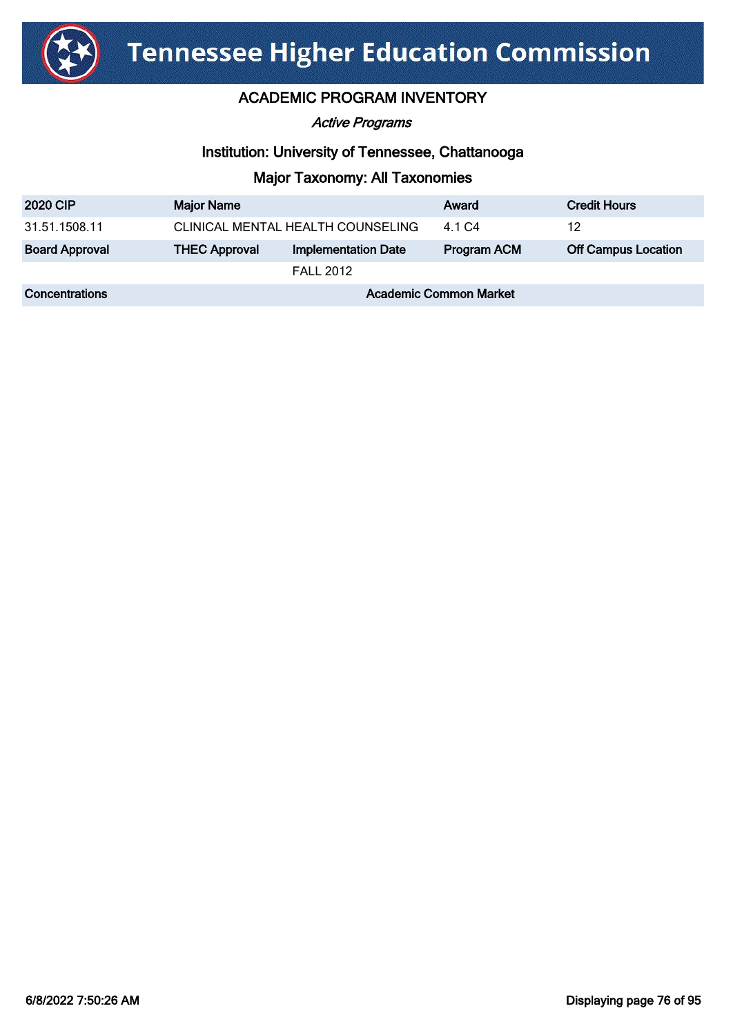# Tennessee Higher Education Commission

## ACADEMIC PROGRAM INVENTORY

*Active Programs*

### Institution: University of Tennessee, Chattanooga

### Major Taxonomy: All Taxonomies

| 2020 CIP | Major Name | | Award | Credit Hours |
|---|---|---|---|---|
| 31.51.1508.11 | CLINICAL MENTAL HEALTH COUNSELING | | 4.1 C4 | 12 |
| **Board Approval** | **THEC Approval** | **Implementation Date** | **Program ACM** | **Off Campus Location** |
| | | FALL 2012 | | |
| **Concentrations** | | **Academic Common Market** | | |

6/8/2022 7:50:26 AM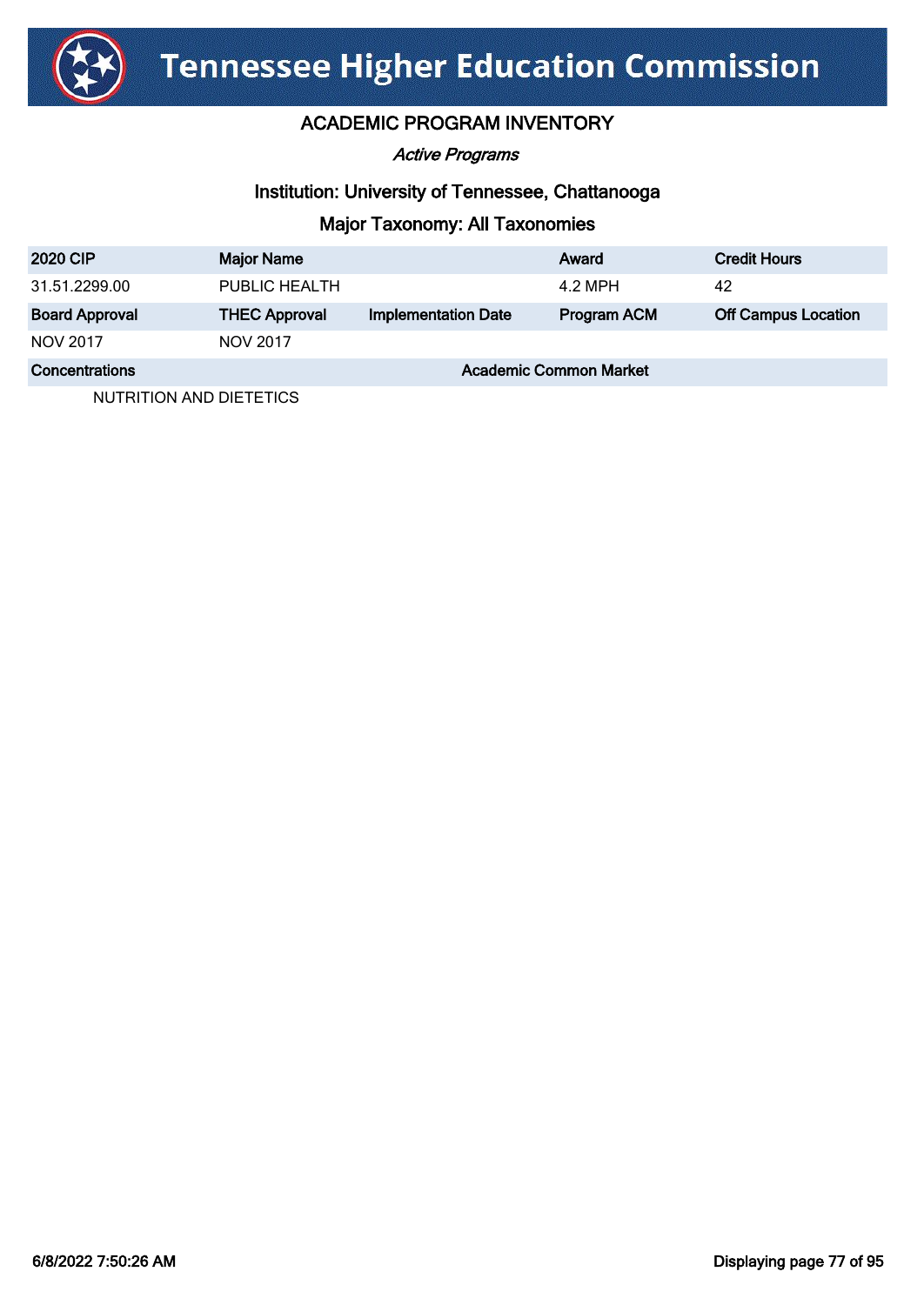# Tennessee Higher Education Commission

## ACADEMIC PROGRAM INVENTORY

*Active Programs*

### Institution: University of Tennessee, Chattanooga

### Major Taxonomy: All Taxonomies

| 2020 CIP | Major Name | | Award | Credit Hours |
|---|---|---|---|---|
| 31.51.2299.00 | PUBLIC HEALTH | | 4.2 MPH | 42 |
| **Board Approval** | **THEC Approval** | **Implementation Date** | **Program ACM** | **Off Campus Location** |
| NOV 2017 | NOV 2017 | | | |

| Concentrations | Academic Common Market |
|---|---|
| NUTRITION AND DIETETICS | |

6/8/2022 7:50:26 AM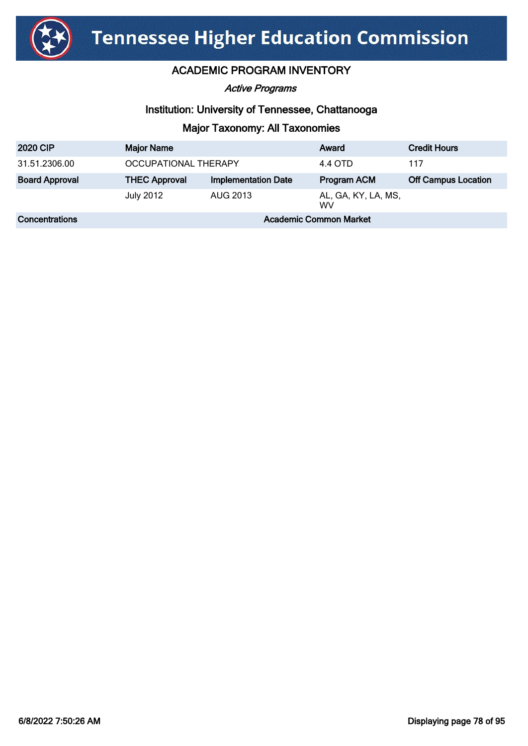# Tennessee Higher Education Commission

## ACADEMIC PROGRAM INVENTORY

*Active Programs*

### Institution: University of Tennessee, Chattanooga

### Major Taxonomy: All Taxonomies

| 2020 CIP | Major Name | | Award | Credit Hours |
|---|---|---|---|---|
| 31.51.2306.00 | OCCUPATIONAL THERAPY | | 4.4 OTD | 117 |
| **Board Approval** | **THEC Approval** | **Implementation Date** | **Program ACM** | **Off Campus Location** |
| | July 2012 | AUG 2013 | AL, GA, KY, LA, MS, WV | |
| **Concentrations** | | **Academic Common Market** | | |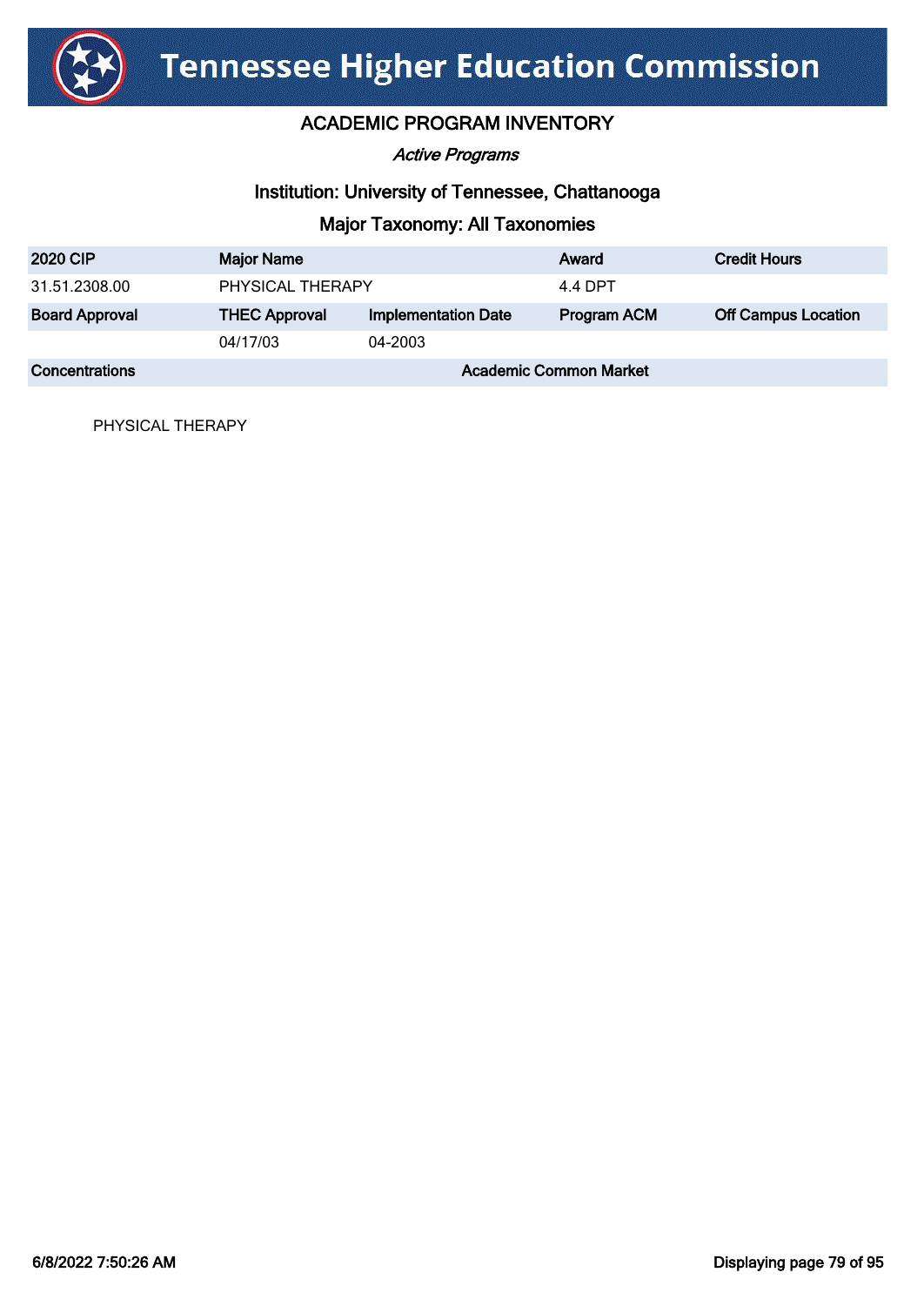# Tennessee Higher Education Commission

## ACADEMIC PROGRAM INVENTORY

*Active Programs*

### Institution: University of Tennessee, Chattanooga

### Major Taxonomy: All Taxonomies

| 2020 CIP | Major Name | | Award | Credit Hours |
|---|---|---|---|---|
| 31.51.2308.00 | PHYSICAL THERAPY | | 4.4 DPT | |
| **Board Approval** | **THEC Approval** | **Implementation Date** | **Program ACM** | **Off Campus Location** |
| | 04/17/03 | 04-2003 | | |
| **Concentrations** | | **Academic Common Market** | | |
| PHYSICAL THERAPY | | | | |

6/8/2022 7:50:26 AM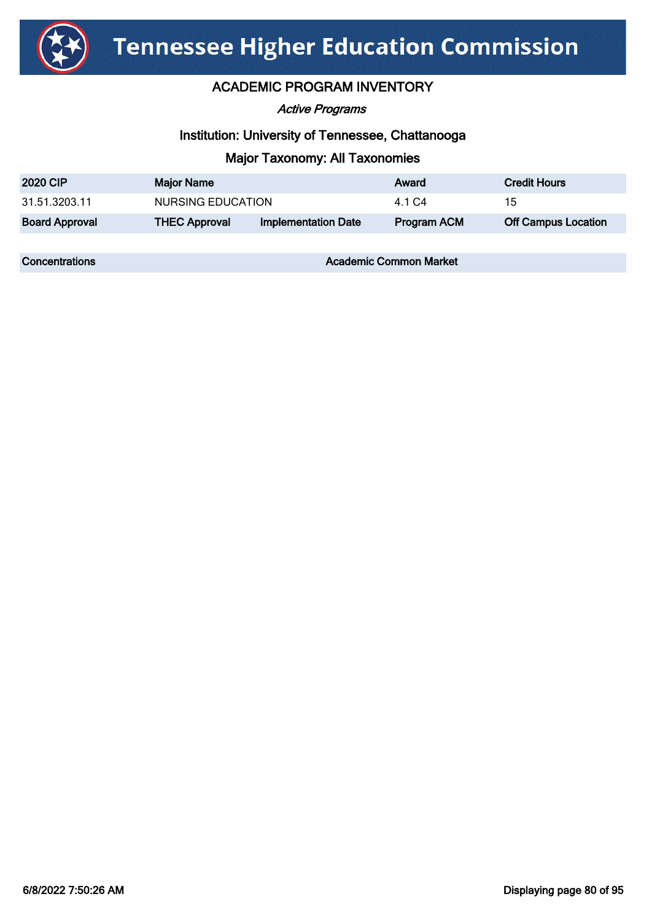# Tennessee Higher Education Commission

## ACADEMIC PROGRAM INVENTORY

*Active Programs*

### Institution: University of Tennessee, Chattanooga

### Major Taxonomy: All Taxonomies

| 2020 CIP | Major Name | | Award | Credit Hours |
|---|---|---|---|---|
| 31.51.3203.11 | NURSING EDUCATION | | 4.1 C4 | 15 |
| **Board Approval** | **THEC Approval** | **Implementation Date** | **Program ACM** | **Off Campus Location** |
| | | | | |

| Concentrations | Academic Common Market |
|---|---|
| | |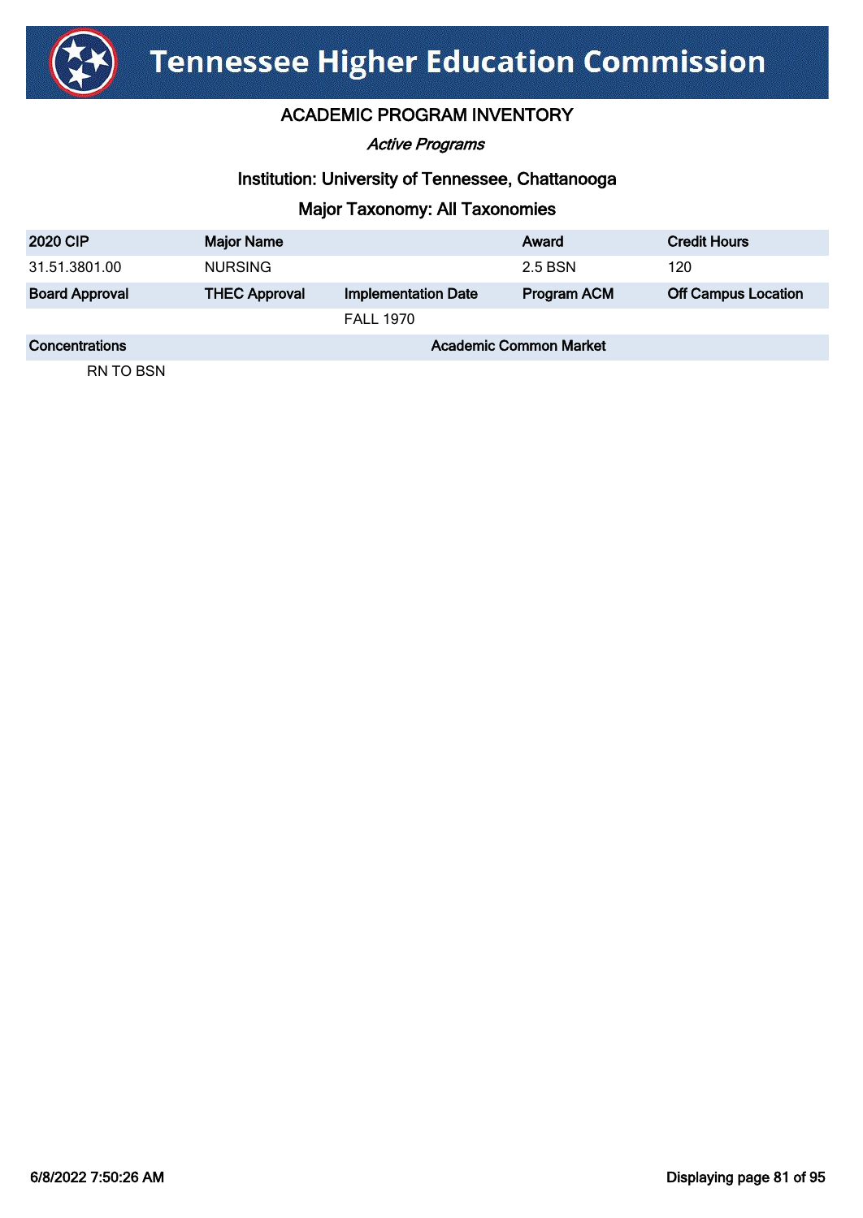# Tennessee Higher Education Commission

## ACADEMIC PROGRAM INVENTORY

*Active Programs*

### Institution: University of Tennessee, Chattanooga

### Major Taxonomy: All Taxonomies

| 2020 CIP | Major Name | | Award | Credit Hours |
|---|---|---|---|---|
| 31.51.3801.00 | NURSING | | 2.5 BSN | 120 |
| **Board Approval** | **THEC Approval** | **Implementation Date** | **Program ACM** | **Off Campus Location** |
| | | FALL 1970 | | |

| Concentrations | Academic Common Market |
|---|---|
| RN TO BSN | |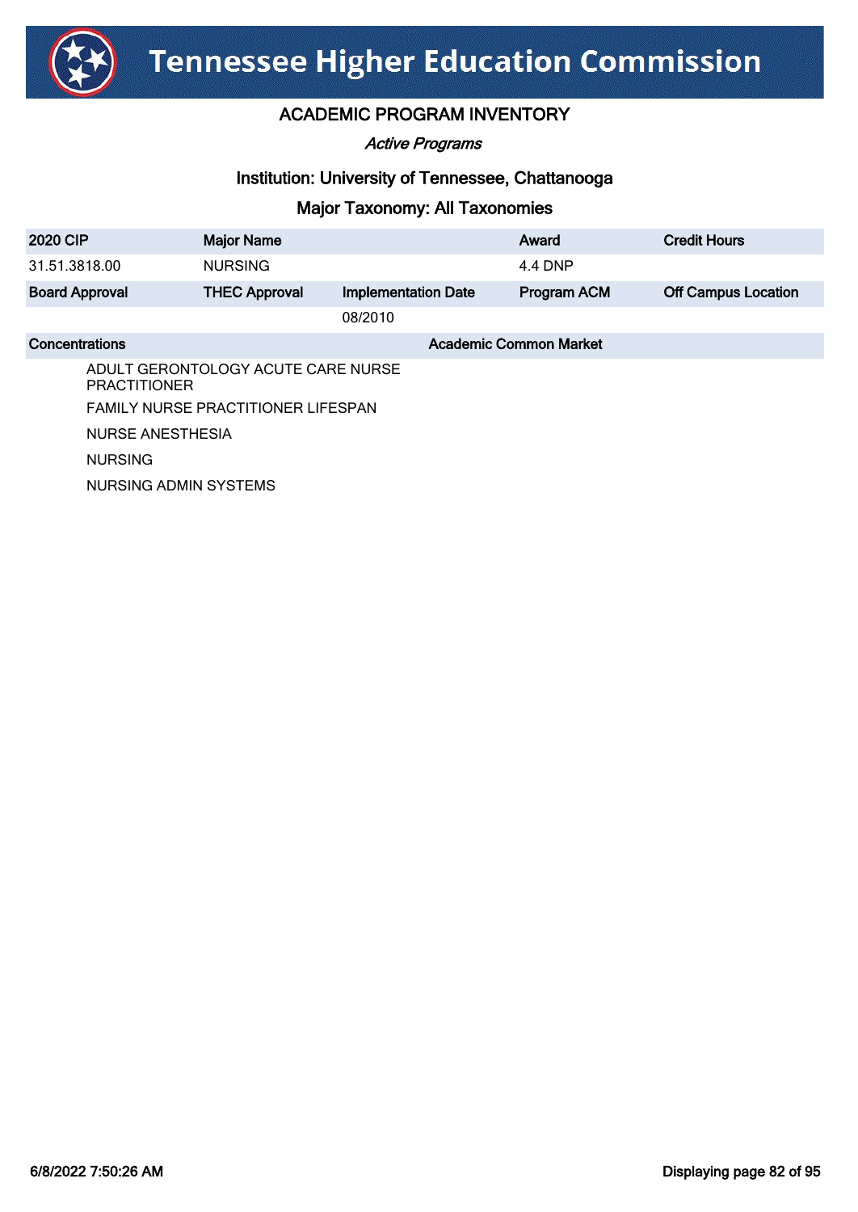# Tennessee Higher Education Commission

## ACADEMIC PROGRAM INVENTORY

*Active Programs*

### Institution: University of Tennessee, Chattanooga

### Major Taxonomy: All Taxonomies

| 2020 CIP | Major Name | | Award | Credit Hours |
|---|---|---|---|---|
| 31.51.3818.00 | NURSING | | 4.4 DNP | |
| **Board Approval** | **THEC Approval** | **Implementation Date** | **Program ACM** | **Off Campus Location** |
| | | 08/2010 | | |

| Concentrations | Academic Common Market |
|---|---|
| ADULT GERONTOLOGY ACUTE CARE NURSE PRACTITIONER | |
| FAMILY NURSE PRACTITIONER LIFESPAN | |
| NURSE ANESTHESIA | |
| NURSING | |
| NURSING ADMIN SYSTEMS | |

6/8/2022 7:50:26 AM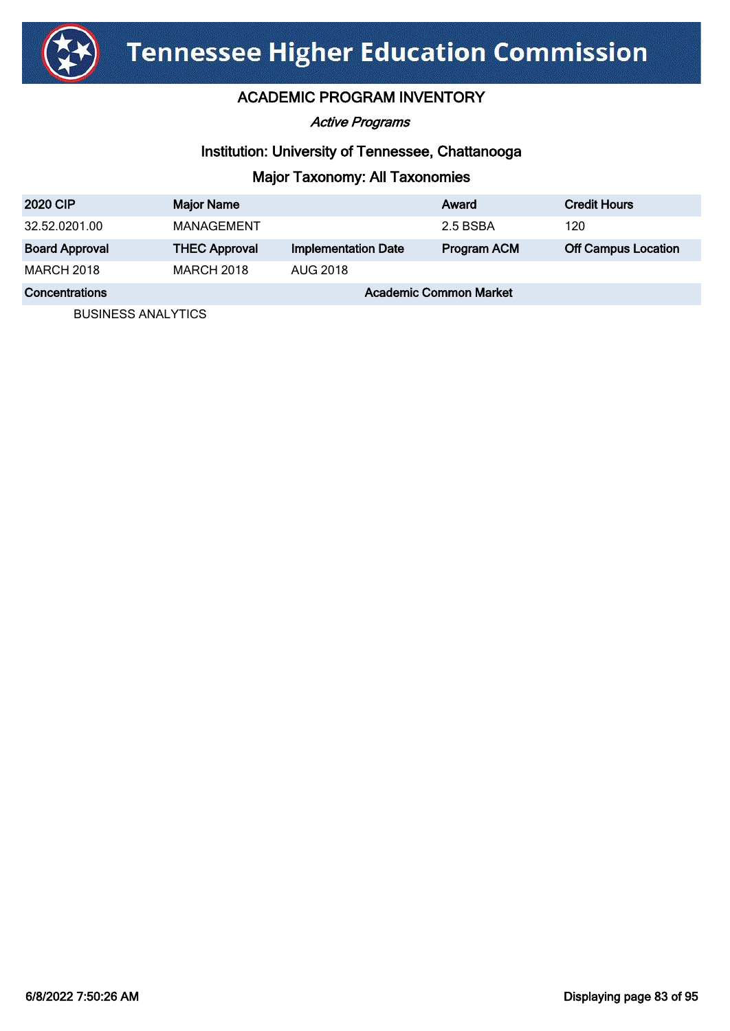# Tennessee Higher Education Commission

## ACADEMIC PROGRAM INVENTORY

*Active Programs*

### Institution: University of Tennessee, Chattanooga

### Major Taxonomy: All Taxonomies

| 2020 CIP | Major Name | | Award | Credit Hours |
|---|---|---|---|---|
| 32.52.0201.00 | MANAGEMENT | | 2.5 BSBA | 120 |
| **Board Approval** | **THEC Approval** | **Implementation Date** | **Program ACM** | **Off Campus Location** |
| MARCH 2018 | MARCH 2018 | AUG 2018 | | |

| Concentrations | Academic Common Market |
|---|---|
| BUSINESS ANALYTICS | |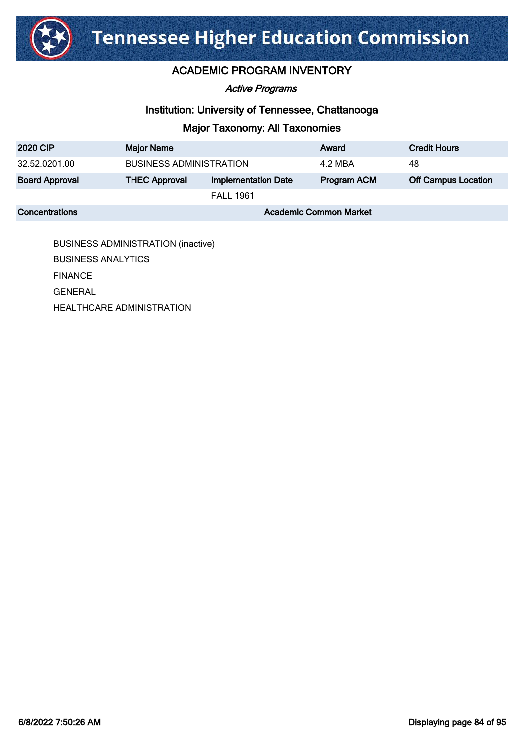# Tennessee Higher Education Commission

## ACADEMIC PROGRAM INVENTORY

*Active Programs*

### Institution: University of Tennessee, Chattanooga

### Major Taxonomy: All Taxonomies

| 2020 CIP | Major Name | | Award | Credit Hours |
|---|---|---|---|---|
| 32.52.0201.00 | BUSINESS ADMINISTRATION | | 4.2 MBA | 48 |
| **Board Approval** | **THEC Approval** | **Implementation Date** | **Program ACM** | **Off Campus Location** |
| | | FALL 1961 | | |

| Concentrations | Academic Common Market |
|---|---|

- BUSINESS ADMINISTRATION (inactive)
- BUSINESS ANALYTICS
- FINANCE
- GENERAL
- HEALTHCARE ADMINISTRATION

6/8/2022 7:50:26 AM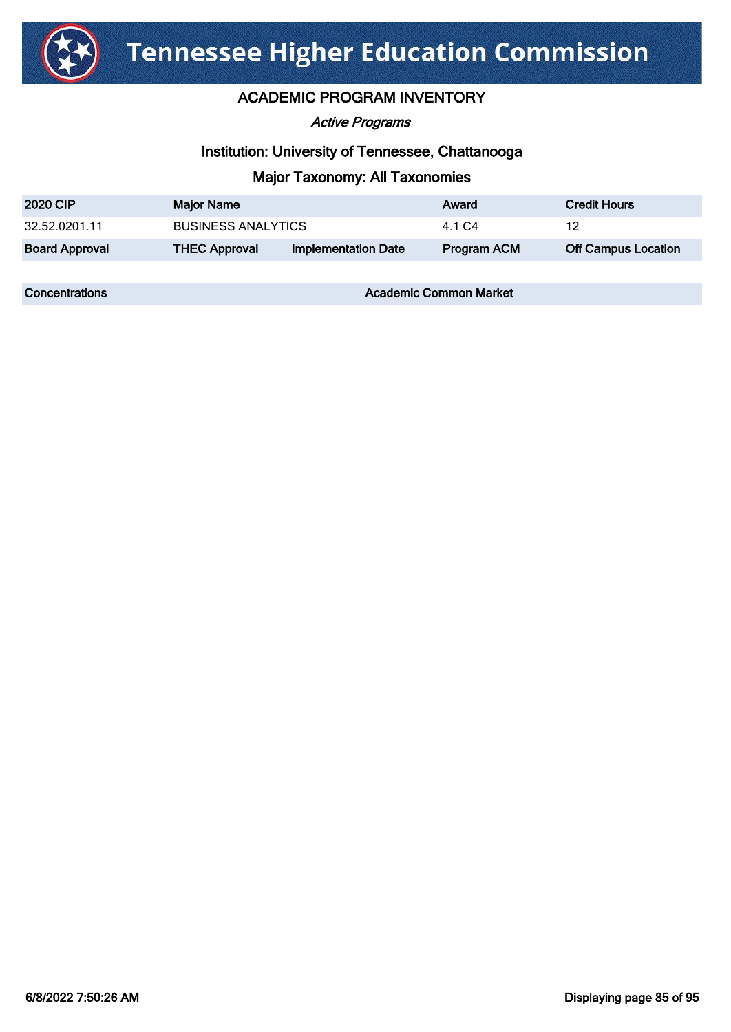# Tennessee Higher Education Commission

## ACADEMIC PROGRAM INVENTORY

*Active Programs*

### Institution: University of Tennessee, Chattanooga

### Major Taxonomy: All Taxonomies

| 2020 CIP | Major Name | | Award | Credit Hours |
|---|---|---|---|---|
| 32.52.0201.11 | BUSINESS ANALYTICS | | 4.1 C4 | 12 |
| **Board Approval** | **THEC Approval** | **Implementation Date** | **Program ACM** | **Off Campus Location** |

| Concentrations | Academic Common Market |
|---|---|

6/8/2022 7:50:26 AM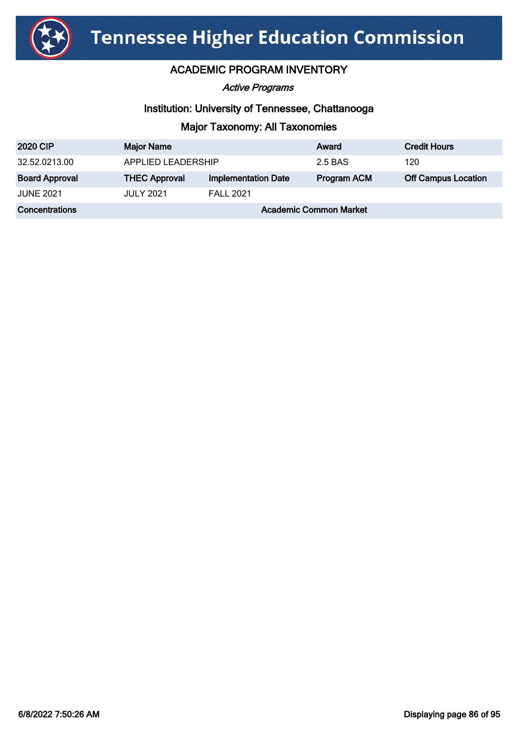# Tennessee Higher Education Commission

## ACADEMIC PROGRAM INVENTORY

*Active Programs*

### Institution: University of Tennessee, Chattanooga

### Major Taxonomy: All Taxonomies

| 2020 CIP | Major Name | | Award | Credit Hours |
|---|---|---|---|---|
| 32.52.0213.00 | APPLIED LEADERSHIP | | 2.5 BAS | 120 |
| **Board Approval** | **THEC Approval** | **Implementation Date** | **Program ACM** | **Off Campus Location** |
| JUNE 2021 | JULY 2021 | FALL 2021 | | |
| **Concentrations** | | **Academic Common Market** | | |

6/8/2022 7:50:26 AM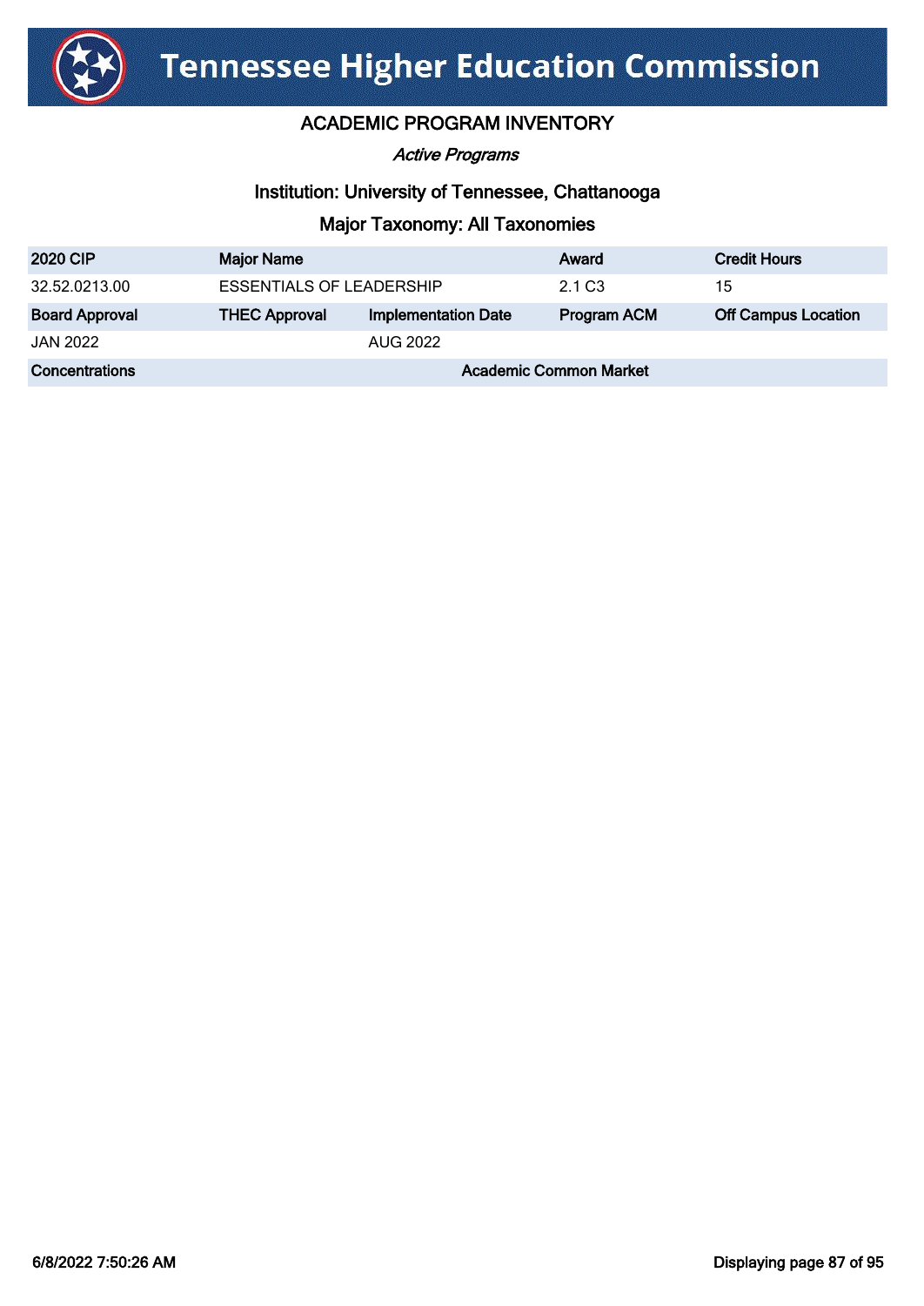# Tennessee Higher Education Commission

## ACADEMIC PROGRAM INVENTORY

*Active Programs*

### Institution: University of Tennessee, Chattanooga

### Major Taxonomy: All Taxonomies

| 2020 CIP | Major Name | | Award | Credit Hours |
|---|---|---|---|---|
| 32.52.0213.00 | ESSENTIALS OF LEADERSHIP | | 2.1 C3 | 15 |
| **Board Approval** | **THEC Approval** | **Implementation Date** | **Program ACM** | **Off Campus Location** |
| JAN 2022 | | AUG 2022 | | |
| **Concentrations** | | **Academic Common Market** | | |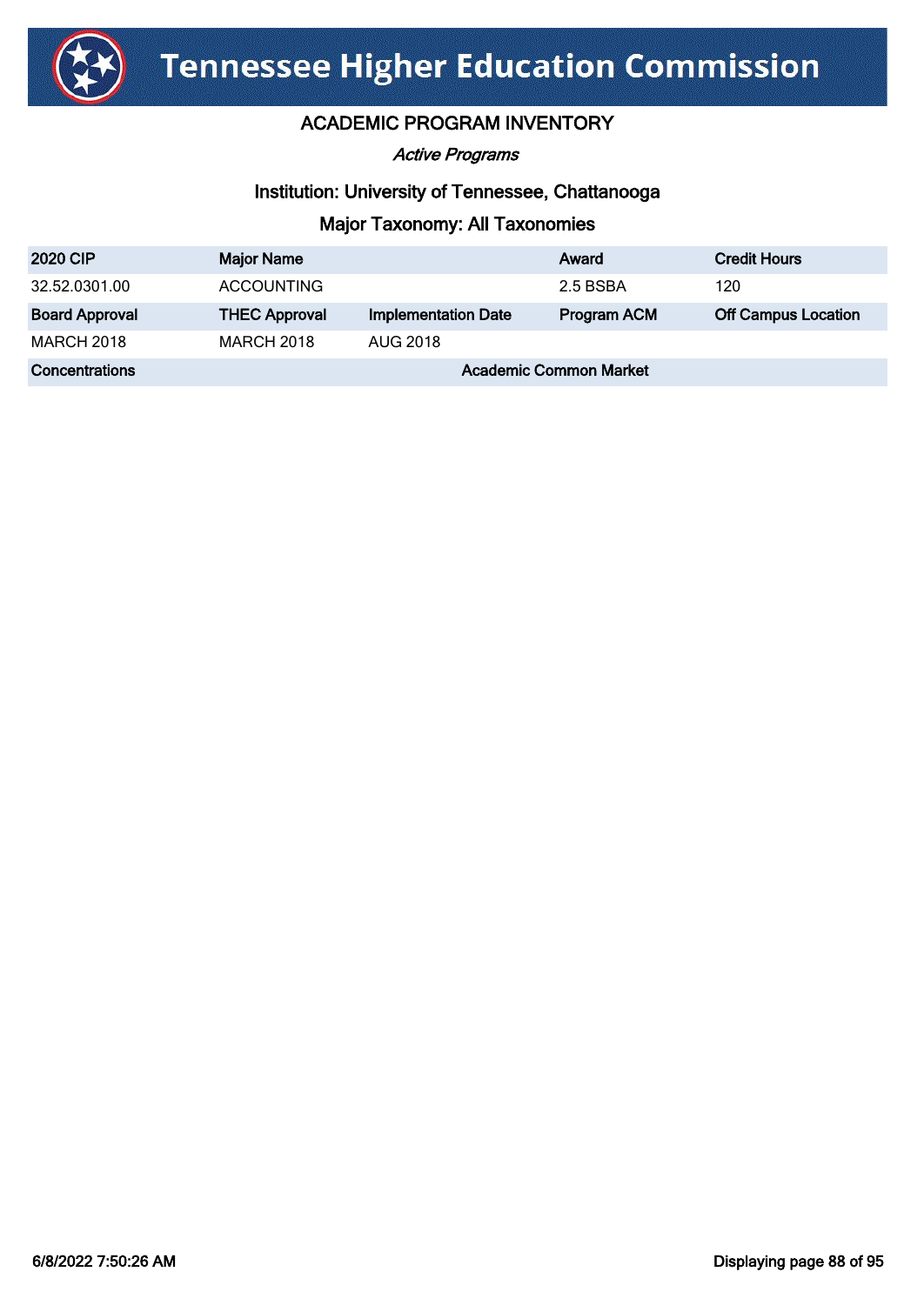# Tennessee Higher Education Commission

## ACADEMIC PROGRAM INVENTORY

*Active Programs*

### Institution: University of Tennessee, Chattanooga

### Major Taxonomy: All Taxonomies

| 2020 CIP | Major Name | | Award | Credit Hours |
|---|---|---|---|---|
| 32.52.0301.00 | ACCOUNTING | | 2.5 BSBA | 120 |
| **Board Approval** | **THEC Approval** | **Implementation Date** | **Program ACM** | **Off Campus Location** |
| MARCH 2018 | MARCH 2018 | AUG 2018 | | |
| **Concentrations** | | **Academic Common Market** | | |

6/8/2022 7:50:26 AM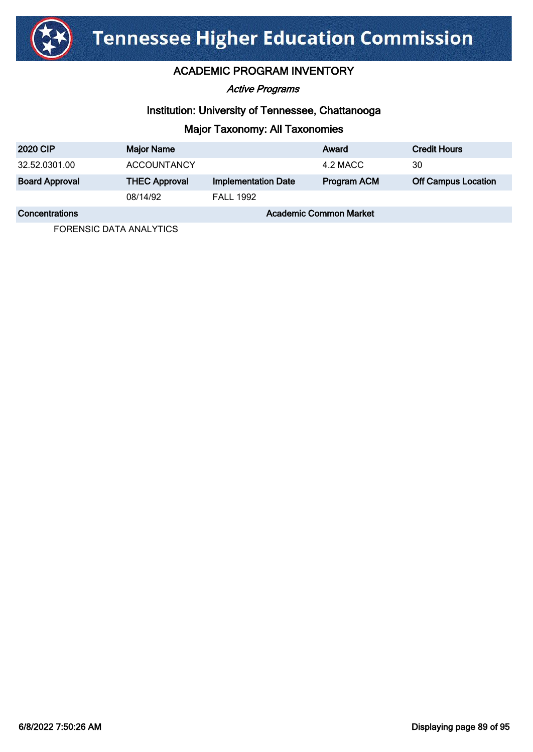# Tennessee Higher Education Commission

## ACADEMIC PROGRAM INVENTORY

*Active Programs*

### Institution: University of Tennessee, Chattanooga

### Major Taxonomy: All Taxonomies

| 2020 CIP | Major Name | | Award | Credit Hours |
|---|---|---|---|---|
| 32.52.0301.00 | ACCOUNTANCY | | 4.2 MACC | 30 |
| **Board Approval** | **THEC Approval** | **Implementation Date** | **Program ACM** | **Off Campus Location** |
| | 08/14/92 | FALL 1992 | | |
| **Concentrations** | | **Academic Common Market** | | |
| FORENSIC DATA ANALYTICS | | | | |

6/8/2022 7:50:26 AM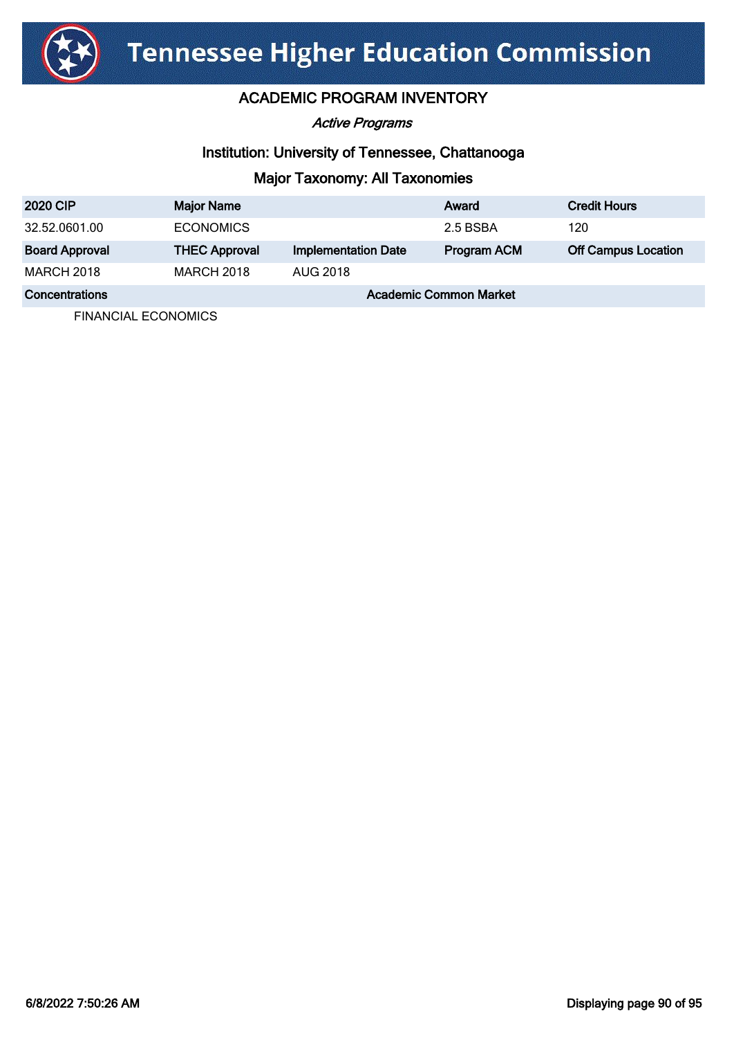# Tennessee Higher Education Commission

## ACADEMIC PROGRAM INVENTORY

*Active Programs*

### Institution: University of Tennessee, Chattanooga

### Major Taxonomy: All Taxonomies

| 2020 CIP | Major Name | | Award | Credit Hours |
|---|---|---|---|---|
| 32.52.0601.00 | ECONOMICS | | 2.5 BSBA | 120 |
| **Board Approval** | **THEC Approval** | **Implementation Date** | **Program ACM** | **Off Campus Location** |
| MARCH 2018 | MARCH 2018 | AUG 2018 | | |
| **Concentrations** | | **Academic Common Market** | | |
| FINANCIAL ECONOMICS | | | | |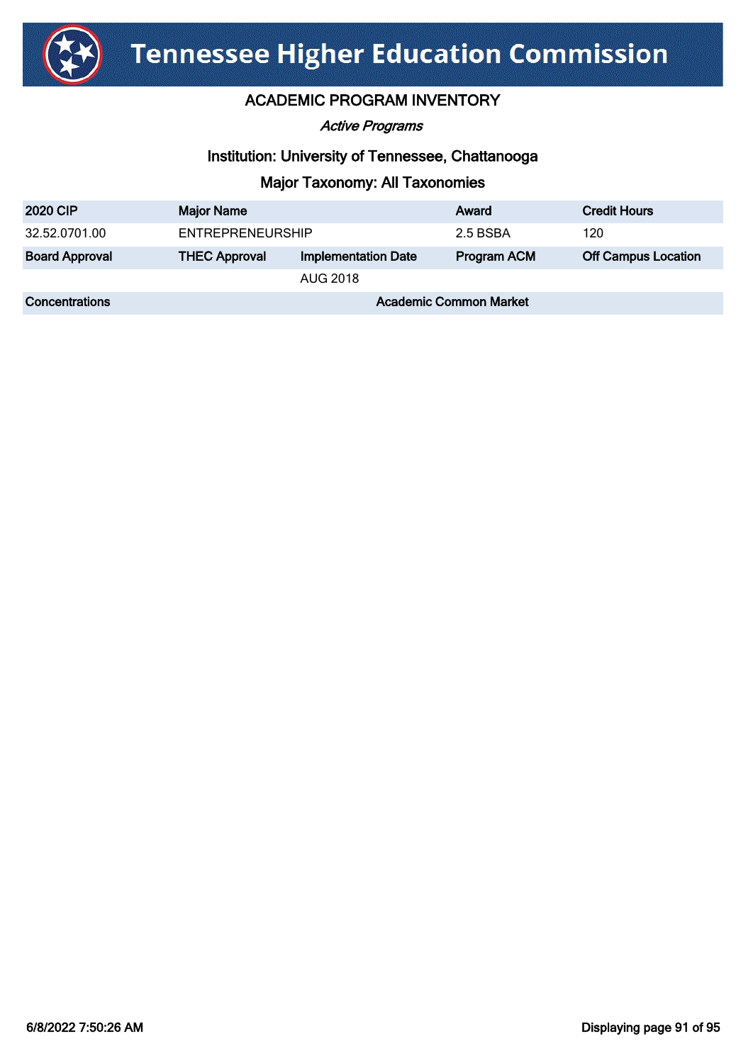# Tennessee Higher Education Commission

## ACADEMIC PROGRAM INVENTORY

*Active Programs*

### Institution: University of Tennessee, Chattanooga

### Major Taxonomy: All Taxonomies

| 2020 CIP | Major Name | | Award | Credit Hours |
|---|---|---|---|---|
| 32.52.0701.00 | ENTREPRENEURSHIP | | 2.5 BSBA | 120 |
| **Board Approval** | **THEC Approval** | **Implementation Date** | **Program ACM** | **Off Campus Location** |
| | | AUG 2018 | | |
| **Concentrations** | | | **Academic Common Market** | |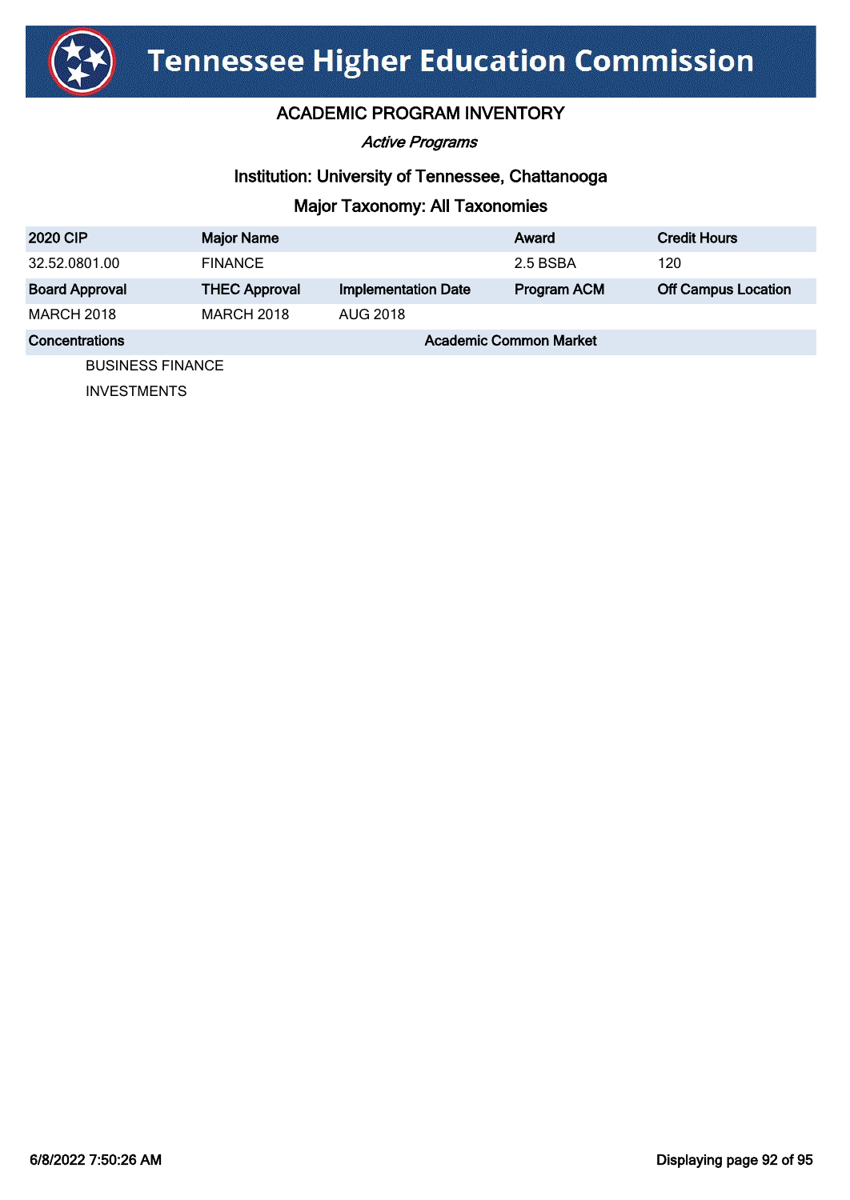# Tennessee Higher Education Commission

## ACADEMIC PROGRAM INVENTORY

*Active Programs*

### Institution: University of Tennessee, Chattanooga

### Major Taxonomy: All Taxonomies

| 2020 CIP | Major Name | | Award | Credit Hours |
|---|---|---|---|---|
| 32.52.0801.00 | FINANCE | | 2.5 BSBA | 120 |
| **Board Approval** | **THEC Approval** | **Implementation Date** | **Program ACM** | **Off Campus Location** |
| MARCH 2018 | MARCH 2018 | AUG 2018 | | |

| Concentrations | Academic Common Market |
|---|---|
| BUSINESS FINANCE | |
| INVESTMENTS | |

6/8/2022 7:50:26 AM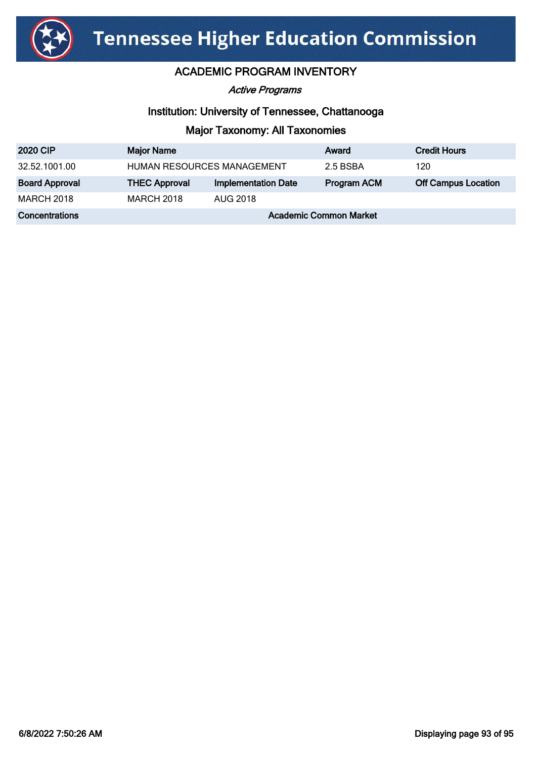# Tennessee Higher Education Commission

## ACADEMIC PROGRAM INVENTORY

*Active Programs*

### Institution: University of Tennessee, Chattanooga

### Major Taxonomy: All Taxonomies

| 2020 CIP | Major Name | | Award | Credit Hours |
|---|---|---|---|---|
| 32.52.1001.00 | HUMAN RESOURCES MANAGEMENT | | 2.5 BSBA | 120 |
| **Board Approval** | **THEC Approval** | **Implementation Date** | **Program ACM** | **Off Campus Location** |
| MARCH 2018 | MARCH 2018 | AUG 2018 | | |
| **Concentrations** | | **Academic Common Market** | | |

6/8/2022 7:50:26 AM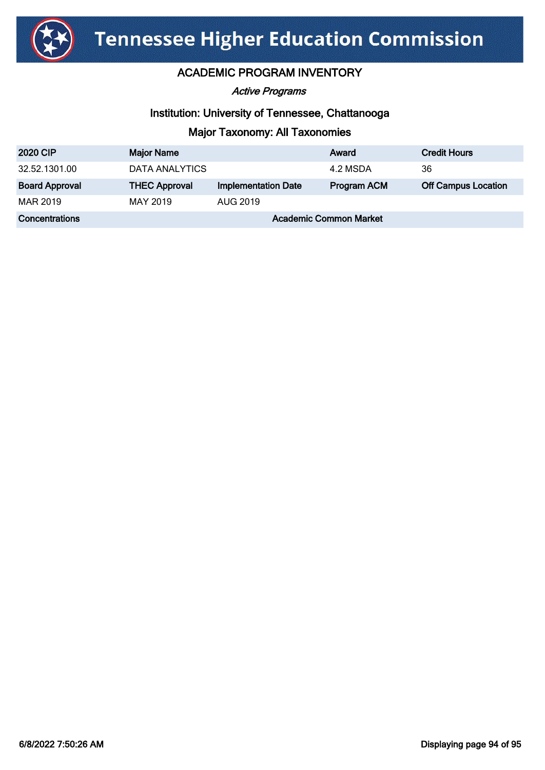# Tennessee Higher Education Commission

## ACADEMIC PROGRAM INVENTORY

*Active Programs*

### Institution: University of Tennessee, Chattanooga

### Major Taxonomy: All Taxonomies

| 2020 CIP | Major Name | | Award | Credit Hours |
|---|---|---|---|---|
| 32.52.1301.00 | DATA ANALYTICS | | 4.2 MSDA | 36 |
| **Board Approval** | **THEC Approval** | **Implementation Date** | **Program ACM** | **Off Campus Location** |
| MAR 2019 | MAY 2019 | AUG 2019 | | |
| **Concentrations** | | **Academic Common Market** | | |

6/8/2022 7:50:26 AM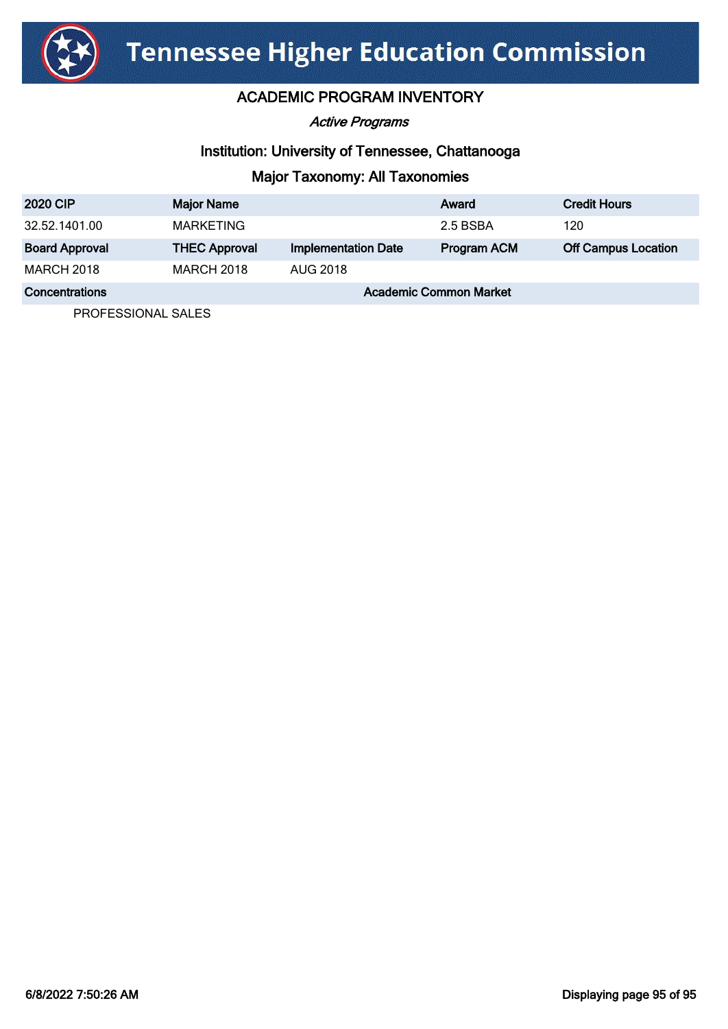# Tennessee Higher Education Commission

## ACADEMIC PROGRAM INVENTORY

*Active Programs*

### Institution: University of Tennessee, Chattanooga

### Major Taxonomy: All Taxonomies

| 2020 CIP | Major Name | | Award | Credit Hours |
|---|---|---|---|---|
| 32.52.1401.00 | MARKETING | | 2.5 BSBA | 120 |
| **Board Approval** | **THEC Approval** | **Implementation Date** | **Program ACM** | **Off Campus Location** |
| MARCH 2018 | MARCH 2018 | AUG 2018 | | |
| **Concentrations** | | **Academic Common Market** | | |
| PROFESSIONAL SALES | | | | |

6/8/2022 7:50:26 AM